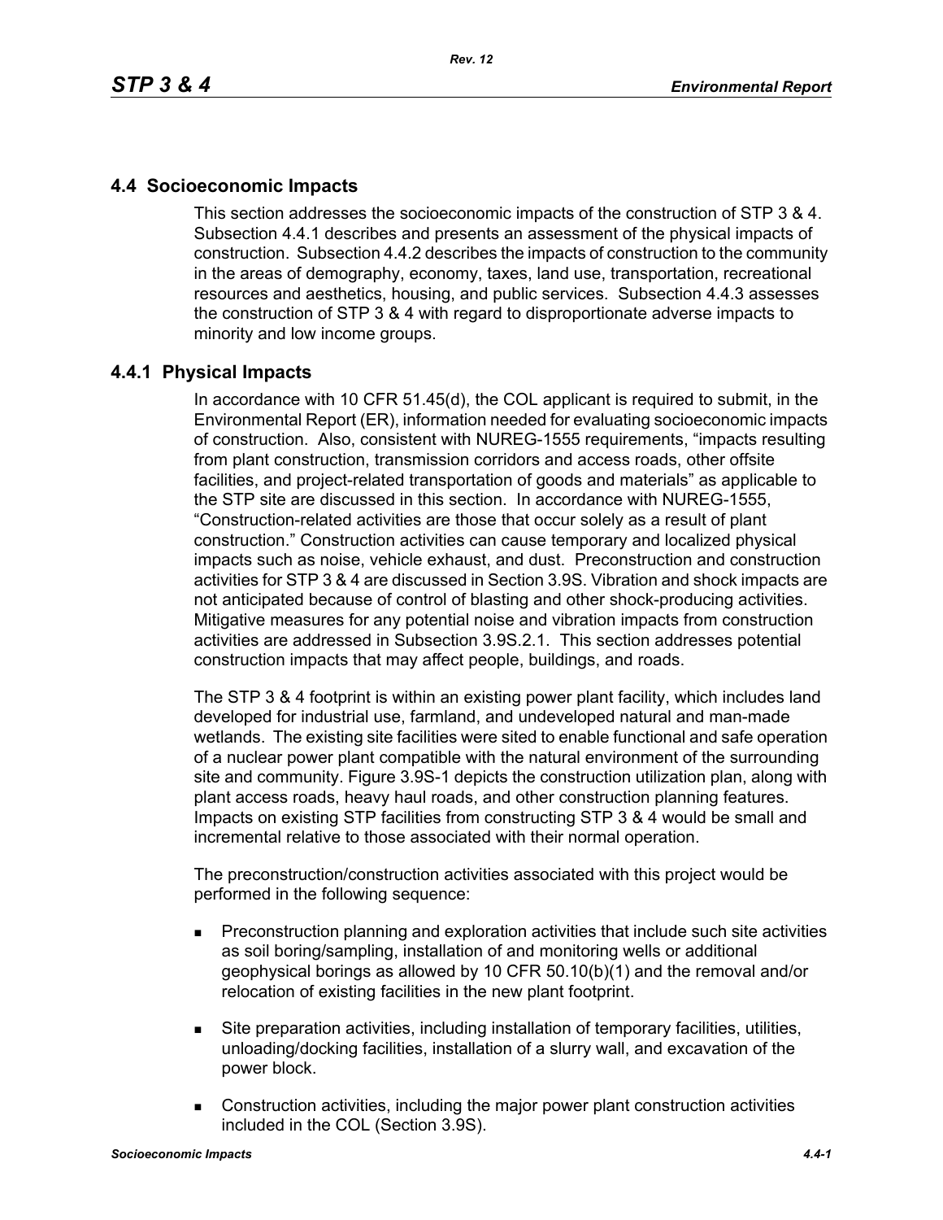## 4.4 Socioeconomic Impacts

This section addresses the socioeconomic impacts of the construction of STP 3 & 4. Subsection 4.4.1 describes and presents an assessment of the physical impacts of construction. Subsection 4.4.2 describes the impacts of construction to the community in the areas of demography, economy, taxes, land use, transportation, recreational resources and aesthetics, housing, and public services. Subsection 4.4.3 assesses the construction of STP 3 & 4 with regard to disproportionate adverse impacts to minority and low income groups.

### 4.4.1 Physical Impacts

In accordance with 10 CFR 51.45(d), the COL applicant is required to submit, in the Environmental Report (ER), information needed for evaluating socioeconomic impacts of construction. Also, consistent with NUREG-1555 requirements, "impacts resulting from plant construction, transmission corridors and access roads, other offsite facilities, and project-related transportation of goods and materials" as applicable to the STP site are discussed in this section. In accordance with NUREG-1555, "Construction-related activities are those that occur solely as a result of plant construction." Construction activities can cause temporary and localized physical impacts such as noise, vehicle exhaust, and dust. Preconstruction and construction activities for STP 3 & 4 are discussed in Section 3.9S. Vibration and shock impacts are not anticipated because of control of blasting and other shock-producing activities. Mitigative measures for any potential noise and vibration impacts from construction activities are addressed in Subsection 3.9S.2.1. This section addresses potential construction impacts that may affect people, buildings, and roads.

The STP 3 & 4 footprint is within an existing power plant facility, which includes land developed for industrial use, farmland, and undeveloped natural and man-made wetlands. The existing site facilities were sited to enable functional and safe operation of a nuclear power plant compatible with the natural environment of the surrounding site and community. Figure 3.9S-1 depicts the construction utilization plan, along with plant access roads, heavy haul roads, and other construction planning features. Impacts on existing STP facilities from constructing STP 3 & 4 would be small and incremental relative to those associated with their normal operation.

The preconstruction/construction activities associated with this project would be performed in the following sequence:

- Preconstruction planning and exploration activities that include such site activities as soil boring/sampling, installation of and monitoring wells or additional geophysical borings as allowed by 10 CFR 50.10(b)(1) and the removal and/or relocation of existing facilities in the new plant footprint.
- Site preparation activities, including installation of temporary facilities, utilities, unloading/docking facilities, installation of a slurry wall, and excavation of the power block.
- Construction activities, including the major power plant construction activities included in the COL (Section 3.9S).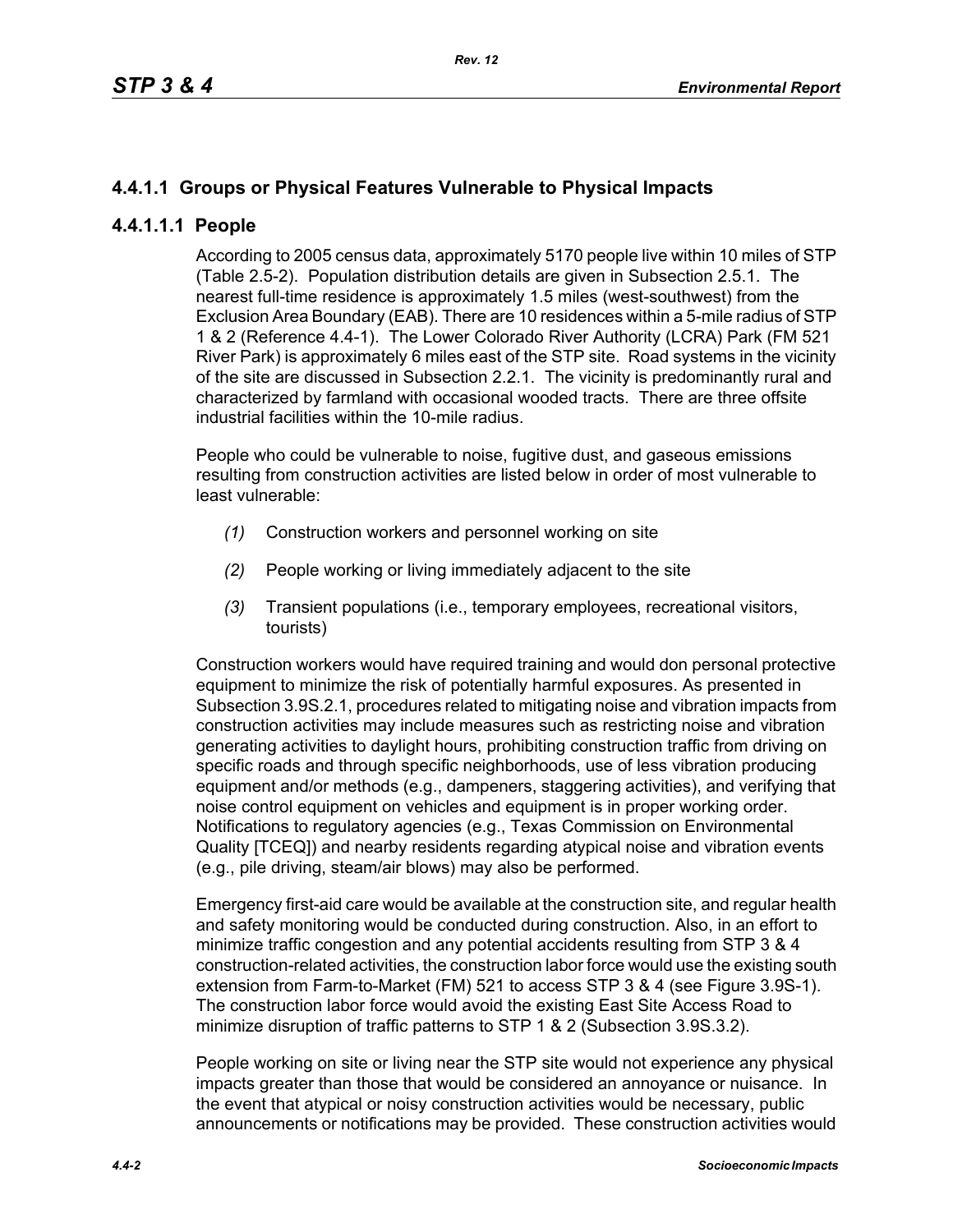## 4.4.1.1 Groups or Physical Features Vulnerable to Physical Impacts

### 4.4.1.1.1 People

According to 2005 census data, approximately 5170 people live within 10 miles of STP (Table 2.5-2). Population distribution details are given in Subsection 2.5.1. The nearest full-time residence is approximately 1.5 miles (west-southwest) from the Exclusion Area Boundary (EAB). There are 10 residences within a 5-mile radius of STP 1 & 2 (Reference 4.4-1). The Lower Colorado River Authority (LCRA) Park (FM 521 River Park) is approximately 6 miles east of the STP site. Road systems in the vicinity of the site are discussed in Subsection 2.2.1. The vicinity is predominantly rural and characterized by farmland with occasional wooded tracts. There are three offsite industrial facilities within the 10-mile radius.

People who could be vulnerable to noise, fugitive dust, and gaseous emissions resulting from construction activities are listed below in order of most vulnerable to least vulnerable:

*(1)* Construction workers and personnel working on site

*(2)* People working or living immediately adjacent to the site

*(3)* Transient populations (i.e., temporary employees, recreational visitors, tourists)

Construction workers would have required training and would don personal protective equipment to minimize the risk of potentially harmful exposures. As presented in Subsection 3.9S.2.1, procedures related to mitigating noise and vibration impacts from construction activities may include measures such as restricting noise and vibration generating activities to daylight hours, prohibiting construction traffic from driving on specific roads and through specific neighborhoods, use of less vibration producing equipment and/or methods (e.g., dampeners, staggering activities), and verifying that noise control equipment on vehicles and equipment is in proper working order. Notifications to regulatory agencies (e.g., Texas Commission on Environmental Quality [TCEQ]) and nearby residents regarding atypical noise and vibration events (e.g., pile driving, steam/air blows) may also be performed.

Emergency first-aid care would be available at the construction site, and regular health and safety monitoring would be conducted during construction. Also, in an effort to minimize traffic congestion and any potential accidents resulting from STP 3 & 4 construction-related activities, the construction labor force would use the existing south extension from Farm-to-Market (FM) 521 to access STP 3 & 4 (see Figure 3.9S-1). The construction labor force would avoid the existing East Site Access Road to minimize disruption of traffic patterns to STP 1 & 2 (Subsection 3.9S.3.2).

People working on site or living near the STP site would not experience any physical impacts greater than those that would be considered an annoyance or nuisance. In the event that atypical or noisy construction activities would be necessary, public announcements or notifications may be provided. These construction activities would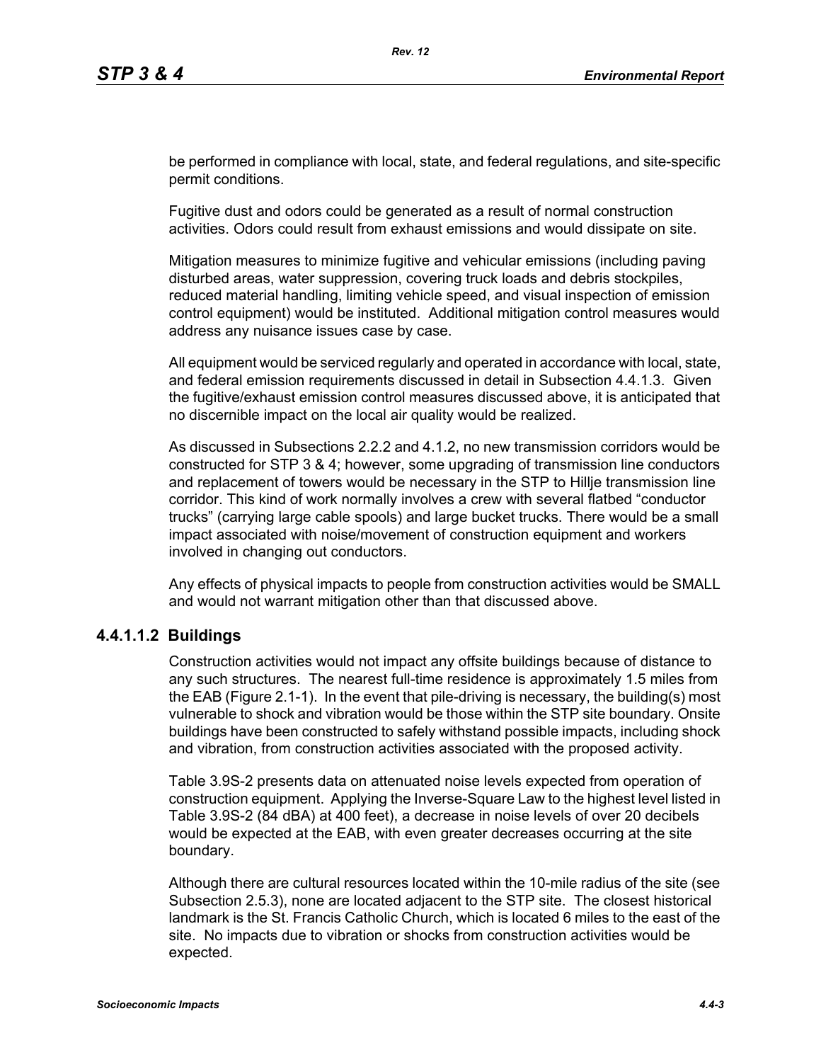be performed in compliance with local, state, and federal regulations, and site-specific permit conditions.

Fugitive dust and odors could be generated as a result of normal construction activities. Odors could result from exhaust emissions and would dissipate on site.

Mitigation measures to minimize fugitive and vehicular emissions (including paving disturbed areas, water suppression, covering truck loads and debris stockpiles, reduced material handling, limiting vehicle speed, and visual inspection of emission control equipment) would be instituted. Additional mitigation control measures would address any nuisance issues case by case.

All equipment would be serviced regularly and operated in accordance with local, state, and federal emission requirements discussed in detail in Subsection 4.4.1.3. Given the fugitive/exhaust emission control measures discussed above, it is anticipated that no discernible impact on the local air quality would be realized.

As discussed in Subsections 2.2.2 and 4.1.2, no new transmission corridors would be constructed for STP 3 & 4; however, some upgrading of transmission line conductors and replacement of towers would be necessary in the STP to Hillje transmission line corridor. This kind of work normally involves a crew with several flatbed "conductor trucks" (carrying large cable spools) and large bucket trucks. There would be a small impact associated with noise/movement of construction equipment and workers involved in changing out conductors.

Any effects of physical impacts to people from construction activities would be SMALL and would not warrant mitigation other than that discussed above.

#### 4.4.1.1.2 Buildings

Construction activities would not impact any offsite buildings because of distance to any such structures. The nearest full-time residence is approximately 1.5 miles from the EAB (Figure 2.1-1). In the event that pile-driving is necessary, the building(s) most vulnerable to shock and vibration would be those within the STP site boundary. Onsite buildings have been constructed to safely withstand possible impacts, including shock and vibration, from construction activities associated with the proposed activity.

Table 3.9S-2 presents data on attenuated noise levels expected from operation of construction equipment. Applying the Inverse-Square Law to the highest level listed in Table 3.9S-2 (84 dBA) at 400 feet), a decrease in noise levels of over 20 decibels would be expected at the EAB, with even greater decreases occurring at the site boundary.

Although there are cultural resources located within the 10-mile radius of the site (see Subsection 2.5.3), none are located adjacent to the STP site. The closest historical landmark is the St. Francis Catholic Church, which is located 6 miles to the east of the site. No impacts due to vibration or shocks from construction activities would be expected.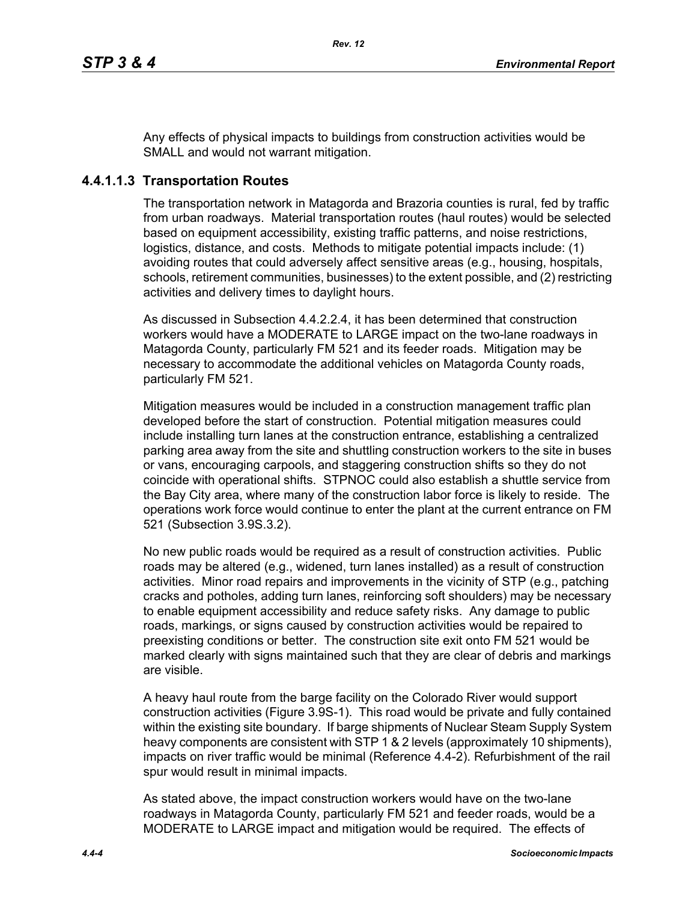Any effects of physical impacts to buildings from construction activities would be SMALL and would not warrant mitigation.

### 4.4.1.1.3 Transportation Routes

The transportation network in Matagorda and Brazoria counties is rural, fed by traffic from urban roadways. Material transportation routes (haul routes) would be selected based on equipment accessibility, existing traffic patterns, and noise restrictions, logistics, distance, and costs. Methods to mitigate potential impacts include: (1) avoiding routes that could adversely affect sensitive areas (e.g., housing, hospitals, schools, retirement communities, businesses) to the extent possible, and (2) restricting activities and delivery times to daylight hours.

As discussed in Subsection 4.4.2.2.4, it has been determined that construction workers would have a MODERATE to LARGE impact on the two-lane roadways in Matagorda County, particularly FM 521 and its feeder roads. Mitigation may be necessary to accommodate the additional vehicles on Matagorda County roads, particularly FM 521.

Mitigation measures would be included in a construction management traffic plan developed before the start of construction. Potential mitigation measures could include installing turn lanes at the construction entrance, establishing a centralized parking area away from the site and shuttling construction workers to the site in buses or vans, encouraging carpools, and staggering construction shifts so they do not coincide with operational shifts. STPNOC could also establish a shuttle service from the Bay City area, where many of the construction labor force is likely to reside. The operations work force would continue to enter the plant at the current entrance on FM 521 (Subsection 3.9S.3.2).

No new public roads would be required as a result of construction activities. Public roads may be altered (e.g., widened, turn lanes installed) as a result of construction activities. Minor road repairs and improvements in the vicinity of STP (e.g., patching cracks and potholes, adding turn lanes, reinforcing soft shoulders) may be necessary to enable equipment accessibility and reduce safety risks. Any damage to public roads, markings, or signs caused by construction activities would be repaired to preexisting conditions or better. The construction site exit onto FM 521 would be marked clearly with signs maintained such that they are clear of debris and markings are visible.

A heavy haul route from the barge facility on the Colorado River would support construction activities (Figure 3.9S-1). This road would be private and fully contained within the existing site boundary. If barge shipments of Nuclear Steam Supply System heavy components are consistent with STP 1 & 2 levels (approximately 10 shipments), impacts on river traffic would be minimal (Reference 4.4-2). Refurbishment of the rail spur would result in minimal impacts.

As stated above, the impact construction workers would have on the two-lane roadways in Matagorda County, particularly FM 521 and feeder roads, would be a MODERATE to LARGE impact and mitigation would be required. The effects of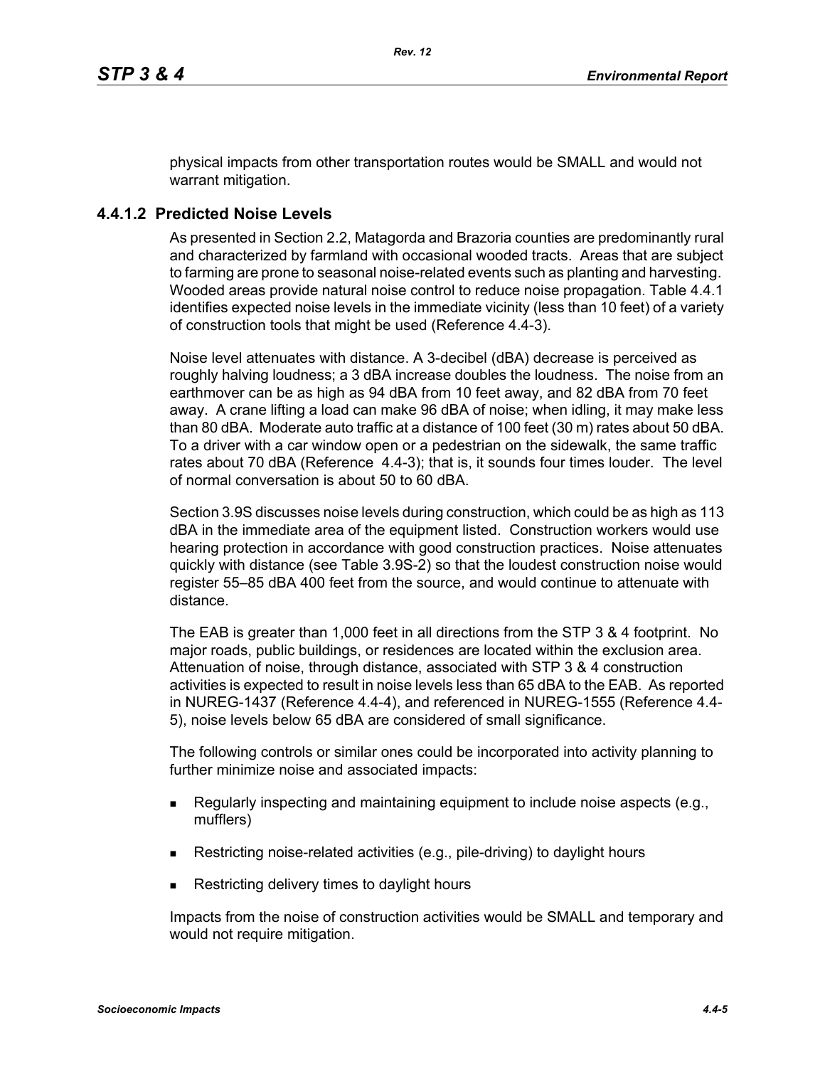physical impacts from other transportation routes would be SMALL and would not warrant mitigation.

### 4.4.1.2 Predicted Noise Levels

As presented in Section 2.2, Matagorda and Brazoria counties are predominantly rural and characterized by farmland with occasional wooded tracts. Areas that are subject to farming are prone to seasonal noise-related events such as planting and harvesting. Wooded areas provide natural noise control to reduce noise propagation. Table 4.4.1 identifies expected noise levels in the immediate vicinity (less than 10 feet) of a variety of construction tools that might be used (Reference 4.4-3).

Noise level attenuates with distance. A 3-decibel (dBA) decrease is perceived as roughly halving loudness; a 3 dBA increase doubles the loudness. The noise from an earthmover can be as high as 94 dBA from 10 feet away, and 82 dBA from 70 feet away. A crane lifting a load can make 96 dBA of noise; when idling, it may make less than 80 dBA. Moderate auto traffic at a distance of 100 feet (30 m) rates about 50 dBA. To a driver with a car window open or a pedestrian on the sidewalk, the same traffic rates about 70 dBA (Reference 4.4-3); that is, it sounds four times louder. The level of normal conversation is about 50 to 60 dBA.

Section 3.9S discusses noise levels during construction, which could be as high as 113 dBA in the immediate area of the equipment listed. Construction workers would use hearing protection in accordance with good construction practices. Noise attenuates quickly with distance (see Table 3.9S-2) so that the loudest construction noise would register 55–85 dBA 400 feet from the source, and would continue to attenuate with distance.

The EAB is greater than 1,000 feet in all directions from the STP 3 & 4 footprint. No major roads, public buildings, or residences are located within the exclusion area. Attenuation of noise, through distance, associated with STP 3 & 4 construction activities is expected to result in noise levels less than 65 dBA to the EAB. As reported in NUREG-1437 (Reference 4.4-4), and referenced in NUREG-1555 (Reference 4.4-5), noise levels below 65 dBA are considered of small significance.

The following controls or similar ones could be incorporated into activity planning to further minimize noise and associated impacts:

- Regularly inspecting and maintaining equipment to include noise aspects (e.g., mufflers)
- Restricting noise-related activities (e.g., pile-driving) to daylight hours
- Restricting delivery times to daylight hours

Impacts from the noise of construction activities would be SMALL and temporary and would not require mitigation.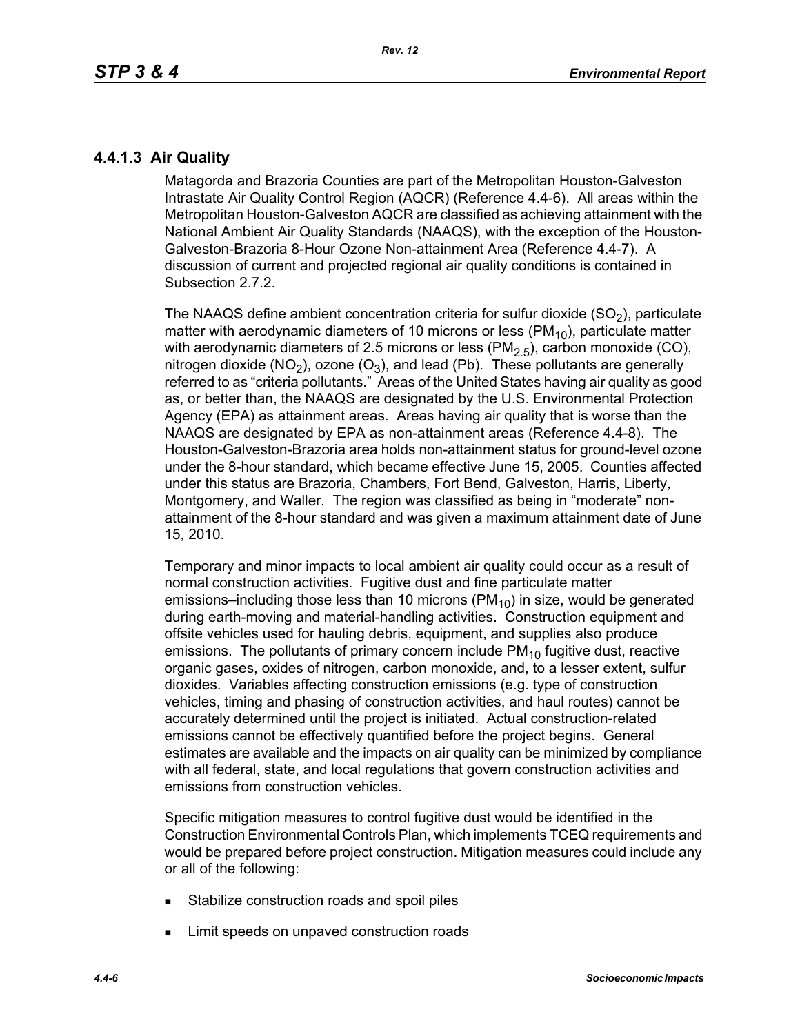### 4.4.1.3 Air Quality

Matagorda and Brazoria Counties are part of the Metropolitan Houston-Galveston Intrastate Air Quality Control Region (AQCR) (Reference 4.4-6). All areas within the Metropolitan Houston-Galveston AQCR are classified as achieving attainment with the National Ambient Air Quality Standards (NAAQS), with the exception of the Houston-Galveston-Brazoria 8-Hour Ozone Non-attainment Area (Reference 4.4-7). A discussion of current and projected regional air quality conditions is contained in Subsection 2.7.2.

The NAAQS define ambient concentration criteria for sulfur dioxide ($SO_2$), particulate matter with aerodynamic diameters of 10 microns or less ($PM_{10}$), particulate matter with aerodynamic diameters of 2.5 microns or less ($PM_{2.5}$), carbon monoxide (CO), nitrogen dioxide ($NO_2$), ozone ($O_3$), and lead (Pb). These pollutants are generally referred to as "criteria pollutants." Areas of the United States having air quality as good as, or better than, the NAAQS are designated by the U.S. Environmental Protection Agency (EPA) as attainment areas. Areas having air quality that is worse than the NAAQS are designated by EPA as non-attainment areas (Reference 4.4-8). The Houston-Galveston-Brazoria area holds non-attainment status for ground-level ozone under the 8-hour standard, which became effective June 15, 2005. Counties affected under this status are Brazoria, Chambers, Fort Bend, Galveston, Harris, Liberty, Montgomery, and Waller. The region was classified as being in "moderate" non-attainment of the 8-hour standard and was given a maximum attainment date of June 15, 2010.

Temporary and minor impacts to local ambient air quality could occur as a result of normal construction activities. Fugitive dust and fine particulate matter emissions–including those less than 10 microns ($PM_{10}$) in size, would be generated during earth-moving and material-handling activities. Construction equipment and offsite vehicles used for hauling debris, equipment, and supplies also produce emissions. The pollutants of primary concern include $PM_{10}$ fugitive dust, reactive organic gases, oxides of nitrogen, carbon monoxide, and, to a lesser extent, sulfur dioxides. Variables affecting construction emissions (e.g. type of construction vehicles, timing and phasing of construction activities, and haul routes) cannot be accurately determined until the project is initiated. Actual construction-related emissions cannot be effectively quantified before the project begins. General estimates are available and the impacts on air quality can be minimized by compliance with all federal, state, and local regulations that govern construction activities and emissions from construction vehicles.

Specific mitigation measures to control fugitive dust would be identified in the Construction Environmental Controls Plan, which implements TCEQ requirements and would be prepared before project construction. Mitigation measures could include any or all of the following:

- Stabilize construction roads and spoil piles
- Limit speeds on unpaved construction roads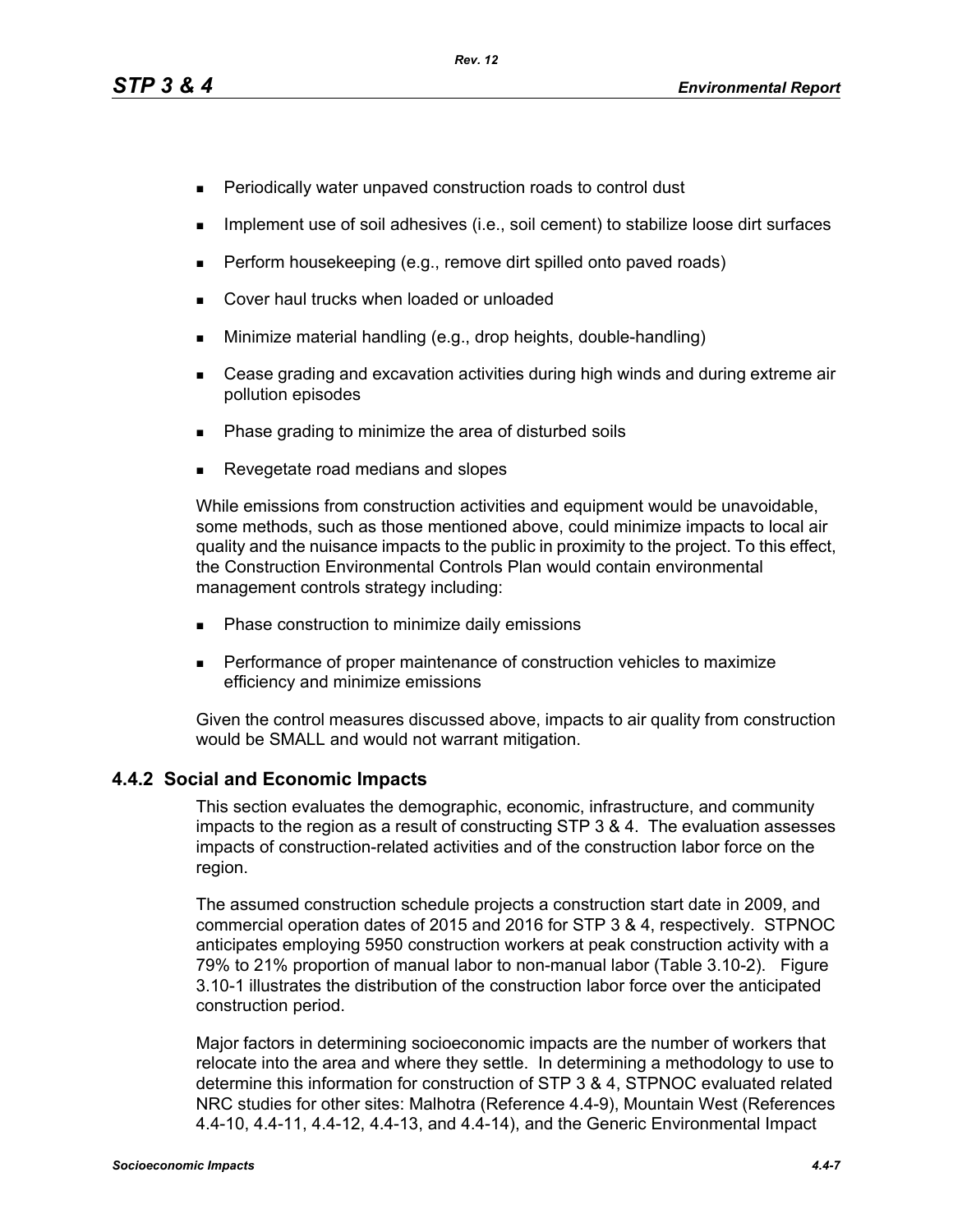- Periodically water unpaved construction roads to control dust
- Implement use of soil adhesives (i.e., soil cement) to stabilize loose dirt surfaces
- Perform housekeeping (e.g., remove dirt spilled onto paved roads)
- Cover haul trucks when loaded or unloaded
- Minimize material handling (e.g., drop heights, double-handling)
- Cease grading and excavation activities during high winds and during extreme air pollution episodes
- Phase grading to minimize the area of disturbed soils
- Revegetate road medians and slopes

While emissions from construction activities and equipment would be unavoidable, some methods, such as those mentioned above, could minimize impacts to local air quality and the nuisance impacts to the public in proximity to the project. To this effect, the Construction Environmental Controls Plan would contain environmental management controls strategy including:

- Phase construction to minimize daily emissions
- Performance of proper maintenance of construction vehicles to maximize efficiency and minimize emissions

Given the control measures discussed above, impacts to air quality from construction would be SMALL and would not warrant mitigation.

### 4.4.2 Social and Economic Impacts

This section evaluates the demographic, economic, infrastructure, and community impacts to the region as a result of constructing STP 3 & 4. The evaluation assesses impacts of construction-related activities and of the construction labor force on the region.

The assumed construction schedule projects a construction start date in 2009, and commercial operation dates of 2015 and 2016 for STP 3 & 4, respectively. STPNOC anticipates employing 5950 construction workers at peak construction activity with a 79% to 21% proportion of manual labor to non-manual labor (Table 3.10-2). Figure 3.10-1 illustrates the distribution of the construction labor force over the anticipated construction period.

Major factors in determining socioeconomic impacts are the number of workers that relocate into the area and where they settle. In determining a methodology to use to determine this information for construction of STP 3 & 4, STPNOC evaluated related NRC studies for other sites: Malhotra (Reference 4.4-9), Mountain West (References 4.4-10, 4.4-11, 4.4-12, 4.4-13, and 4.4-14), and the Generic Environmental Impact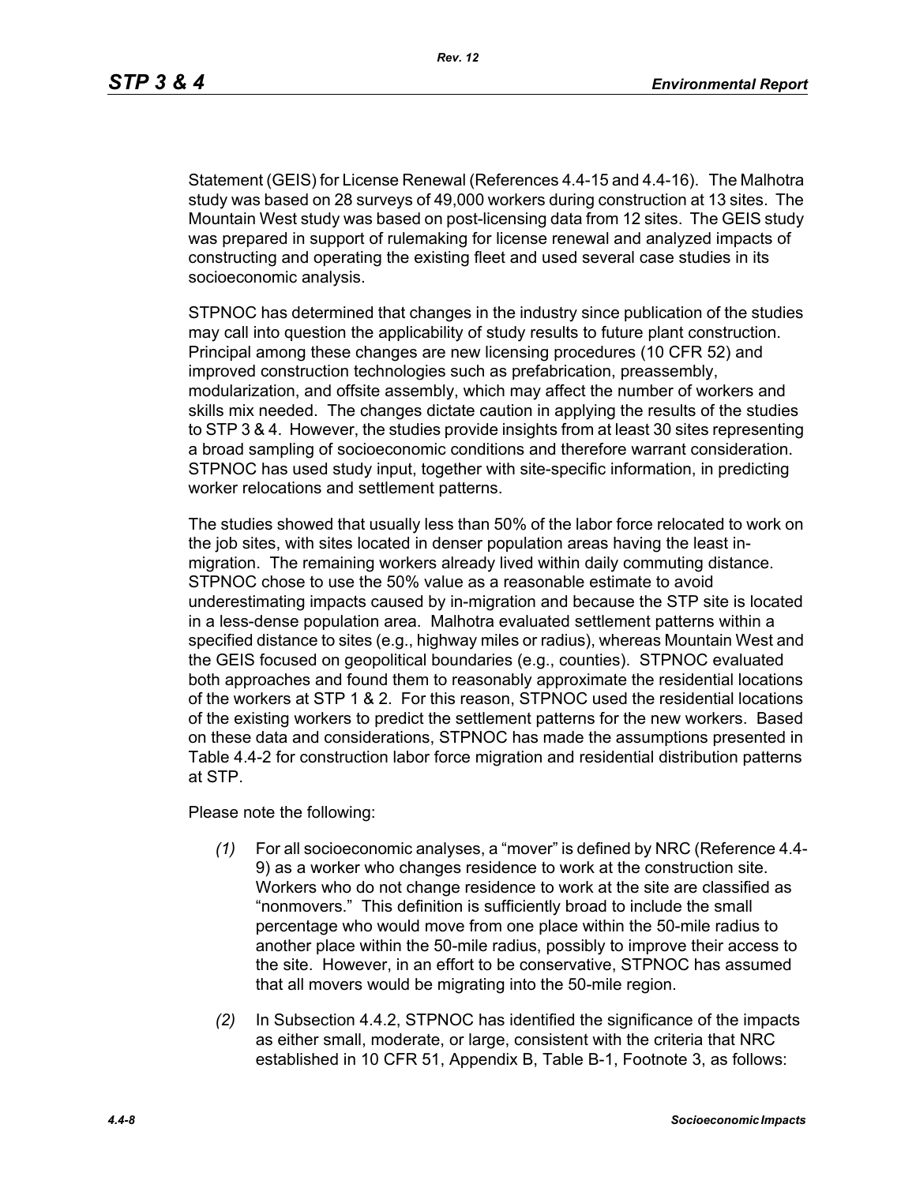Statement (GEIS) for License Renewal (References 4.4-15 and 4.4-16). The Malhotra study was based on 28 surveys of 49,000 workers during construction at 13 sites. The Mountain West study was based on post-licensing data from 12 sites. The GEIS study was prepared in support of rulemaking for license renewal and analyzed impacts of constructing and operating the existing fleet and used several case studies in its socioeconomic analysis.

STPNOC has determined that changes in the industry since publication of the studies may call into question the applicability of study results to future plant construction. Principal among these changes are new licensing procedures (10 CFR 52) and improved construction technologies such as prefabrication, preassembly, modularization, and offsite assembly, which may affect the number of workers and skills mix needed. The changes dictate caution in applying the results of the studies to STP 3 & 4. However, the studies provide insights from at least 30 sites representing a broad sampling of socioeconomic conditions and therefore warrant consideration. STPNOC has used study input, together with site-specific information, in predicting worker relocations and settlement patterns.

The studies showed that usually less than 50% of the labor force relocated to work on the job sites, with sites located in denser population areas having the least in-migration. The remaining workers already lived within daily commuting distance. STPNOC chose to use the 50% value as a reasonable estimate to avoid underestimating impacts caused by in-migration and because the STP site is located in a less-dense population area. Malhotra evaluated settlement patterns within a specified distance to sites (e.g., highway miles or radius), whereas Mountain West and the GEIS focused on geopolitical boundaries (e.g., counties). STPNOC evaluated both approaches and found them to reasonably approximate the residential locations of the workers at STP 1 & 2. For this reason, STPNOC used the residential locations of the existing workers to predict the settlement patterns for the new workers. Based on these data and considerations, STPNOC has made the assumptions presented in Table 4.4-2 for construction labor force migration and residential distribution patterns at STP.

Please note the following:

*(1)* For all socioeconomic analyses, a "mover" is defined by NRC (Reference 4.4-9) as a worker who changes residence to work at the construction site. Workers who do not change residence to work at the site are classified as "nonmovers." This definition is sufficiently broad to include the small percentage who would move from one place within the 50-mile radius to another place within the 50-mile radius, possibly to improve their access to the site. However, in an effort to be conservative, STPNOC has assumed that all movers would be migrating into the 50-mile region.

*(2)* In Subsection 4.4.2, STPNOC has identified the significance of the impacts as either small, moderate, or large, consistent with the criteria that NRC established in 10 CFR 51, Appendix B, Table B-1, Footnote 3, as follows: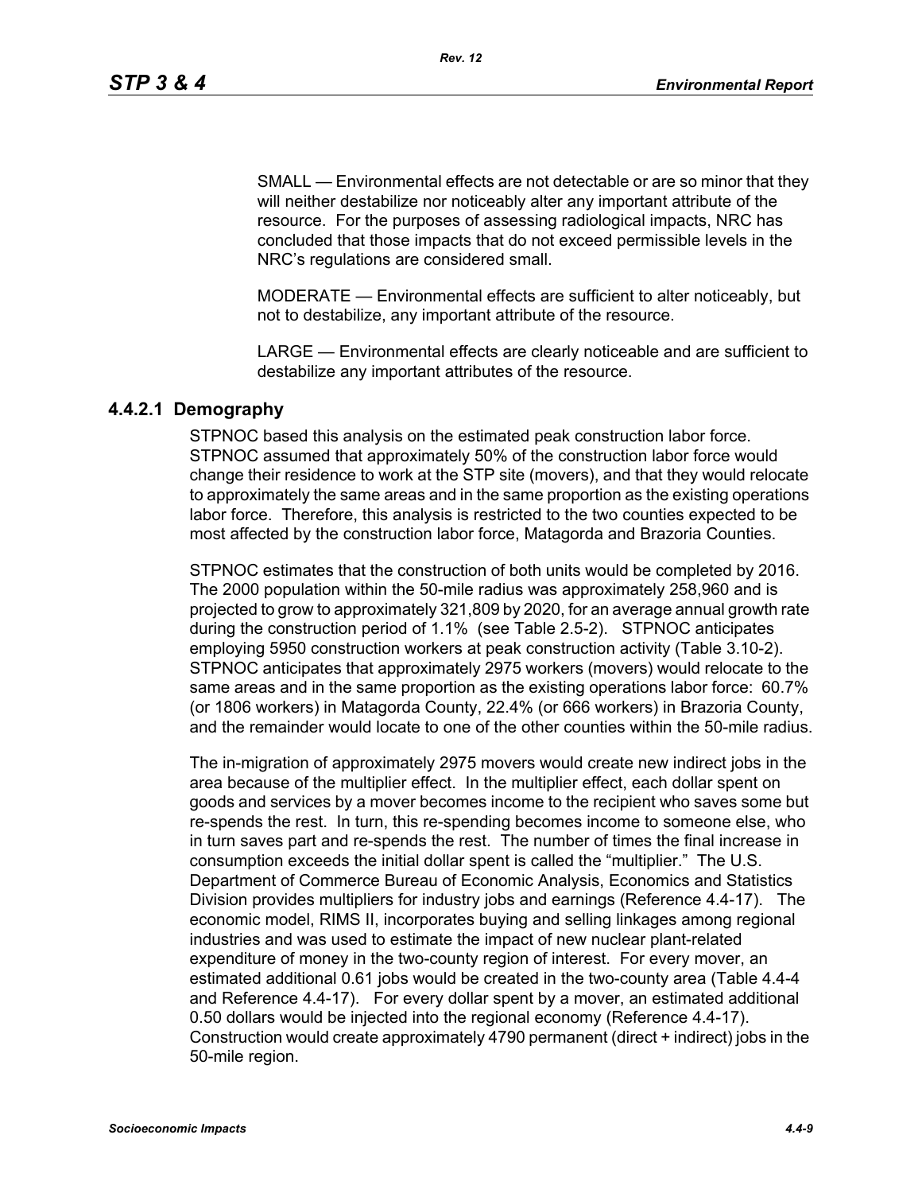SMALL — Environmental effects are not detectable or are so minor that they will neither destabilize nor noticeably alter any important attribute of the resource. For the purposes of assessing radiological impacts, NRC has concluded that those impacts that do not exceed permissible levels in the NRC's regulations are considered small.

MODERATE — Environmental effects are sufficient to alter noticeably, but not to destabilize, any important attribute of the resource.

LARGE — Environmental effects are clearly noticeable and are sufficient to destabilize any important attributes of the resource.

### 4.4.2.1 Demography

STPNOC based this analysis on the estimated peak construction labor force. STPNOC assumed that approximately 50% of the construction labor force would change their residence to work at the STP site (movers), and that they would relocate to approximately the same areas and in the same proportion as the existing operations labor force. Therefore, this analysis is restricted to the two counties expected to be most affected by the construction labor force, Matagorda and Brazoria Counties.

STPNOC estimates that the construction of both units would be completed by 2016. The 2000 population within the 50-mile radius was approximately 258,960 and is projected to grow to approximately 321,809 by 2020, for an average annual growth rate during the construction period of 1.1% (see Table 2.5-2). STPNOC anticipates employing 5950 construction workers at peak construction activity (Table 3.10-2). STPNOC anticipates that approximately 2975 workers (movers) would relocate to the same areas and in the same proportion as the existing operations labor force: 60.7% (or 1806 workers) in Matagorda County, 22.4% (or 666 workers) in Brazoria County, and the remainder would locate to one of the other counties within the 50-mile radius.

The in-migration of approximately 2975 movers would create new indirect jobs in the area because of the multiplier effect. In the multiplier effect, each dollar spent on goods and services by a mover becomes income to the recipient who saves some but re-spends the rest. In turn, this re-spending becomes income to someone else, who in turn saves part and re-spends the rest. The number of times the final increase in consumption exceeds the initial dollar spent is called the "multiplier." The U.S. Department of Commerce Bureau of Economic Analysis, Economics and Statistics Division provides multipliers for industry jobs and earnings (Reference 4.4-17). The economic model, RIMS II, incorporates buying and selling linkages among regional industries and was used to estimate the impact of new nuclear plant-related expenditure of money in the two-county region of interest. For every mover, an estimated additional 0.61 jobs would be created in the two-county area (Table 4.4-4 and Reference 4.4-17). For every dollar spent by a mover, an estimated additional 0.50 dollars would be injected into the regional economy (Reference 4.4-17). Construction would create approximately 4790 permanent (direct + indirect) jobs in the 50-mile region.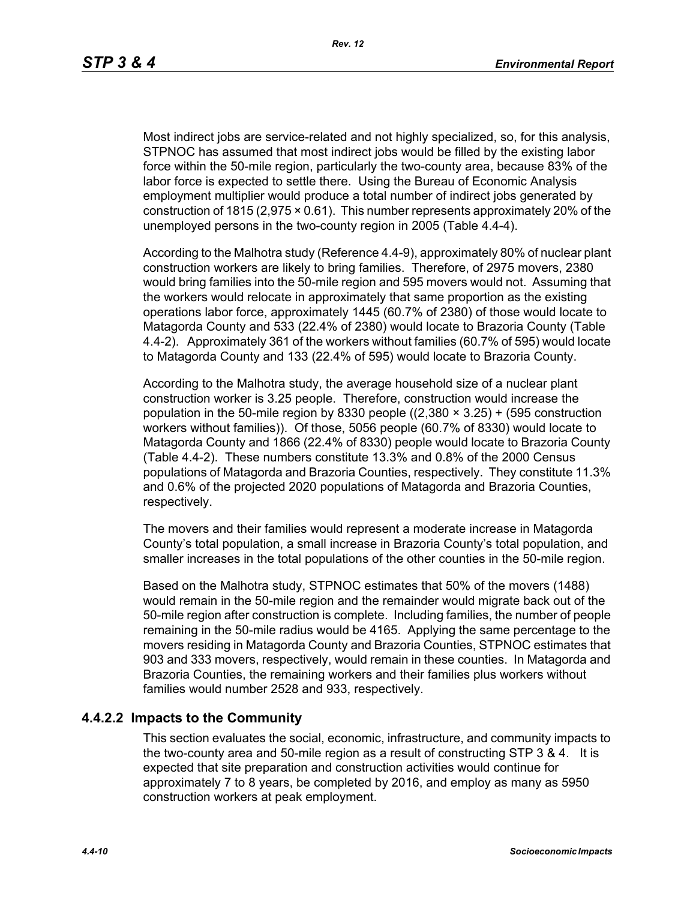Most indirect jobs are service-related and not highly specialized, so, for this analysis, STPNOC has assumed that most indirect jobs would be filled by the existing labor force within the 50-mile region, particularly the two-county area, because 83% of the labor force is expected to settle there. Using the Bureau of Economic Analysis employment multiplier would produce a total number of indirect jobs generated by construction of 1815 (2,975 × 0.61). This number represents approximately 20% of the unemployed persons in the two-county region in 2005 (Table 4.4-4).

According to the Malhotra study (Reference 4.4-9), approximately 80% of nuclear plant construction workers are likely to bring families. Therefore, of 2975 movers, 2380 would bring families into the 50-mile region and 595 movers would not. Assuming that the workers would relocate in approximately that same proportion as the existing operations labor force, approximately 1445 (60.7% of 2380) of those would locate to Matagorda County and 533 (22.4% of 2380) would locate to Brazoria County (Table 4.4-2). Approximately 361 of the workers without families (60.7% of 595) would locate to Matagorda County and 133 (22.4% of 595) would locate to Brazoria County.

According to the Malhotra study, the average household size of a nuclear plant construction worker is 3.25 people. Therefore, construction would increase the population in the 50-mile region by 8330 people ((2,380 × 3.25) + (595 construction workers without families)). Of those, 5056 people (60.7% of 8330) would locate to Matagorda County and 1866 (22.4% of 8330) people would locate to Brazoria County (Table 4.4-2). These numbers constitute 13.3% and 0.8% of the 2000 Census populations of Matagorda and Brazoria Counties, respectively. They constitute 11.3% and 0.6% of the projected 2020 populations of Matagorda and Brazoria Counties, respectively.

The movers and their families would represent a moderate increase in Matagorda County's total population, a small increase in Brazoria County's total population, and smaller increases in the total populations of the other counties in the 50-mile region.

Based on the Malhotra study, STPNOC estimates that 50% of the movers (1488) would remain in the 50-mile region and the remainder would migrate back out of the 50-mile region after construction is complete. Including families, the number of people remaining in the 50-mile radius would be 4165. Applying the same percentage to the movers residing in Matagorda County and Brazoria Counties, STPNOC estimates that 903 and 333 movers, respectively, would remain in these counties. In Matagorda and Brazoria Counties, the remaining workers and their families plus workers without families would number 2528 and 933, respectively.

### 4.4.2.2 Impacts to the Community

This section evaluates the social, economic, infrastructure, and community impacts to the two-county area and 50-mile region as a result of constructing STP 3 & 4. It is expected that site preparation and construction activities would continue for approximately 7 to 8 years, be completed by 2016, and employ as many as 5950 construction workers at peak employment.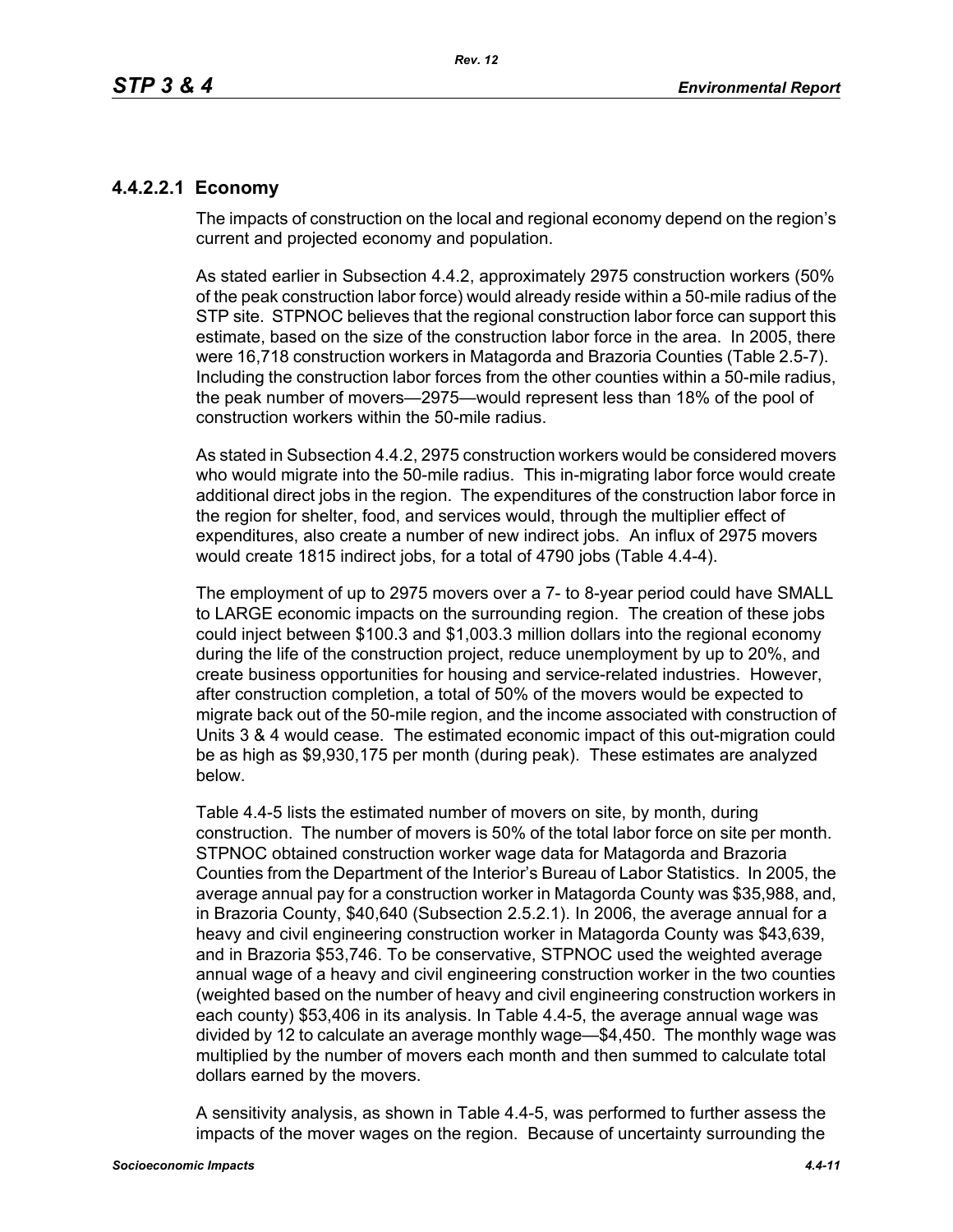#### 4.4.2.2.1 Economy

The impacts of construction on the local and regional economy depend on the region's current and projected economy and population.

As stated earlier in Subsection 4.4.2, approximately 2975 construction workers (50% of the peak construction labor force) would already reside within a 50-mile radius of the STP site. STPNOC believes that the regional construction labor force can support this estimate, based on the size of the construction labor force in the area. In 2005, there were 16,718 construction workers in Matagorda and Brazoria Counties (Table 2.5-7). Including the construction labor forces from the other counties within a 50-mile radius, the peak number of movers—2975—would represent less than 18% of the pool of construction workers within the 50-mile radius.

As stated in Subsection 4.4.2, 2975 construction workers would be considered movers who would migrate into the 50-mile radius. This in-migrating labor force would create additional direct jobs in the region. The expenditures of the construction labor force in the region for shelter, food, and services would, through the multiplier effect of expenditures, also create a number of new indirect jobs. An influx of 2975 movers would create 1815 indirect jobs, for a total of 4790 jobs (Table 4.4-4).

The employment of up to 2975 movers over a 7- to 8-year period could have SMALL to LARGE economic impacts on the surrounding region. The creation of these jobs could inject between $100.3 and $1,003.3 million dollars into the regional economy during the life of the construction project, reduce unemployment by up to 20%, and create business opportunities for housing and service-related industries. However, after construction completion, a total of 50% of the movers would be expected to migrate back out of the 50-mile region, and the income associated with construction of Units 3 & 4 would cease. The estimated economic impact of this out-migration could be as high as $9,930,175 per month (during peak). These estimates are analyzed below.

Table 4.4-5 lists the estimated number of movers on site, by month, during construction. The number of movers is 50% of the total labor force on site per month. STPNOC obtained construction worker wage data for Matagorda and Brazoria Counties from the Department of the Interior's Bureau of Labor Statistics. In 2005, the average annual pay for a construction worker in Matagorda County was $35,988, and, in Brazoria County, $40,640 (Subsection 2.5.2.1). In 2006, the average annual for a heavy and civil engineering construction worker in Matagorda County was $43,639, and in Brazoria $53,746. To be conservative, STPNOC used the weighted average annual wage of a heavy and civil engineering construction worker in the two counties (weighted based on the number of heavy and civil engineering construction workers in each county) $53,406 in its analysis. In Table 4.4-5, the average annual wage was divided by 12 to calculate an average monthly wage—$4,450. The monthly wage was multiplied by the number of movers each month and then summed to calculate total dollars earned by the movers.

A sensitivity analysis, as shown in Table 4.4-5, was performed to further assess the impacts of the mover wages on the region. Because of uncertainty surrounding the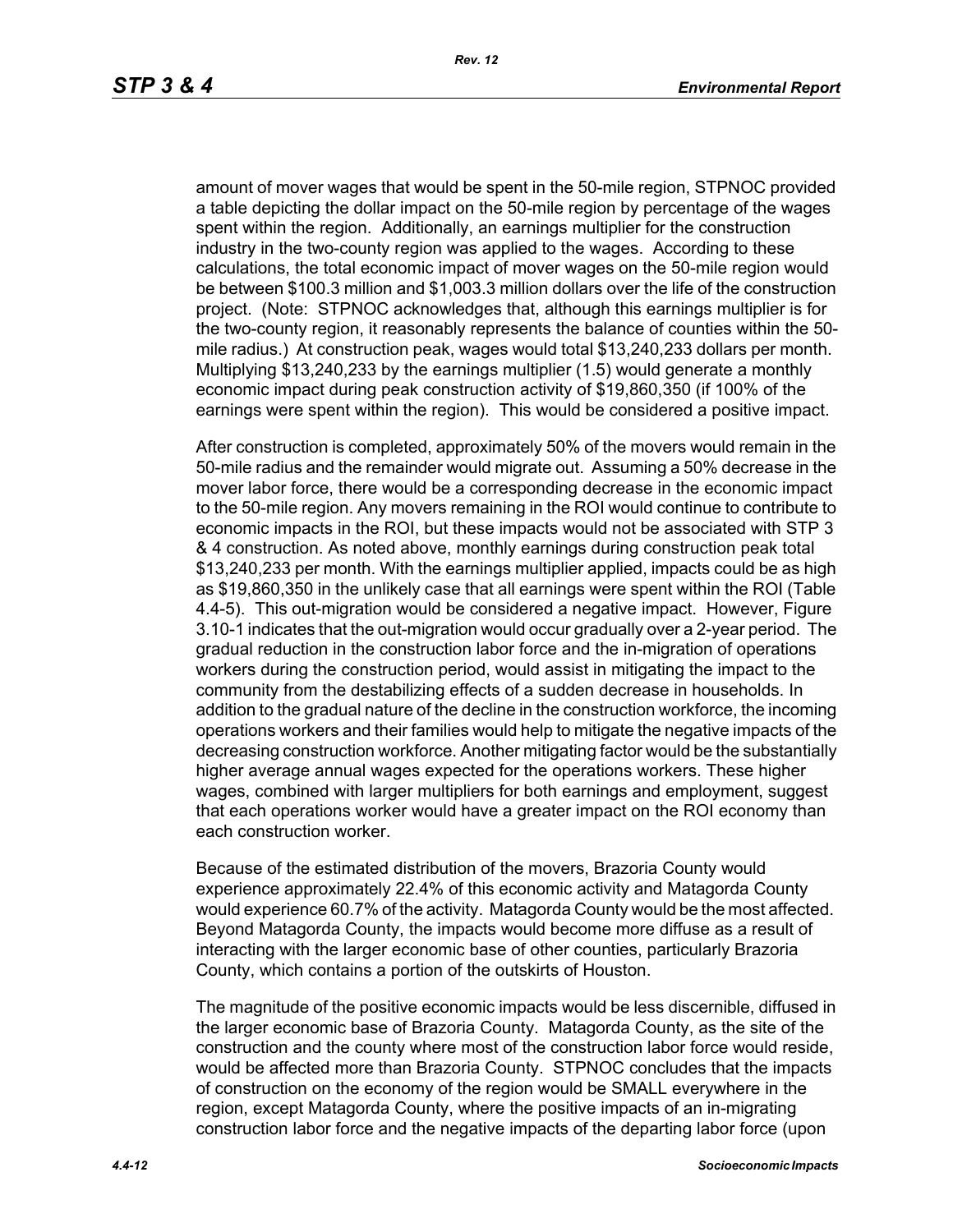amount of mover wages that would be spent in the 50-mile region, STPNOC provided a table depicting the dollar impact on the 50-mile region by percentage of the wages spent within the region. Additionally, an earnings multiplier for the construction industry in the two-county region was applied to the wages. According to these calculations, the total economic impact of mover wages on the 50-mile region would be between $100.3 million and $1,003.3 million dollars over the life of the construction project. (Note: STPNOC acknowledges that, although this earnings multiplier is for the two-county region, it reasonably represents the balance of counties within the 50-mile radius.) At construction peak, wages would total $13,240,233 dollars per month. Multiplying $13,240,233 by the earnings multiplier (1.5) would generate a monthly economic impact during peak construction activity of $19,860,350 (if 100% of the earnings were spent within the region). This would be considered a positive impact.

After construction is completed, approximately 50% of the movers would remain in the 50-mile radius and the remainder would migrate out. Assuming a 50% decrease in the mover labor force, there would be a corresponding decrease in the economic impact to the 50-mile region. Any movers remaining in the ROI would continue to contribute to economic impacts in the ROI, but these impacts would not be associated with STP 3 & 4 construction. As noted above, monthly earnings during construction peak total $13,240,233 per month. With the earnings multiplier applied, impacts could be as high as $19,860,350 in the unlikely case that all earnings were spent within the ROI (Table 4.4-5). This out-migration would be considered a negative impact. However, Figure 3.10-1 indicates that the out-migration would occur gradually over a 2-year period. The gradual reduction in the construction labor force and the in-migration of operations workers during the construction period, would assist in mitigating the impact to the community from the destabilizing effects of a sudden decrease in households. In addition to the gradual nature of the decline in the construction workforce, the incoming operations workers and their families would help to mitigate the negative impacts of the decreasing construction workforce. Another mitigating factor would be the substantially higher average annual wages expected for the operations workers. These higher wages, combined with larger multipliers for both earnings and employment, suggest that each operations worker would have a greater impact on the ROI economy than each construction worker.

Because of the estimated distribution of the movers, Brazoria County would experience approximately 22.4% of this economic activity and Matagorda County would experience 60.7% of the activity. Matagorda County would be the most affected. Beyond Matagorda County, the impacts would become more diffuse as a result of interacting with the larger economic base of other counties, particularly Brazoria County, which contains a portion of the outskirts of Houston.

The magnitude of the positive economic impacts would be less discernible, diffused in the larger economic base of Brazoria County. Matagorda County, as the site of the construction and the county where most of the construction labor force would reside, would be affected more than Brazoria County. STPNOC concludes that the impacts of construction on the economy of the region would be SMALL everywhere in the region, except Matagorda County, where the positive impacts of an in-migrating construction labor force and the negative impacts of the departing labor force (upon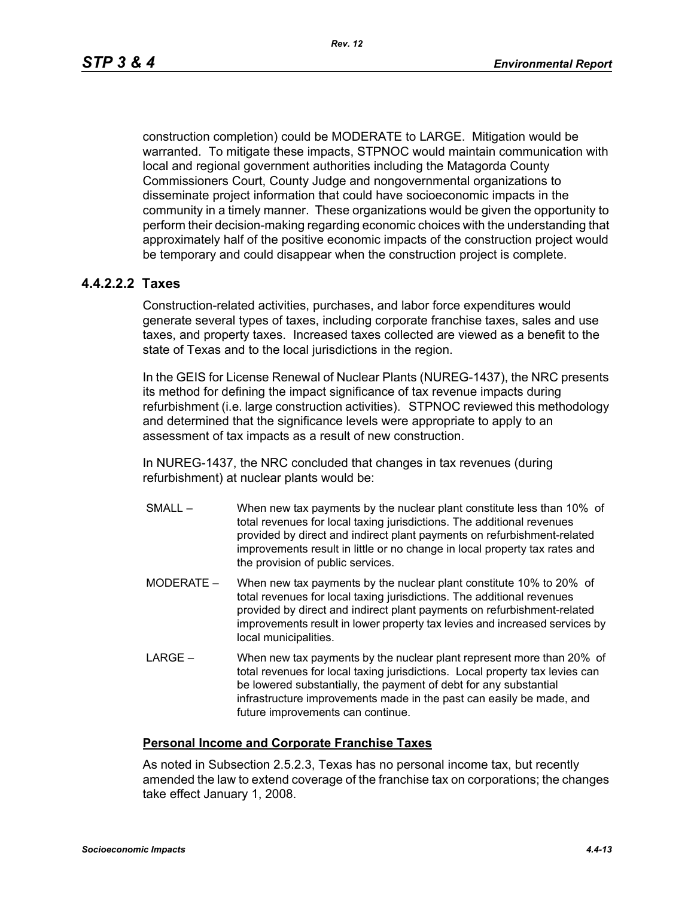construction completion) could be MODERATE to LARGE. Mitigation would be warranted. To mitigate these impacts, STPNOC would maintain communication with local and regional government authorities including the Matagorda County Commissioners Court, County Judge and nongovernmental organizations to disseminate project information that could have socioeconomic impacts in the community in a timely manner. These organizations would be given the opportunity to perform their decision-making regarding economic choices with the understanding that approximately half of the positive economic impacts of the construction project would be temporary and could disappear when the construction project is complete.

#### 4.4.2.2.2 Taxes

Construction-related activities, purchases, and labor force expenditures would generate several types of taxes, including corporate franchise taxes, sales and use taxes, and property taxes. Increased taxes collected are viewed as a benefit to the state of Texas and to the local jurisdictions in the region.

In the GEIS for License Renewal of Nuclear Plants (NUREG-1437), the NRC presents its method for defining the impact significance of tax revenue impacts during refurbishment (i.e. large construction activities). STPNOC reviewed this methodology and determined that the significance levels were appropriate to apply to an assessment of tax impacts as a result of new construction.

In NUREG-1437, the NRC concluded that changes in tax revenues (during refurbishment) at nuclear plants would be:

- SMALL – When new tax payments by the nuclear plant constitute less than 10% of total revenues for local taxing jurisdictions. The additional revenues provided by direct and indirect plant payments on refurbishment-related improvements result in little or no change in local property tax rates and the provision of public services.
- MODERATE – When new tax payments by the nuclear plant constitute 10% to 20% of total revenues for local taxing jurisdictions. The additional revenues provided by direct and indirect plant payments on refurbishment-related improvements result in lower property tax levies and increased services by local municipalities.
- LARGE – When new tax payments by the nuclear plant represent more than 20% of total revenues for local taxing jurisdictions. Local property tax levies can be lowered substantially, the payment of debt for any substantial infrastructure improvements made in the past can easily be made, and future improvements can continue.

**Personal Income and Corporate Franchise Taxes**

As noted in Subsection 2.5.2.3, Texas has no personal income tax, but recently amended the law to extend coverage of the franchise tax on corporations; the changes take effect January 1, 2008.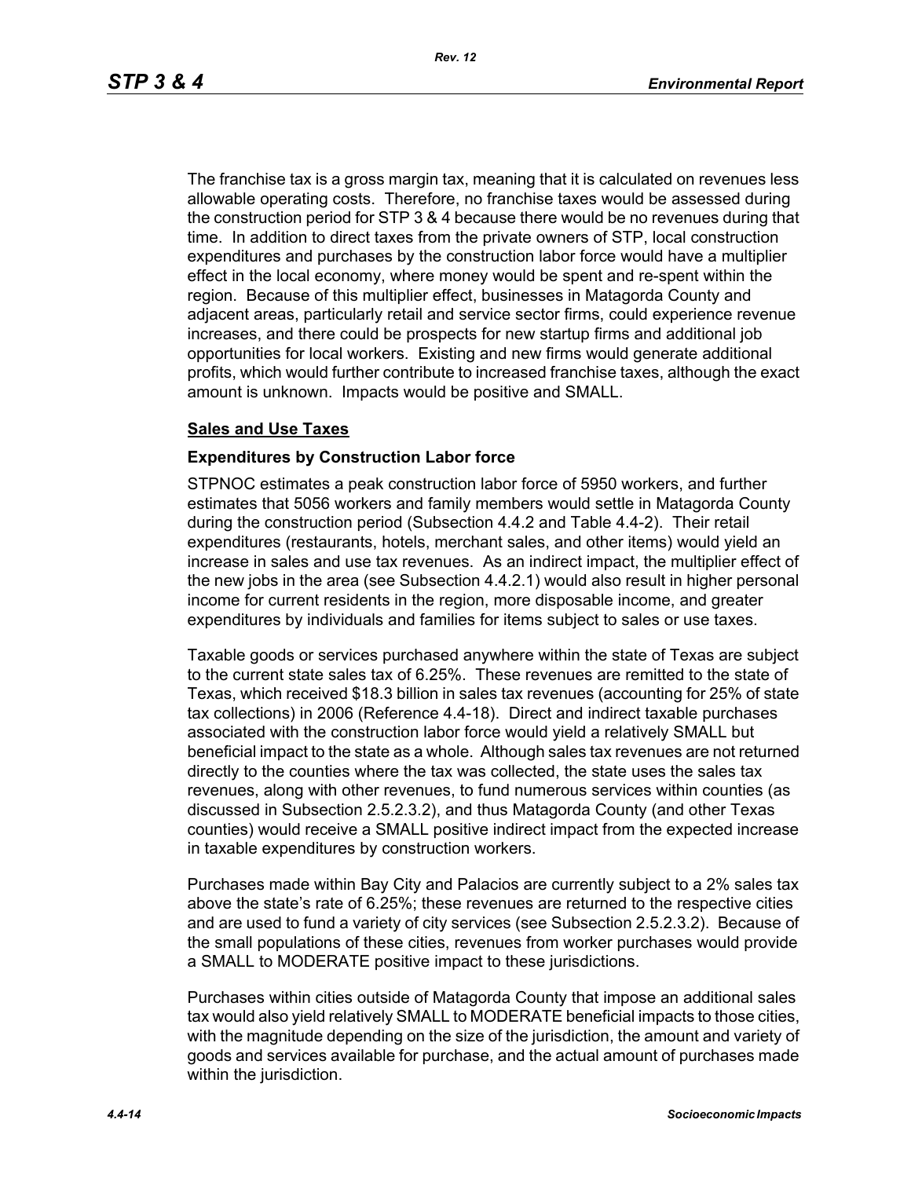The franchise tax is a gross margin tax, meaning that it is calculated on revenues less allowable operating costs. Therefore, no franchise taxes would be assessed during the construction period for STP 3 & 4 because there would be no revenues during that time. In addition to direct taxes from the private owners of STP, local construction expenditures and purchases by the construction labor force would have a multiplier effect in the local economy, where money would be spent and re-spent within the region. Because of this multiplier effect, businesses in Matagorda County and adjacent areas, particularly retail and service sector firms, could experience revenue increases, and there could be prospects for new startup firms and additional job opportunities for local workers. Existing and new firms would generate additional profits, which would further contribute to increased franchise taxes, although the exact amount is unknown. Impacts would be positive and SMALL.

## Sales and Use Taxes

### Expenditures by Construction Labor force

STPNOC estimates a peak construction labor force of 5950 workers, and further estimates that 5056 workers and family members would settle in Matagorda County during the construction period (Subsection 4.4.2 and Table 4.4-2). Their retail expenditures (restaurants, hotels, merchant sales, and other items) would yield an increase in sales and use tax revenues. As an indirect impact, the multiplier effect of the new jobs in the area (see Subsection 4.4.2.1) would also result in higher personal income for current residents in the region, more disposable income, and greater expenditures by individuals and families for items subject to sales or use taxes.

Taxable goods or services purchased anywhere within the state of Texas are subject to the current state sales tax of 6.25%. These revenues are remitted to the state of Texas, which received $18.3 billion in sales tax revenues (accounting for 25% of state tax collections) in 2006 (Reference 4.4-18). Direct and indirect taxable purchases associated with the construction labor force would yield a relatively SMALL but beneficial impact to the state as a whole. Although sales tax revenues are not returned directly to the counties where the tax was collected, the state uses the sales tax revenues, along with other revenues, to fund numerous services within counties (as discussed in Subsection 2.5.2.3.2), and thus Matagorda County (and other Texas counties) would receive a SMALL positive indirect impact from the expected increase in taxable expenditures by construction workers.

Purchases made within Bay City and Palacios are currently subject to a 2% sales tax above the state's rate of 6.25%; these revenues are returned to the respective cities and are used to fund a variety of city services (see Subsection 2.5.2.3.2). Because of the small populations of these cities, revenues from worker purchases would provide a SMALL to MODERATE positive impact to these jurisdictions.

Purchases within cities outside of Matagorda County that impose an additional sales tax would also yield relatively SMALL to MODERATE beneficial impacts to those cities, with the magnitude depending on the size of the jurisdiction, the amount and variety of goods and services available for purchase, and the actual amount of purchases made within the jurisdiction.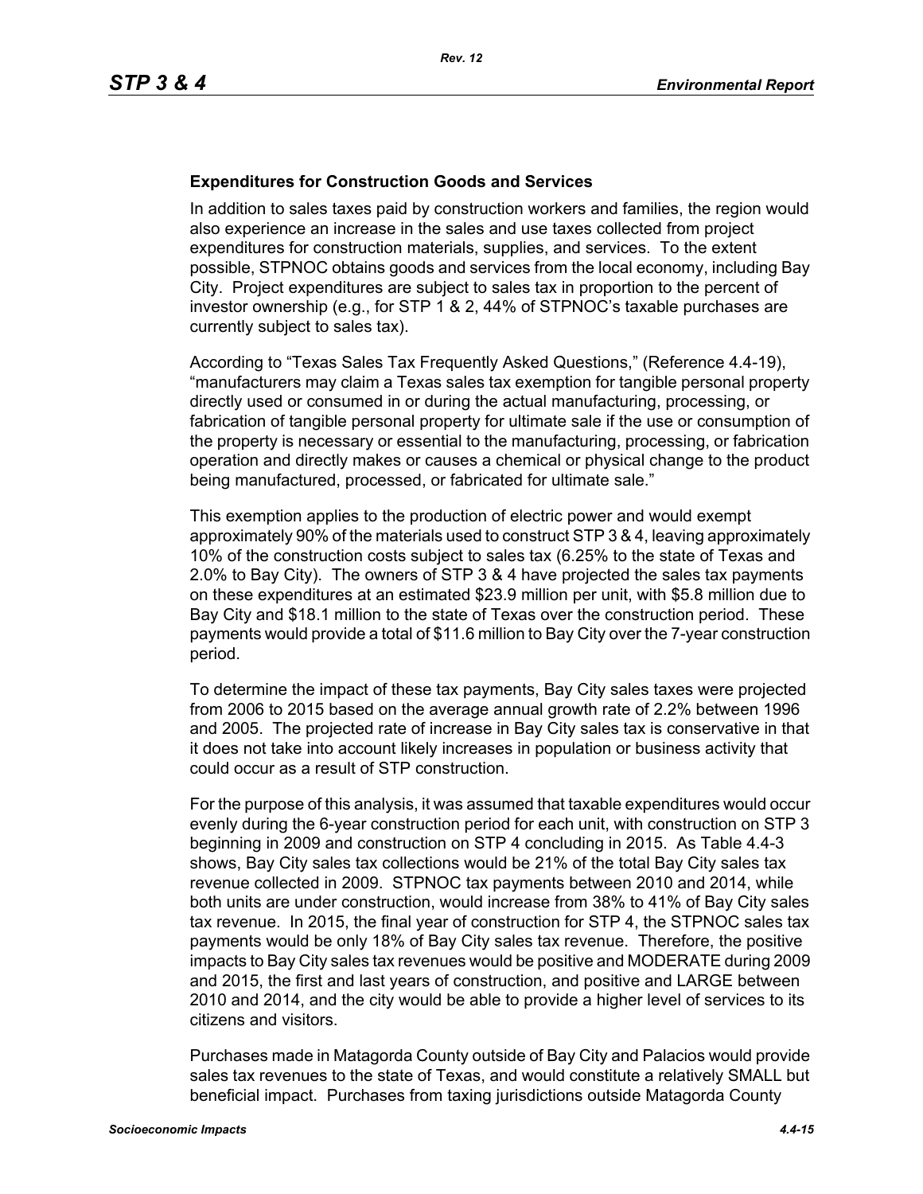### Expenditures for Construction Goods and Services

In addition to sales taxes paid by construction workers and families, the region would also experience an increase in the sales and use taxes collected from project expenditures for construction materials, supplies, and services. To the extent possible, STPNOC obtains goods and services from the local economy, including Bay City. Project expenditures are subject to sales tax in proportion to the percent of investor ownership (e.g., for STP 1 & 2, 44% of STPNOC's taxable purchases are currently subject to sales tax).

According to "Texas Sales Tax Frequently Asked Questions," (Reference 4.4-19), "manufacturers may claim a Texas sales tax exemption for tangible personal property directly used or consumed in or during the actual manufacturing, processing, or fabrication of tangible personal property for ultimate sale if the use or consumption of the property is necessary or essential to the manufacturing, processing, or fabrication operation and directly makes or causes a chemical or physical change to the product being manufactured, processed, or fabricated for ultimate sale."

This exemption applies to the production of electric power and would exempt approximately 90% of the materials used to construct STP 3 & 4, leaving approximately 10% of the construction costs subject to sales tax (6.25% to the state of Texas and 2.0% to Bay City). The owners of STP 3 & 4 have projected the sales tax payments on these expenditures at an estimated $23.9 million per unit, with $5.8 million due to Bay City and $18.1 million to the state of Texas over the construction period. These payments would provide a total of $11.6 million to Bay City over the 7-year construction period.

To determine the impact of these tax payments, Bay City sales taxes were projected from 2006 to 2015 based on the average annual growth rate of 2.2% between 1996 and 2005. The projected rate of increase in Bay City sales tax is conservative in that it does not take into account likely increases in population or business activity that could occur as a result of STP construction.

For the purpose of this analysis, it was assumed that taxable expenditures would occur evenly during the 6-year construction period for each unit, with construction on STP 3 beginning in 2009 and construction on STP 4 concluding in 2015. As Table 4.4-3 shows, Bay City sales tax collections would be 21% of the total Bay City sales tax revenue collected in 2009. STPNOC tax payments between 2010 and 2014, while both units are under construction, would increase from 38% to 41% of Bay City sales tax revenue. In 2015, the final year of construction for STP 4, the STPNOC sales tax payments would be only 18% of Bay City sales tax revenue. Therefore, the positive impacts to Bay City sales tax revenues would be positive and MODERATE during 2009 and 2015, the first and last years of construction, and positive and LARGE between 2010 and 2014, and the city would be able to provide a higher level of services to its citizens and visitors.

Purchases made in Matagorda County outside of Bay City and Palacios would provide sales tax revenues to the state of Texas, and would constitute a relatively SMALL but beneficial impact. Purchases from taxing jurisdictions outside Matagorda County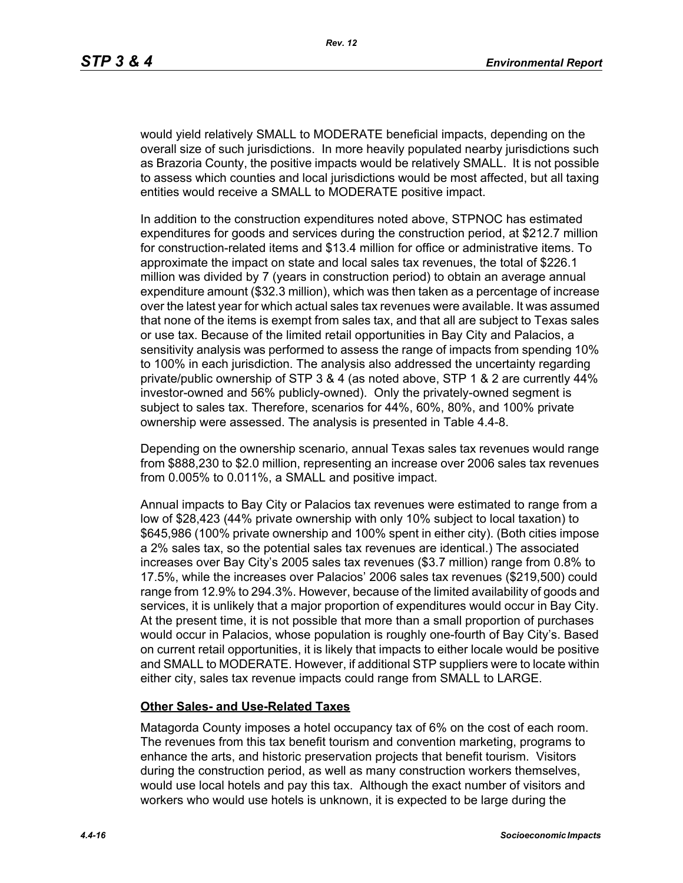would yield relatively SMALL to MODERATE beneficial impacts, depending on the overall size of such jurisdictions. In more heavily populated nearby jurisdictions such as Brazoria County, the positive impacts would be relatively SMALL. It is not possible to assess which counties and local jurisdictions would be most affected, but all taxing entities would receive a SMALL to MODERATE positive impact.

In addition to the construction expenditures noted above, STPNOC has estimated expenditures for goods and services during the construction period, at $212.7 million for construction-related items and $13.4 million for office or administrative items. To approximate the impact on state and local sales tax revenues, the total of $226.1 million was divided by 7 (years in construction period) to obtain an average annual expenditure amount ($32.3 million), which was then taken as a percentage of increase over the latest year for which actual sales tax revenues were available. It was assumed that none of the items is exempt from sales tax, and that all are subject to Texas sales or use tax. Because of the limited retail opportunities in Bay City and Palacios, a sensitivity analysis was performed to assess the range of impacts from spending 10% to 100% in each jurisdiction. The analysis also addressed the uncertainty regarding private/public ownership of STP 3 & 4 (as noted above, STP 1 & 2 are currently 44% investor-owned and 56% publicly-owned). Only the privately-owned segment is subject to sales tax. Therefore, scenarios for 44%, 60%, 80%, and 100% private ownership were assessed. The analysis is presented in Table 4.4-8.

Depending on the ownership scenario, annual Texas sales tax revenues would range from $888,230 to $2.0 million, representing an increase over 2006 sales tax revenues from 0.005% to 0.011%, a SMALL and positive impact.

Annual impacts to Bay City or Palacios tax revenues were estimated to range from a low of $28,423 (44% private ownership with only 10% subject to local taxation) to $645,986 (100% private ownership and 100% spent in either city). (Both cities impose a 2% sales tax, so the potential sales tax revenues are identical.) The associated increases over Bay City's 2005 sales tax revenues ($3.7 million) range from 0.8% to 17.5%, while the increases over Palacios' 2006 sales tax revenues ($219,500) could range from 12.9% to 294.3%. However, because of the limited availability of goods and services, it is unlikely that a major proportion of expenditures would occur in Bay City. At the present time, it is not possible that more than a small proportion of purchases would occur in Palacios, whose population is roughly one-fourth of Bay City's. Based on current retail opportunities, it is likely that impacts to either locale would be positive and SMALL to MODERATE. However, if additional STP suppliers were to locate within either city, sales tax revenue impacts could range from SMALL to LARGE.

**Other Sales- and Use-Related Taxes**

Matagorda County imposes a hotel occupancy tax of 6% on the cost of each room. The revenues from this tax benefit tourism and convention marketing, programs to enhance the arts, and historic preservation projects that benefit tourism. Visitors during the construction period, as well as many construction workers themselves, would use local hotels and pay this tax. Although the exact number of visitors and workers who would use hotels is unknown, it is expected to be large during the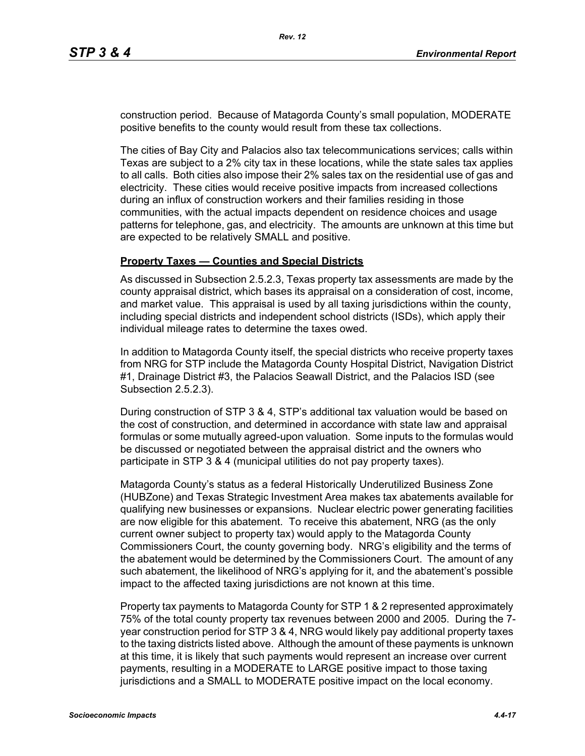construction period. Because of Matagorda County's small population, MODERATE positive benefits to the county would result from these tax collections.

The cities of Bay City and Palacios also tax telecommunications services; calls within Texas are subject to a 2% city tax in these locations, while the state sales tax applies to all calls. Both cities also impose their 2% sales tax on the residential use of gas and electricity. These cities would receive positive impacts from increased collections during an influx of construction workers and their families residing in those communities, with the actual impacts dependent on residence choices and usage patterns for telephone, gas, and electricity. The amounts are unknown at this time but are expected to be relatively SMALL and positive.

**Property Taxes — Counties and Special Districts**

As discussed in Subsection 2.5.2.3, Texas property tax assessments are made by the county appraisal district, which bases its appraisal on a consideration of cost, income, and market value. This appraisal is used by all taxing jurisdictions within the county, including special districts and independent school districts (ISDs), which apply their individual mileage rates to determine the taxes owed.

In addition to Matagorda County itself, the special districts who receive property taxes from NRG for STP include the Matagorda County Hospital District, Navigation District #1, Drainage District #3, the Palacios Seawall District, and the Palacios ISD (see Subsection 2.5.2.3).

During construction of STP 3 & 4, STP's additional tax valuation would be based on the cost of construction, and determined in accordance with state law and appraisal formulas or some mutually agreed-upon valuation. Some inputs to the formulas would be discussed or negotiated between the appraisal district and the owners who participate in STP 3 & 4 (municipal utilities do not pay property taxes).

Matagorda County's status as a federal Historically Underutilized Business Zone (HUBZone) and Texas Strategic Investment Area makes tax abatements available for qualifying new businesses or expansions. Nuclear electric power generating facilities are now eligible for this abatement. To receive this abatement, NRG (as the only current owner subject to property tax) would apply to the Matagorda County Commissioners Court, the county governing body. NRG's eligibility and the terms of the abatement would be determined by the Commissioners Court. The amount of any such abatement, the likelihood of NRG's applying for it, and the abatement's possible impact to the affected taxing jurisdictions are not known at this time.

Property tax payments to Matagorda County for STP 1 & 2 represented approximately 75% of the total county property tax revenues between 2000 and 2005. During the 7-year construction period for STP 3 & 4, NRG would likely pay additional property taxes to the taxing districts listed above. Although the amount of these payments is unknown at this time, it is likely that such payments would represent an increase over current payments, resulting in a MODERATE to LARGE positive impact to those taxing jurisdictions and a SMALL to MODERATE positive impact on the local economy.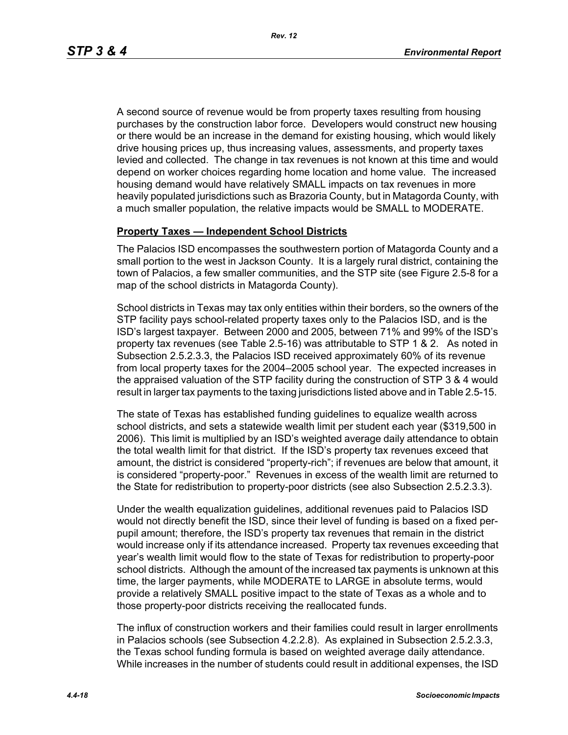A second source of revenue would be from property taxes resulting from housing purchases by the construction labor force. Developers would construct new housing or there would be an increase in the demand for existing housing, which would likely drive housing prices up, thus increasing values, assessments, and property taxes levied and collected. The change in tax revenues is not known at this time and would depend on worker choices regarding home location and home value. The increased housing demand would have relatively SMALL impacts on tax revenues in more heavily populated jurisdictions such as Brazoria County, but in Matagorda County, with a much smaller population, the relative impacts would be SMALL to MODERATE.

**Property Taxes — Independent School Districts**

The Palacios ISD encompasses the southwestern portion of Matagorda County and a small portion to the west in Jackson County. It is a largely rural district, containing the town of Palacios, a few smaller communities, and the STP site (see Figure 2.5-8 for a map of the school districts in Matagorda County).

School districts in Texas may tax only entities within their borders, so the owners of the STP facility pays school-related property taxes only to the Palacios ISD, and is the ISD's largest taxpayer. Between 2000 and 2005, between 71% and 99% of the ISD's property tax revenues (see Table 2.5-16) was attributable to STP 1 & 2. As noted in Subsection 2.5.2.3.3, the Palacios ISD received approximately 60% of its revenue from local property taxes for the 2004–2005 school year. The expected increases in the appraised valuation of the STP facility during the construction of STP 3 & 4 would result in larger tax payments to the taxing jurisdictions listed above and in Table 2.5-15.

The state of Texas has established funding guidelines to equalize wealth across school districts, and sets a statewide wealth limit per student each year ($319,500 in 2006). This limit is multiplied by an ISD's weighted average daily attendance to obtain the total wealth limit for that district. If the ISD's property tax revenues exceed that amount, the district is considered "property-rich"; if revenues are below that amount, it is considered "property-poor." Revenues in excess of the wealth limit are returned to the State for redistribution to property-poor districts (see also Subsection 2.5.2.3.3).

Under the wealth equalization guidelines, additional revenues paid to Palacios ISD would not directly benefit the ISD, since their level of funding is based on a fixed per-pupil amount; therefore, the ISD's property tax revenues that remain in the district would increase only if its attendance increased. Property tax revenues exceeding that year's wealth limit would flow to the state of Texas for redistribution to property-poor school districts. Although the amount of the increased tax payments is unknown at this time, the larger payments, while MODERATE to LARGE in absolute terms, would provide a relatively SMALL positive impact to the state of Texas as a whole and to those property-poor districts receiving the reallocated funds.

The influx of construction workers and their families could result in larger enrollments in Palacios schools (see Subsection 4.2.2.8). As explained in Subsection 2.5.2.3.3, the Texas school funding formula is based on weighted average daily attendance. While increases in the number of students could result in additional expenses, the ISD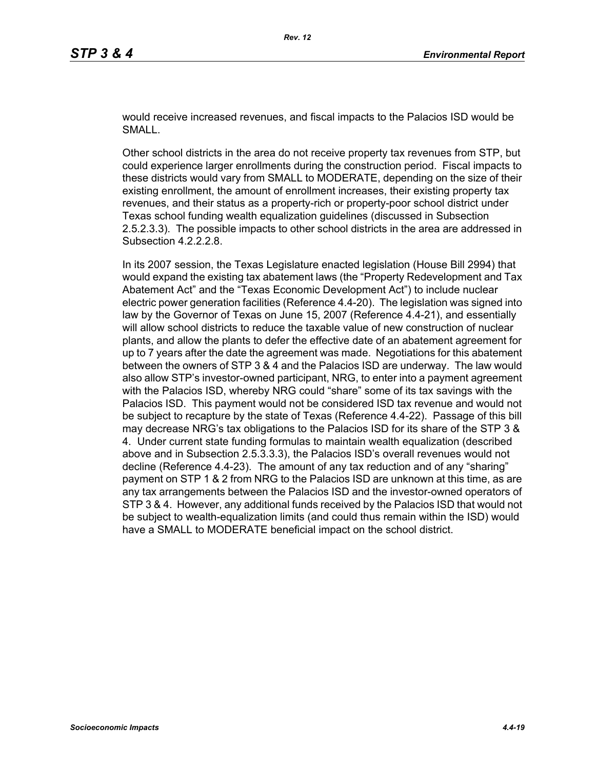would receive increased revenues, and fiscal impacts to the Palacios ISD would be SMALL.

Other school districts in the area do not receive property tax revenues from STP, but could experience larger enrollments during the construction period. Fiscal impacts to these districts would vary from SMALL to MODERATE, depending on the size of their existing enrollment, the amount of enrollment increases, their existing property tax revenues, and their status as a property-rich or property-poor school district under Texas school funding wealth equalization guidelines (discussed in Subsection 2.5.2.3.3). The possible impacts to other school districts in the area are addressed in Subsection 4.2.2.2.8.

In its 2007 session, the Texas Legislature enacted legislation (House Bill 2994) that would expand the existing tax abatement laws (the "Property Redevelopment and Tax Abatement Act" and the "Texas Economic Development Act") to include nuclear electric power generation facilities (Reference 4.4-20). The legislation was signed into law by the Governor of Texas on June 15, 2007 (Reference 4.4-21), and essentially will allow school districts to reduce the taxable value of new construction of nuclear plants, and allow the plants to defer the effective date of an abatement agreement for up to 7 years after the date the agreement was made. Negotiations for this abatement between the owners of STP 3 & 4 and the Palacios ISD are underway. The law would also allow STP's investor-owned participant, NRG, to enter into a payment agreement with the Palacios ISD, whereby NRG could "share" some of its tax savings with the Palacios ISD. This payment would not be considered ISD tax revenue and would not be subject to recapture by the state of Texas (Reference 4.4-22). Passage of this bill may decrease NRG's tax obligations to the Palacios ISD for its share of the STP 3 & 4. Under current state funding formulas to maintain wealth equalization (described above and in Subsection 2.5.3.3.3), the Palacios ISD's overall revenues would not decline (Reference 4.4-23). The amount of any tax reduction and of any "sharing" payment on STP 1 & 2 from NRG to the Palacios ISD are unknown at this time, as are any tax arrangements between the Palacios ISD and the investor-owned operators of STP 3 & 4. However, any additional funds received by the Palacios ISD that would not be subject to wealth-equalization limits (and could thus remain within the ISD) would have a SMALL to MODERATE beneficial impact on the school district.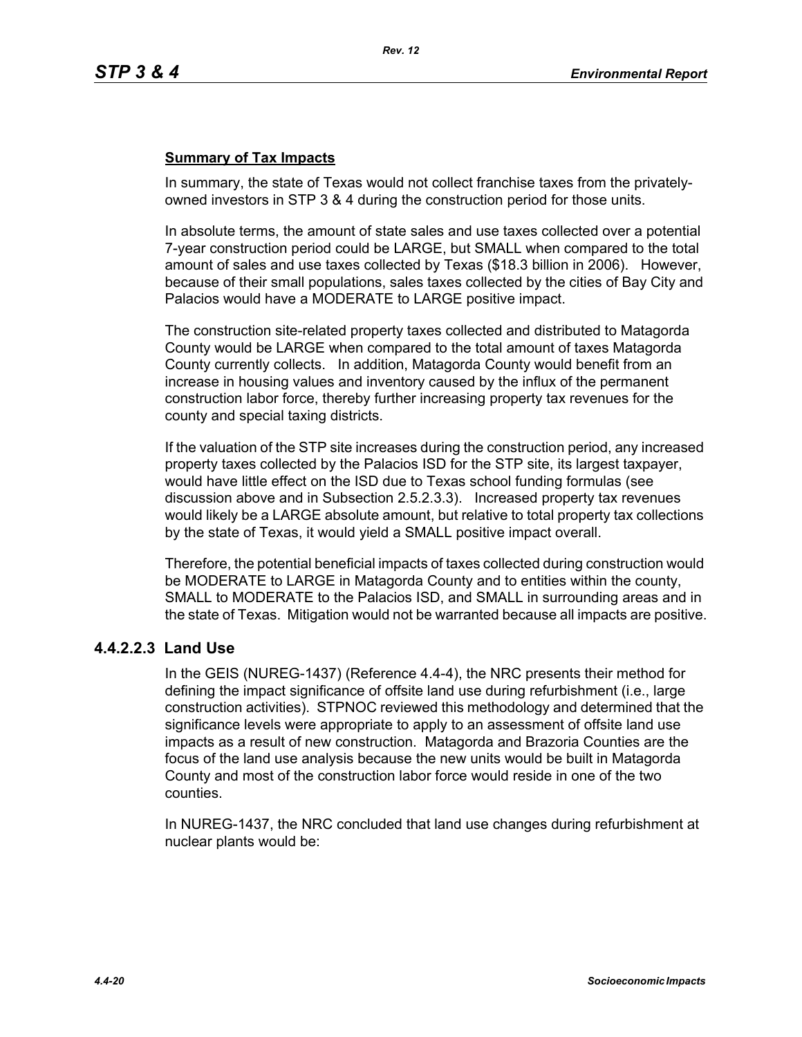**Summary of Tax Impacts**

In summary, the state of Texas would not collect franchise taxes from the privately-owned investors in STP 3 & 4 during the construction period for those units.

In absolute terms, the amount of state sales and use taxes collected over a potential 7-year construction period could be LARGE, but SMALL when compared to the total amount of sales and use taxes collected by Texas ($18.3 billion in 2006). However, because of their small populations, sales taxes collected by the cities of Bay City and Palacios would have a MODERATE to LARGE positive impact.

The construction site-related property taxes collected and distributed to Matagorda County would be LARGE when compared to the total amount of taxes Matagorda County currently collects. In addition, Matagorda County would benefit from an increase in housing values and inventory caused by the influx of the permanent construction labor force, thereby further increasing property tax revenues for the county and special taxing districts.

If the valuation of the STP site increases during the construction period, any increased property taxes collected by the Palacios ISD for the STP site, its largest taxpayer, would have little effect on the ISD due to Texas school funding formulas (see discussion above and in Subsection 2.5.2.3.3). Increased property tax revenues would likely be a LARGE absolute amount, but relative to total property tax collections by the state of Texas, it would yield a SMALL positive impact overall.

Therefore, the potential beneficial impacts of taxes collected during construction would be MODERATE to LARGE in Matagorda County and to entities within the county, SMALL to MODERATE to the Palacios ISD, and SMALL in surrounding areas and in the state of Texas. Mitigation would not be warranted because all impacts are positive.

### 4.4.2.2.3 Land Use

In the GEIS (NUREG-1437) (Reference 4.4-4), the NRC presents their method for defining the impact significance of offsite land use during refurbishment (i.e., large construction activities). STPNOC reviewed this methodology and determined that the significance levels were appropriate to apply to an assessment of offsite land use impacts as a result of new construction. Matagorda and Brazoria Counties are the focus of the land use analysis because the new units would be built in Matagorda County and most of the construction labor force would reside in one of the two counties.

In NUREG-1437, the NRC concluded that land use changes during refurbishment at nuclear plants would be: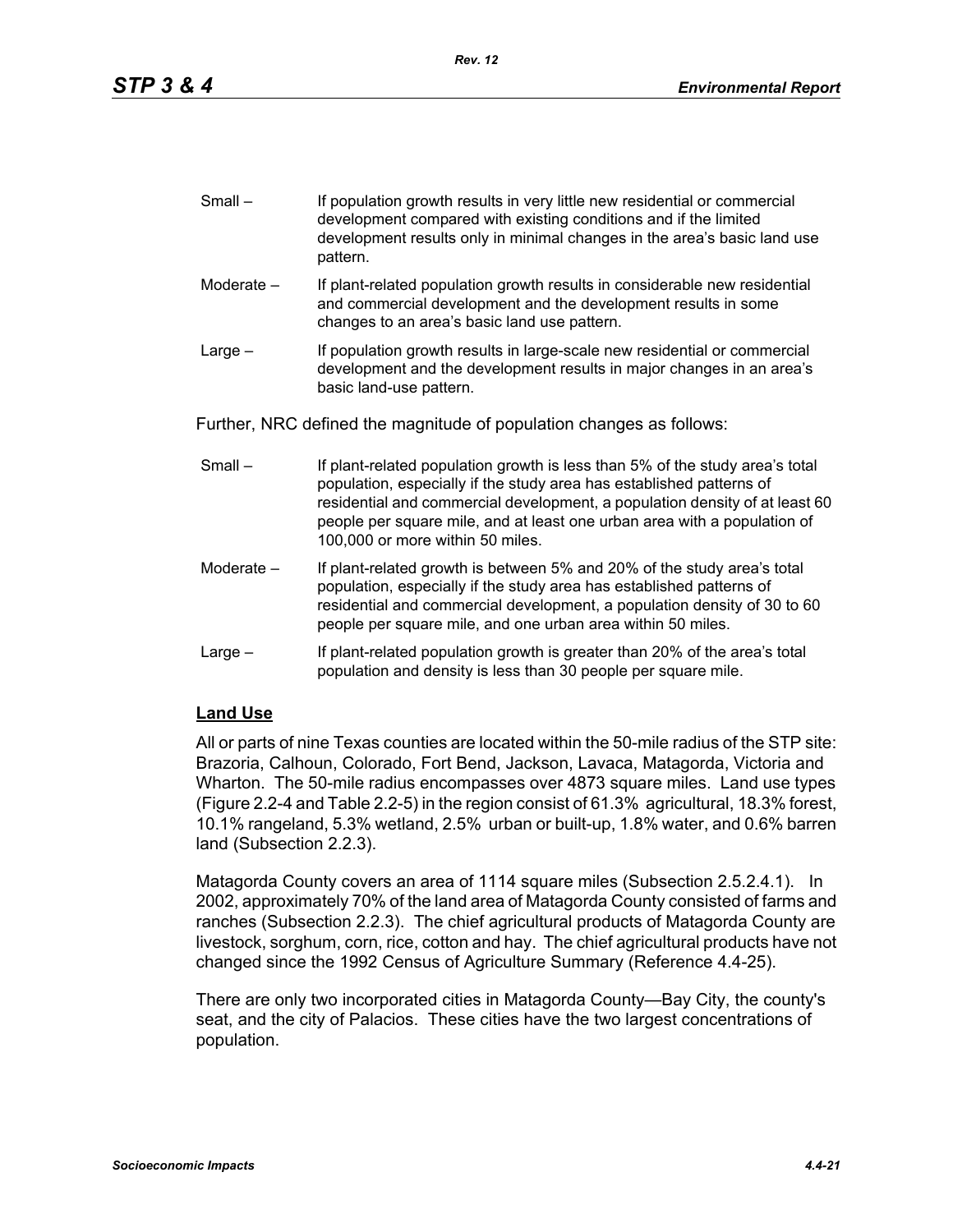Small – If population growth results in very little new residential or commercial development compared with existing conditions and if the limited development results only in minimal changes in the area's basic land use pattern.

Moderate – If plant-related population growth results in considerable new residential and commercial development and the development results in some changes to an area's basic land use pattern.

Large – If population growth results in large-scale new residential or commercial development and the development results in major changes in an area's basic land-use pattern.

Further, NRC defined the magnitude of population changes as follows:

Small – If plant-related population growth is less than 5% of the study area's total population, especially if the study area has established patterns of residential and commercial development, a population density of at least 60 people per square mile, and at least one urban area with a population of 100,000 or more within 50 miles.

Moderate – If plant-related growth is between 5% and 20% of the study area's total population, especially if the study area has established patterns of residential and commercial development, a population density of 30 to 60 people per square mile, and one urban area within 50 miles.

Large – If plant-related population growth is greater than 20% of the area's total population and density is less than 30 people per square mile.

**Land Use**

All or parts of nine Texas counties are located within the 50-mile radius of the STP site: Brazoria, Calhoun, Colorado, Fort Bend, Jackson, Lavaca, Matagorda, Victoria and Wharton. The 50-mile radius encompasses over 4873 square miles. Land use types (Figure 2.2-4 and Table 2.2-5) in the region consist of 61.3% agricultural, 18.3% forest, 10.1% rangeland, 5.3% wetland, 2.5% urban or built-up, 1.8% water, and 0.6% barren land (Subsection 2.2.3).

Matagorda County covers an area of 1114 square miles (Subsection 2.5.2.4.1). In 2002, approximately 70% of the land area of Matagorda County consisted of farms and ranches (Subsection 2.2.3). The chief agricultural products of Matagorda County are livestock, sorghum, corn, rice, cotton and hay. The chief agricultural products have not changed since the 1992 Census of Agriculture Summary (Reference 4.4-25).

There are only two incorporated cities in Matagorda County—Bay City, the county's seat, and the city of Palacios. These cities have the two largest concentrations of population.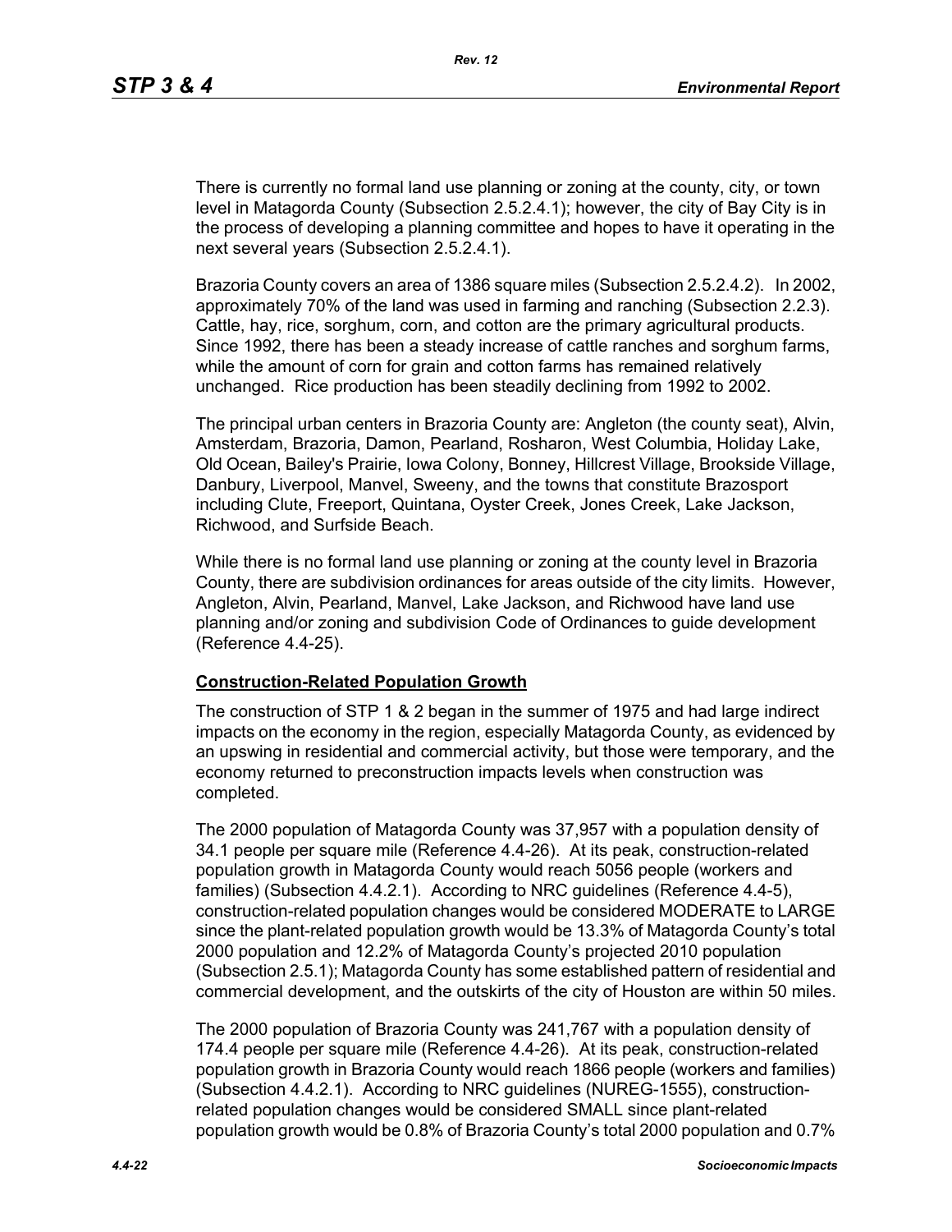There is currently no formal land use planning or zoning at the county, city, or town level in Matagorda County (Subsection 2.5.2.4.1); however, the city of Bay City is in the process of developing a planning committee and hopes to have it operating in the next several years (Subsection 2.5.2.4.1).

Brazoria County covers an area of 1386 square miles (Subsection 2.5.2.4.2). In 2002, approximately 70% of the land was used in farming and ranching (Subsection 2.2.3). Cattle, hay, rice, sorghum, corn, and cotton are the primary agricultural products. Since 1992, there has been a steady increase of cattle ranches and sorghum farms, while the amount of corn for grain and cotton farms has remained relatively unchanged. Rice production has been steadily declining from 1992 to 2002.

The principal urban centers in Brazoria County are: Angleton (the county seat), Alvin, Amsterdam, Brazoria, Damon, Pearland, Rosharon, West Columbia, Holiday Lake, Old Ocean, Bailey's Prairie, Iowa Colony, Bonney, Hillcrest Village, Brookside Village, Danbury, Liverpool, Manvel, Sweeny, and the towns that constitute Brazosport including Clute, Freeport, Quintana, Oyster Creek, Jones Creek, Lake Jackson, Richwood, and Surfside Beach.

While there is no formal land use planning or zoning at the county level in Brazoria County, there are subdivision ordinances for areas outside of the city limits. However, Angleton, Alvin, Pearland, Manvel, Lake Jackson, and Richwood have land use planning and/or zoning and subdivision Code of Ordinances to guide development (Reference 4.4-25).

**Construction-Related Population Growth**

The construction of STP 1 & 2 began in the summer of 1975 and had large indirect impacts on the economy in the region, especially Matagorda County, as evidenced by an upswing in residential and commercial activity, but those were temporary, and the economy returned to preconstruction impacts levels when construction was completed.

The 2000 population of Matagorda County was 37,957 with a population density of 34.1 people per square mile (Reference 4.4-26). At its peak, construction-related population growth in Matagorda County would reach 5056 people (workers and families) (Subsection 4.4.2.1). According to NRC guidelines (Reference 4.4-5), construction-related population changes would be considered MODERATE to LARGE since the plant-related population growth would be 13.3% of Matagorda County's total 2000 population and 12.2% of Matagorda County's projected 2010 population (Subsection 2.5.1); Matagorda County has some established pattern of residential and commercial development, and the outskirts of the city of Houston are within 50 miles.

The 2000 population of Brazoria County was 241,767 with a population density of 174.4 people per square mile (Reference 4.4-26). At its peak, construction-related population growth in Brazoria County would reach 1866 people (workers and families) (Subsection 4.4.2.1). According to NRC guidelines (NUREG-1555), construction-related population changes would be considered SMALL since plant-related population growth would be 0.8% of Brazoria County's total 2000 population and 0.7%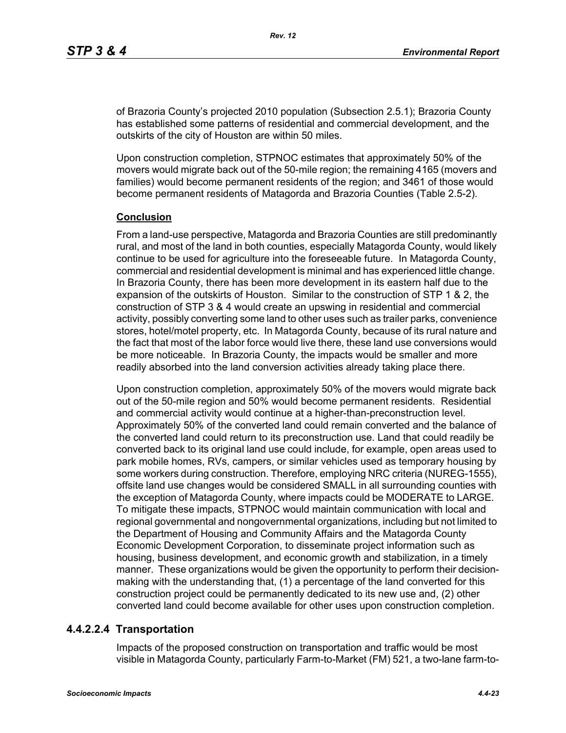of Brazoria County's projected 2010 population (Subsection 2.5.1); Brazoria County has established some patterns of residential and commercial development, and the outskirts of the city of Houston are within 50 miles.

Upon construction completion, STPNOC estimates that approximately 50% of the movers would migrate back out of the 50-mile region; the remaining 4165 (movers and families) would become permanent residents of the region; and 3461 of those would become permanent residents of Matagorda and Brazoria Counties (Table 2.5-2).

**Conclusion**

From a land-use perspective, Matagorda and Brazoria Counties are still predominantly rural, and most of the land in both counties, especially Matagorda County, would likely continue to be used for agriculture into the foreseeable future. In Matagorda County, commercial and residential development is minimal and has experienced little change. In Brazoria County, there has been more development in its eastern half due to the expansion of the outskirts of Houston. Similar to the construction of STP 1 & 2, the construction of STP 3 & 4 would create an upswing in residential and commercial activity, possibly converting some land to other uses such as trailer parks, convenience stores, hotel/motel property, etc. In Matagorda County, because of its rural nature and the fact that most of the labor force would live there, these land use conversions would be more noticeable. In Brazoria County, the impacts would be smaller and more readily absorbed into the land conversion activities already taking place there.

Upon construction completion, approximately 50% of the movers would migrate back out of the 50-mile region and 50% would become permanent residents. Residential and commercial activity would continue at a higher-than-preconstruction level. Approximately 50% of the converted land could remain converted and the balance of the converted land could return to its preconstruction use. Land that could readily be converted back to its original land use could include, for example, open areas used to park mobile homes, RVs, campers, or similar vehicles used as temporary housing by some workers during construction. Therefore, employing NRC criteria (NUREG-1555), offsite land use changes would be considered SMALL in all surrounding counties with the exception of Matagorda County, where impacts could be MODERATE to LARGE. To mitigate these impacts, STPNOC would maintain communication with local and regional governmental and nongovernmental organizations, including but not limited to the Department of Housing and Community Affairs and the Matagorda County Economic Development Corporation, to disseminate project information such as housing, business development, and economic growth and stabilization, in a timely manner. These organizations would be given the opportunity to perform their decision-making with the understanding that, (1) a percentage of the land converted for this construction project could be permanently dedicated to its new use and, (2) other converted land could become available for other uses upon construction completion.

#### 4.4.2.2.4 Transportation

Impacts of the proposed construction on transportation and traffic would be most visible in Matagorda County, particularly Farm-to-Market (FM) 521, a two-lane farm-to-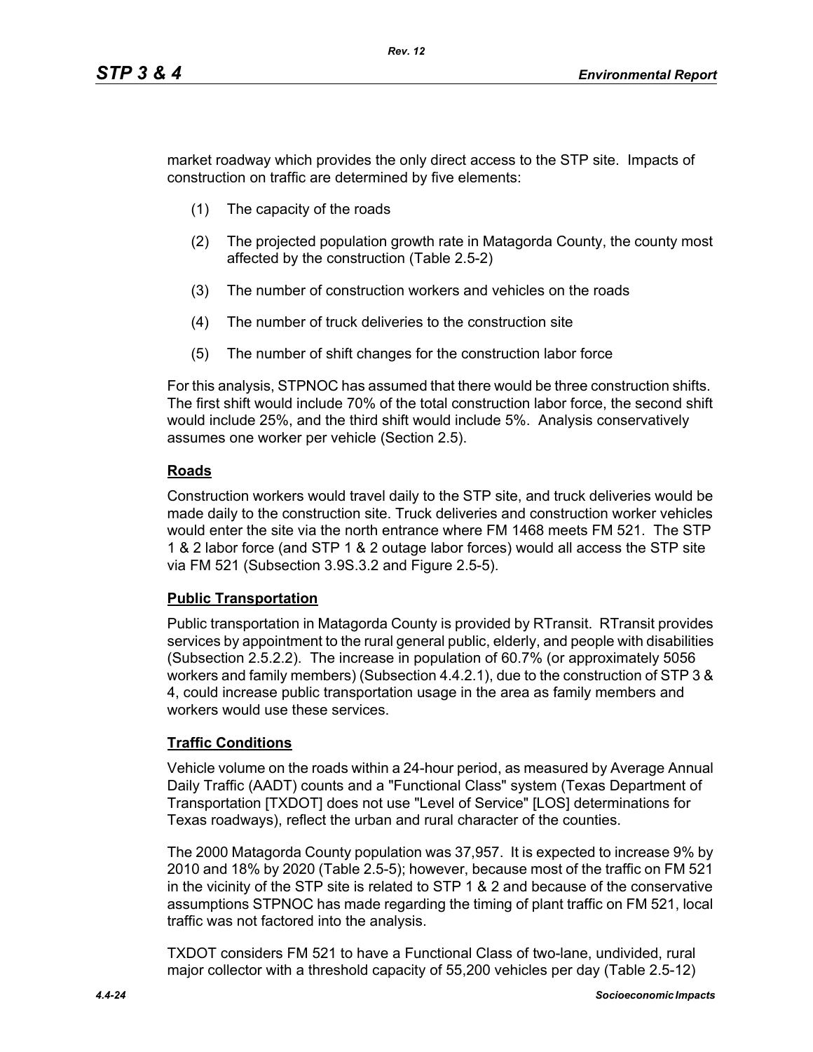market roadway which provides the only direct access to the STP site. Impacts of construction on traffic are determined by five elements:

(1) The capacity of the roads

(2) The projected population growth rate in Matagorda County, the county most affected by the construction (Table 2.5-2)

(3) The number of construction workers and vehicles on the roads

(4) The number of truck deliveries to the construction site

(5) The number of shift changes for the construction labor force

For this analysis, STPNOC has assumed that there would be three construction shifts. The first shift would include 70% of the total construction labor force, the second shift would include 25%, and the third shift would include 5%. Analysis conservatively assumes one worker per vehicle (Section 2.5).

**Roads**

Construction workers would travel daily to the STP site, and truck deliveries would be made daily to the construction site. Truck deliveries and construction worker vehicles would enter the site via the north entrance where FM 1468 meets FM 521. The STP 1 & 2 labor force (and STP 1 & 2 outage labor forces) would all access the STP site via FM 521 (Subsection 3.9S.3.2 and Figure 2.5-5).

**Public Transportation**

Public transportation in Matagorda County is provided by RTransit. RTransit provides services by appointment to the rural general public, elderly, and people with disabilities (Subsection 2.5.2.2). The increase in population of 60.7% (or approximately 5056 workers and family members) (Subsection 4.4.2.1), due to the construction of STP 3 & 4, could increase public transportation usage in the area as family members and workers would use these services.

**Traffic Conditions**

Vehicle volume on the roads within a 24-hour period, as measured by Average Annual Daily Traffic (AADT) counts and a "Functional Class" system (Texas Department of Transportation [TXDOT] does not use "Level of Service" [LOS] determinations for Texas roadways), reflect the urban and rural character of the counties.

The 2000 Matagorda County population was 37,957. It is expected to increase 9% by 2010 and 18% by 2020 (Table 2.5-5); however, because most of the traffic on FM 521 in the vicinity of the STP site is related to STP 1 & 2 and because of the conservative assumptions STPNOC has made regarding the timing of plant traffic on FM 521, local traffic was not factored into the analysis.

TXDOT considers FM 521 to have a Functional Class of two-lane, undivided, rural major collector with a threshold capacity of 55,200 vehicles per day (Table 2.5-12)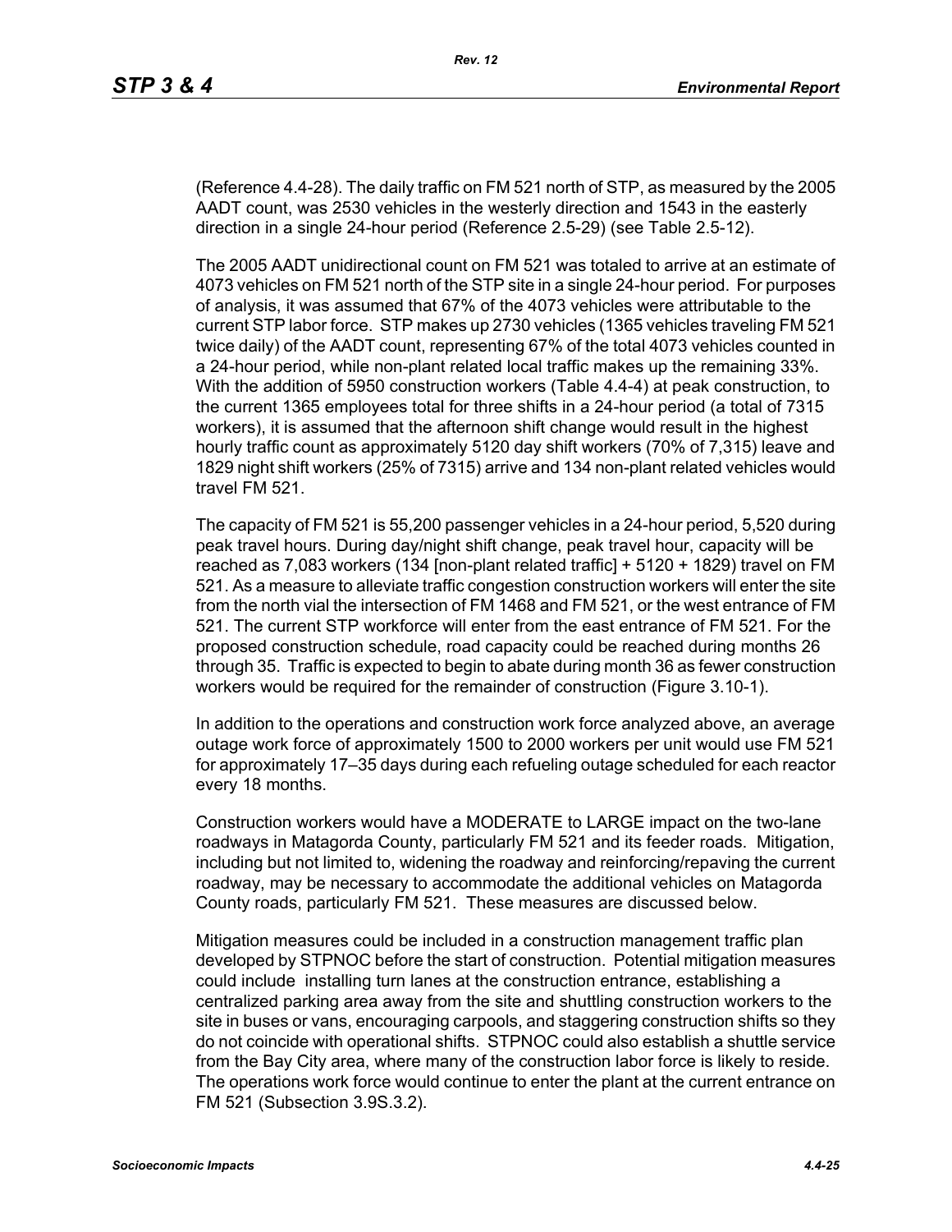(Reference 4.4-28). The daily traffic on FM 521 north of STP, as measured by the 2005 AADT count, was 2530 vehicles in the westerly direction and 1543 in the easterly direction in a single 24-hour period (Reference 2.5-29) (see Table 2.5-12).

The 2005 AADT unidirectional count on FM 521 was totaled to arrive at an estimate of 4073 vehicles on FM 521 north of the STP site in a single 24-hour period. For purposes of analysis, it was assumed that 67% of the 4073 vehicles were attributable to the current STP labor force. STP makes up 2730 vehicles (1365 vehicles traveling FM 521 twice daily) of the AADT count, representing 67% of the total 4073 vehicles counted in a 24-hour period, while non-plant related local traffic makes up the remaining 33%. With the addition of 5950 construction workers (Table 4.4-4) at peak construction, to the current 1365 employees total for three shifts in a 24-hour period (a total of 7315 workers), it is assumed that the afternoon shift change would result in the highest hourly traffic count as approximately 5120 day shift workers (70% of 7,315) leave and 1829 night shift workers (25% of 7315) arrive and 134 non-plant related vehicles would travel FM 521.

The capacity of FM 521 is 55,200 passenger vehicles in a 24-hour period, 5,520 during peak travel hours. During day/night shift change, peak travel hour, capacity will be reached as 7,083 workers (134 [non-plant related traffic] + 5120 + 1829) travel on FM 521. As a measure to alleviate traffic congestion construction workers will enter the site from the north vial the intersection of FM 1468 and FM 521, or the west entrance of FM 521. The current STP workforce will enter from the east entrance of FM 521. For the proposed construction schedule, road capacity could be reached during months 26 through 35. Traffic is expected to begin to abate during month 36 as fewer construction workers would be required for the remainder of construction (Figure 3.10-1).

In addition to the operations and construction work force analyzed above, an average outage work force of approximately 1500 to 2000 workers per unit would use FM 521 for approximately 17–35 days during each refueling outage scheduled for each reactor every 18 months.

Construction workers would have a MODERATE to LARGE impact on the two-lane roadways in Matagorda County, particularly FM 521 and its feeder roads. Mitigation, including but not limited to, widening the roadway and reinforcing/repaving the current roadway, may be necessary to accommodate the additional vehicles on Matagorda County roads, particularly FM 521. These measures are discussed below.

Mitigation measures could be included in a construction management traffic plan developed by STPNOC before the start of construction. Potential mitigation measures could include installing turn lanes at the construction entrance, establishing a centralized parking area away from the site and shuttling construction workers to the site in buses or vans, encouraging carpools, and staggering construction shifts so they do not coincide with operational shifts. STPNOC could also establish a shuttle service from the Bay City area, where many of the construction labor force is likely to reside. The operations work force would continue to enter the plant at the current entrance on FM 521 (Subsection 3.9S.3.2).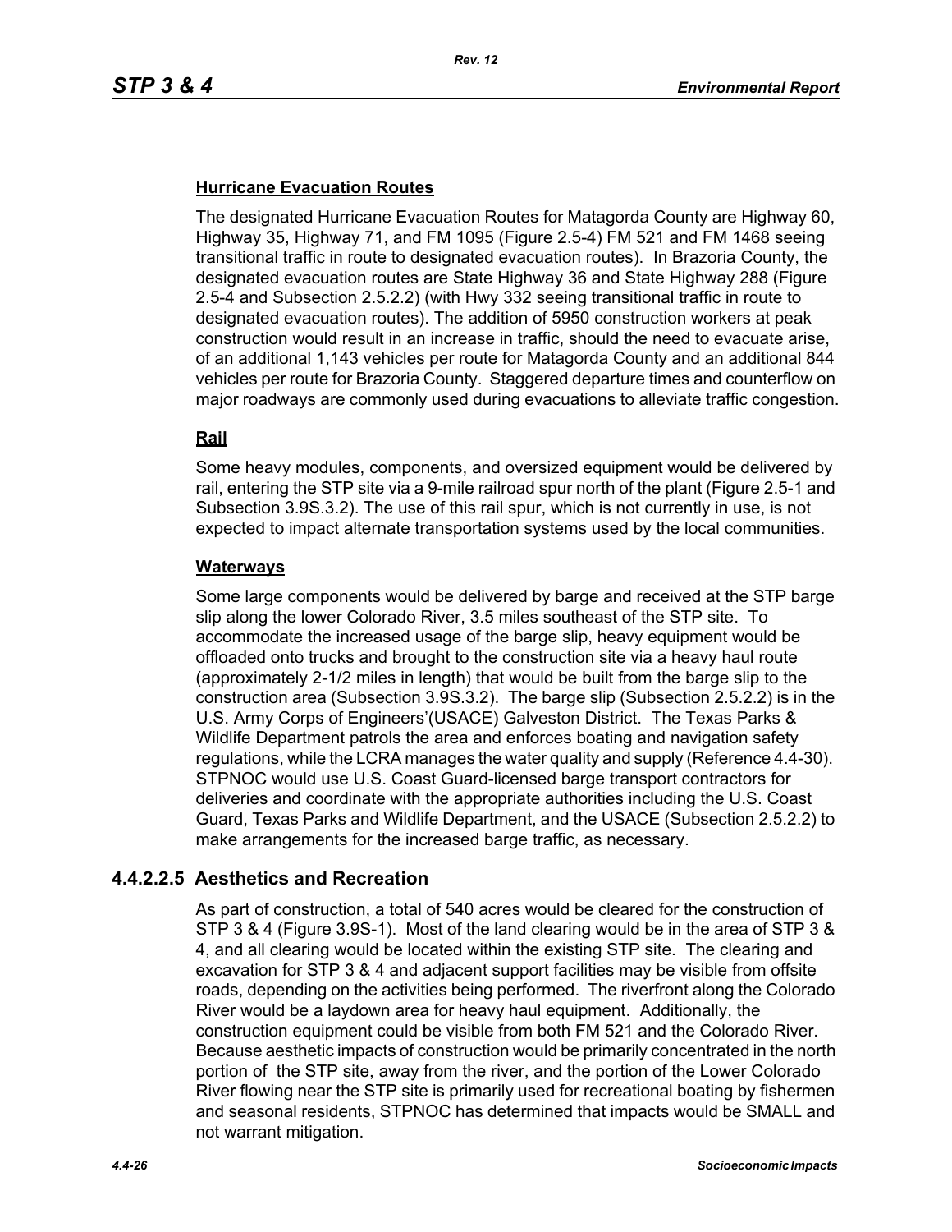#### Hurricane Evacuation Routes

The designated Hurricane Evacuation Routes for Matagorda County are Highway 60, Highway 35, Highway 71, and FM 1095 (Figure 2.5-4) FM 521 and FM 1468 seeing transitional traffic in route to designated evacuation routes). In Brazoria County, the designated evacuation routes are State Highway 36 and State Highway 288 (Figure 2.5-4 and Subsection 2.5.2.2) (with Hwy 332 seeing transitional traffic in route to designated evacuation routes). The addition of 5950 construction workers at peak construction would result in an increase in traffic, should the need to evacuate arise, of an additional 1,143 vehicles per route for Matagorda County and an additional 844 vehicles per route for Brazoria County. Staggered departure times and counterflow on major roadways are commonly used during evacuations to alleviate traffic congestion.

#### Rail

Some heavy modules, components, and oversized equipment would be delivered by rail, entering the STP site via a 9-mile railroad spur north of the plant (Figure 2.5-1 and Subsection 3.9S.3.2). The use of this rail spur, which is not currently in use, is not expected to impact alternate transportation systems used by the local communities.

#### Waterways

Some large components would be delivered by barge and received at the STP barge slip along the lower Colorado River, 3.5 miles southeast of the STP site. To accommodate the increased usage of the barge slip, heavy equipment would be offloaded onto trucks and brought to the construction site via a heavy haul route (approximately 2-1/2 miles in length) that would be built from the barge slip to the construction area (Subsection 3.9S.3.2). The barge slip (Subsection 2.5.2.2) is in the U.S. Army Corps of Engineers'(USACE) Galveston District. The Texas Parks & Wildlife Department patrols the area and enforces boating and navigation safety regulations, while the LCRA manages the water quality and supply (Reference 4.4-30). STPNOC would use U.S. Coast Guard-licensed barge transport contractors for deliveries and coordinate with the appropriate authorities including the U.S. Coast Guard, Texas Parks and Wildlife Department, and the USACE (Subsection 2.5.2.2) to make arrangements for the increased barge traffic, as necessary.

### 4.4.2.2.5 Aesthetics and Recreation

As part of construction, a total of 540 acres would be cleared for the construction of STP 3 & 4 (Figure 3.9S-1). Most of the land clearing would be in the area of STP 3 & 4, and all clearing would be located within the existing STP site. The clearing and excavation for STP 3 & 4 and adjacent support facilities may be visible from offsite roads, depending on the activities being performed. The riverfront along the Colorado River would be a laydown area for heavy haul equipment. Additionally, the construction equipment could be visible from both FM 521 and the Colorado River. Because aesthetic impacts of construction would be primarily concentrated in the north portion of the STP site, away from the river, and the portion of the Lower Colorado River flowing near the STP site is primarily used for recreational boating by fishermen and seasonal residents, STPNOC has determined that impacts would be SMALL and not warrant mitigation.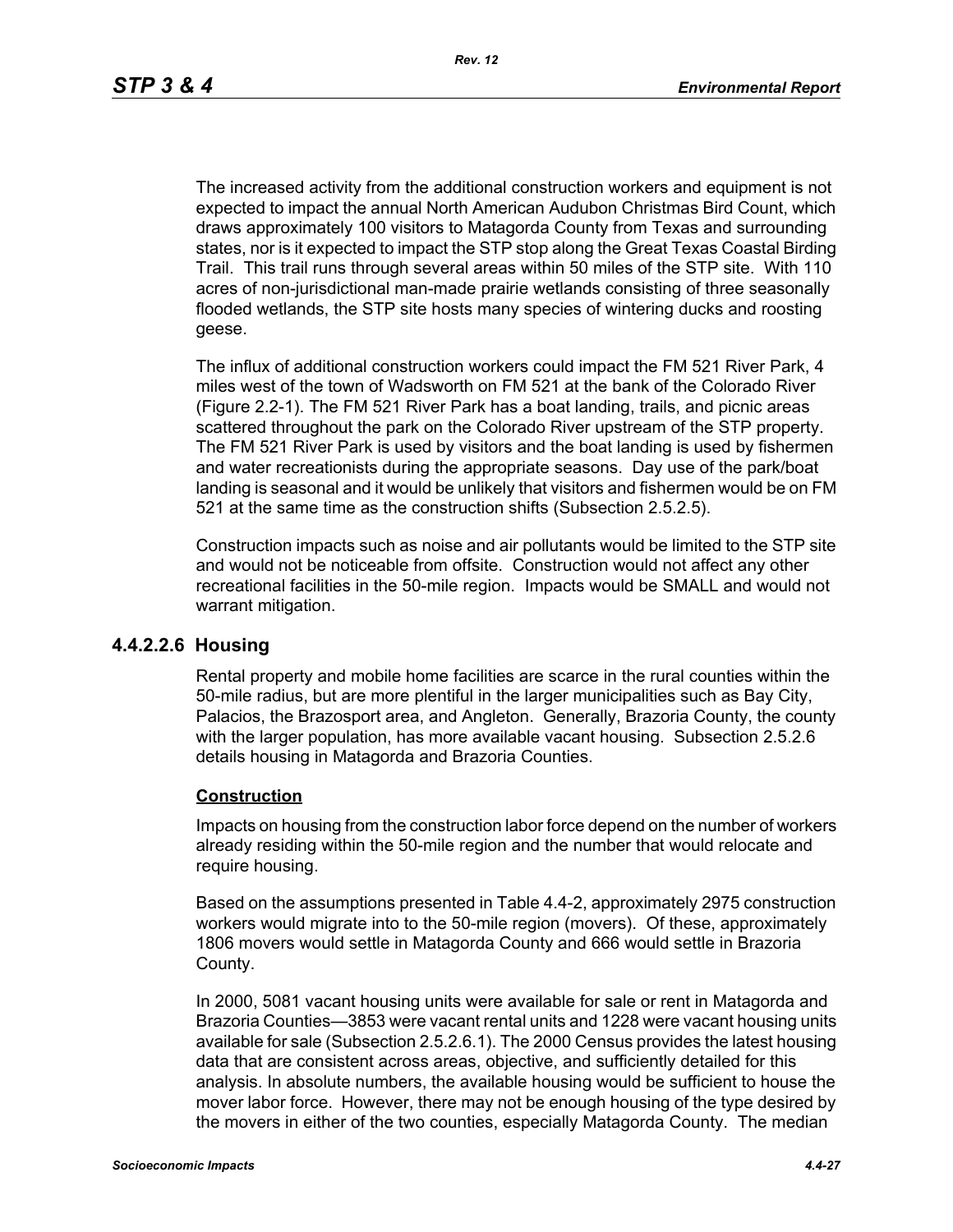The increased activity from the additional construction workers and equipment is not expected to impact the annual North American Audubon Christmas Bird Count, which draws approximately 100 visitors to Matagorda County from Texas and surrounding states, nor is it expected to impact the STP stop along the Great Texas Coastal Birding Trail. This trail runs through several areas within 50 miles of the STP site. With 110 acres of non-jurisdictional man-made prairie wetlands consisting of three seasonally flooded wetlands, the STP site hosts many species of wintering ducks and roosting geese.

The influx of additional construction workers could impact the FM 521 River Park, 4 miles west of the town of Wadsworth on FM 521 at the bank of the Colorado River (Figure 2.2-1). The FM 521 River Park has a boat landing, trails, and picnic areas scattered throughout the park on the Colorado River upstream of the STP property. The FM 521 River Park is used by visitors and the boat landing is used by fishermen and water recreationists during the appropriate seasons. Day use of the park/boat landing is seasonal and it would be unlikely that visitors and fishermen would be on FM 521 at the same time as the construction shifts (Subsection 2.5.2.5).

Construction impacts such as noise and air pollutants would be limited to the STP site and would not be noticeable from offsite. Construction would not affect any other recreational facilities in the 50-mile region. Impacts would be SMALL and would not warrant mitigation.

### 4.4.2.2.6 Housing

Rental property and mobile home facilities are scarce in the rural counties within the 50-mile radius, but are more plentiful in the larger municipalities such as Bay City, Palacios, the Brazosport area, and Angleton. Generally, Brazoria County, the county with the larger population, has more available vacant housing. Subsection 2.5.2.6 details housing in Matagorda and Brazoria Counties.

**Construction**

Impacts on housing from the construction labor force depend on the number of workers already residing within the 50-mile region and the number that would relocate and require housing.

Based on the assumptions presented in Table 4.4-2, approximately 2975 construction workers would migrate into to the 50-mile region (movers). Of these, approximately 1806 movers would settle in Matagorda County and 666 would settle in Brazoria County.

In 2000, 5081 vacant housing units were available for sale or rent in Matagorda and Brazoria Counties—3853 were vacant rental units and 1228 were vacant housing units available for sale (Subsection 2.5.2.6.1). The 2000 Census provides the latest housing data that are consistent across areas, objective, and sufficiently detailed for this analysis. In absolute numbers, the available housing would be sufficient to house the mover labor force. However, there may not be enough housing of the type desired by the movers in either of the two counties, especially Matagorda County. The median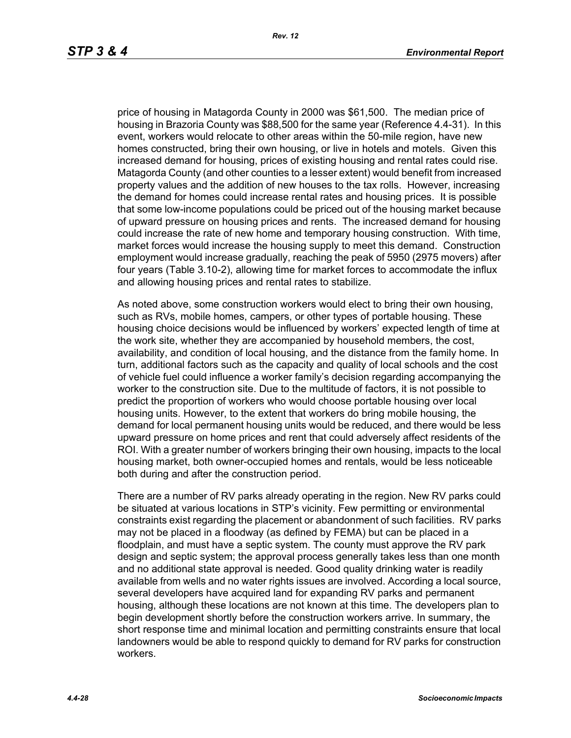price of housing in Matagorda County in 2000 was $61,500. The median price of housing in Brazoria County was $88,500 for the same year (Reference 4.4-31). In this event, workers would relocate to other areas within the 50-mile region, have new homes constructed, bring their own housing, or live in hotels and motels. Given this increased demand for housing, prices of existing housing and rental rates could rise. Matagorda County (and other counties to a lesser extent) would benefit from increased property values and the addition of new houses to the tax rolls. However, increasing the demand for homes could increase rental rates and housing prices. It is possible that some low-income populations could be priced out of the housing market because of upward pressure on housing prices and rents. The increased demand for housing could increase the rate of new home and temporary housing construction. With time, market forces would increase the housing supply to meet this demand. Construction employment would increase gradually, reaching the peak of 5950 (2975 movers) after four years (Table 3.10-2), allowing time for market forces to accommodate the influx and allowing housing prices and rental rates to stabilize.

As noted above, some construction workers would elect to bring their own housing, such as RVs, mobile homes, campers, or other types of portable housing. These housing choice decisions would be influenced by workers' expected length of time at the work site, whether they are accompanied by household members, the cost, availability, and condition of local housing, and the distance from the family home. In turn, additional factors such as the capacity and quality of local schools and the cost of vehicle fuel could influence a worker family's decision regarding accompanying the worker to the construction site. Due to the multitude of factors, it is not possible to predict the proportion of workers who would choose portable housing over local housing units. However, to the extent that workers do bring mobile housing, the demand for local permanent housing units would be reduced, and there would be less upward pressure on home prices and rent that could adversely affect residents of the ROI. With a greater number of workers bringing their own housing, impacts to the local housing market, both owner-occupied homes and rentals, would be less noticeable both during and after the construction period.

There are a number of RV parks already operating in the region. New RV parks could be situated at various locations in STP's vicinity. Few permitting or environmental constraints exist regarding the placement or abandonment of such facilities. RV parks may not be placed in a floodway (as defined by FEMA) but can be placed in a floodplain, and must have a septic system. The county must approve the RV park design and septic system; the approval process generally takes less than one month and no additional state approval is needed. Good quality drinking water is readily available from wells and no water rights issues are involved. According to a local source, several developers have acquired land for expanding RV parks and permanent housing, although these locations are not known at this time. The developers plan to begin development shortly before the construction workers arrive. In summary, the short response time and minimal location and permitting constraints ensure that local landowners would be able to respond quickly to demand for RV parks for construction workers.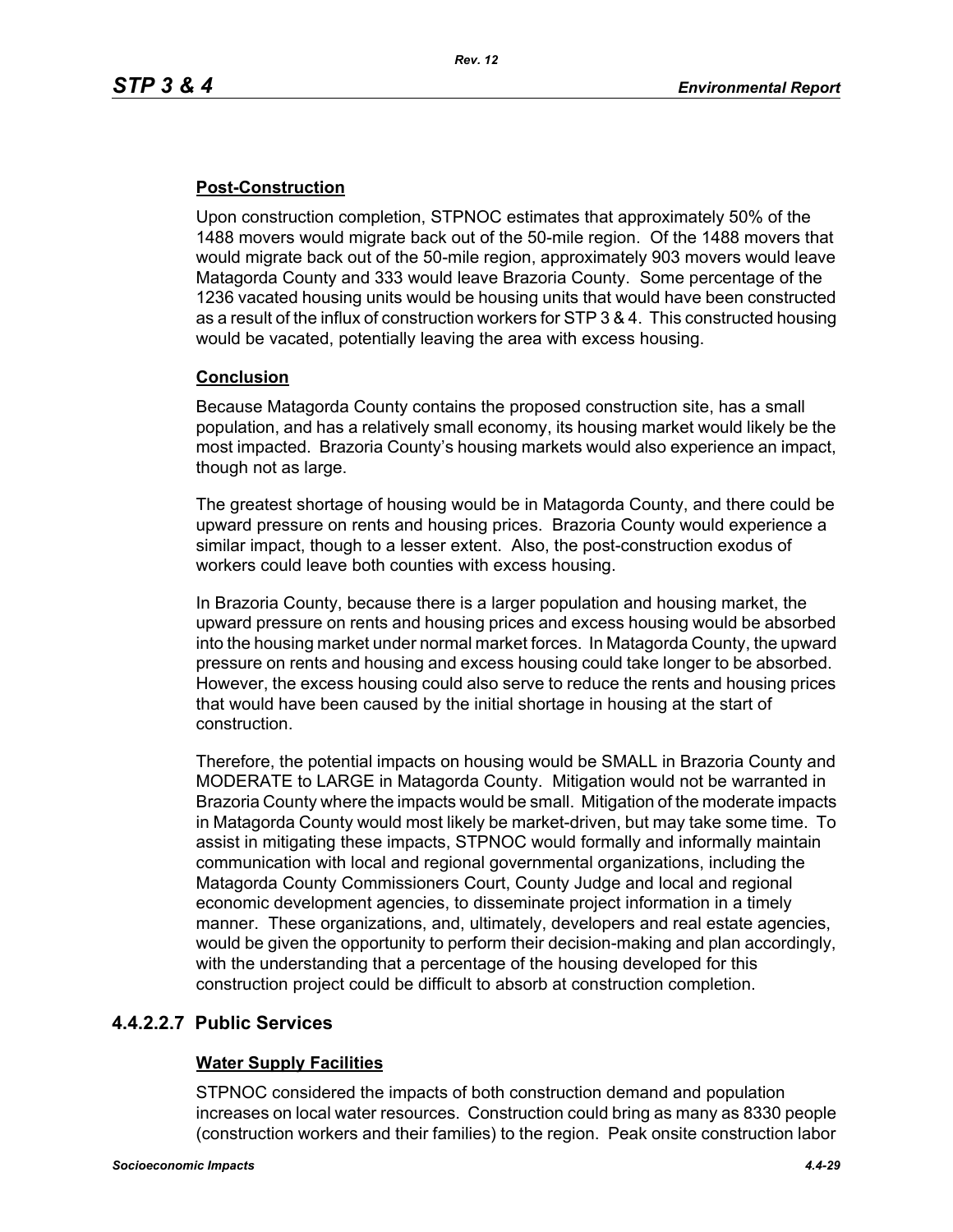### Post-Construction

Upon construction completion, STPNOC estimates that approximately 50% of the 1488 movers would migrate back out of the 50-mile region. Of the 1488 movers that would migrate back out of the 50-mile region, approximately 903 movers would leave Matagorda County and 333 would leave Brazoria County. Some percentage of the 1236 vacated housing units would be housing units that would have been constructed as a result of the influx of construction workers for STP 3 & 4. This constructed housing would be vacated, potentially leaving the area with excess housing.

### Conclusion

Because Matagorda County contains the proposed construction site, has a small population, and has a relatively small economy, its housing market would likely be the most impacted. Brazoria County's housing markets would also experience an impact, though not as large.

The greatest shortage of housing would be in Matagorda County, and there could be upward pressure on rents and housing prices. Brazoria County would experience a similar impact, though to a lesser extent. Also, the post-construction exodus of workers could leave both counties with excess housing.

In Brazoria County, because there is a larger population and housing market, the upward pressure on rents and housing prices and excess housing would be absorbed into the housing market under normal market forces. In Matagorda County, the upward pressure on rents and housing and excess housing could take longer to be absorbed. However, the excess housing could also serve to reduce the rents and housing prices that would have been caused by the initial shortage in housing at the start of construction.

Therefore, the potential impacts on housing would be SMALL in Brazoria County and MODERATE to LARGE in Matagorda County. Mitigation would not be warranted in Brazoria County where the impacts would be small. Mitigation of the moderate impacts in Matagorda County would most likely be market-driven, but may take some time. To assist in mitigating these impacts, STPNOC would formally and informally maintain communication with local and regional governmental organizations, including the Matagorda County Commissioners Court, County Judge and local and regional economic development agencies, to disseminate project information in a timely manner. These organizations, and, ultimately, developers and real estate agencies, would be given the opportunity to perform their decision-making and plan accordingly, with the understanding that a percentage of the housing developed for this construction project could be difficult to absorb at construction completion.

## 4.4.2.2.7 Public Services

### Water Supply Facilities

STPNOC considered the impacts of both construction demand and population increases on local water resources. Construction could bring as many as 8330 people (construction workers and their families) to the region. Peak onsite construction labor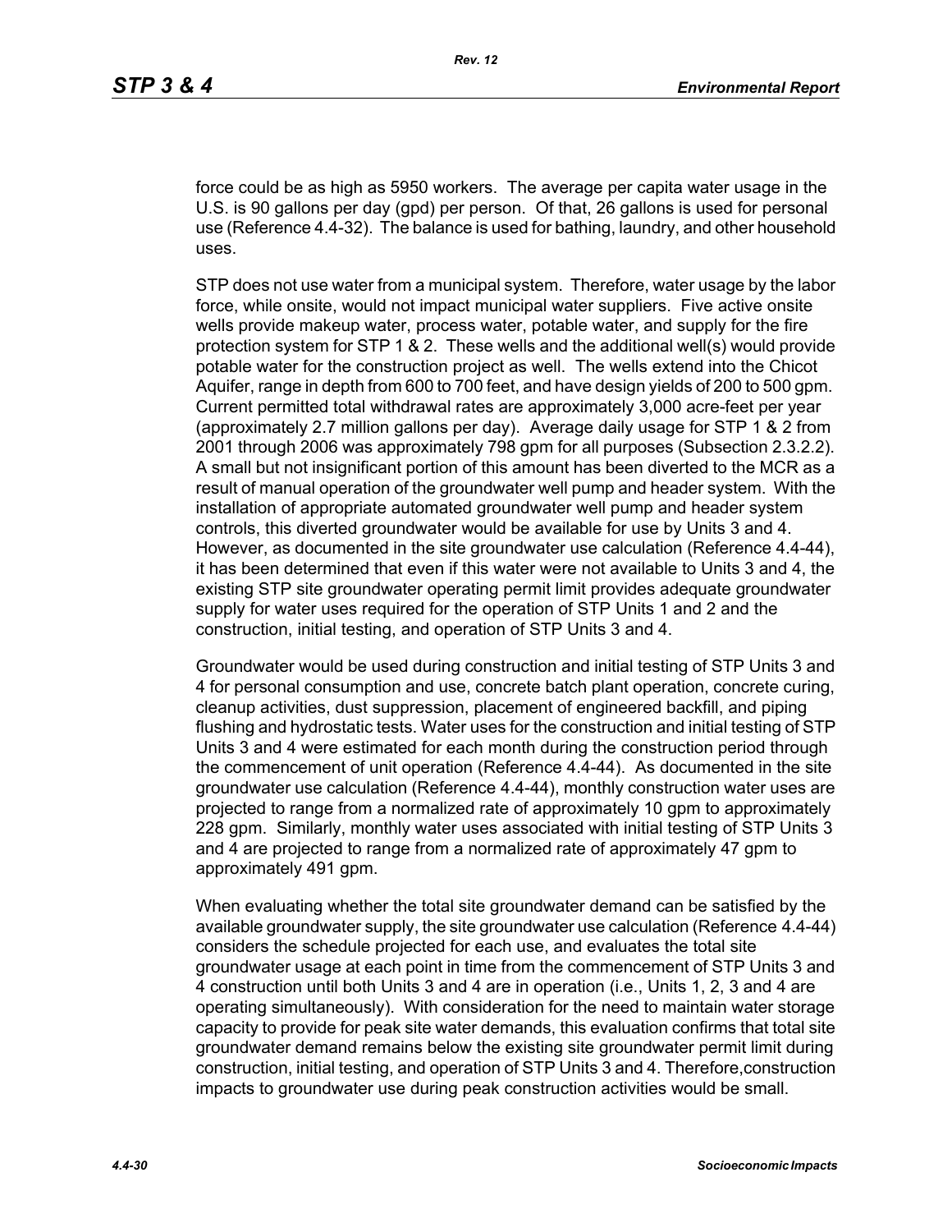force could be as high as 5950 workers. The average per capita water usage in the U.S. is 90 gallons per day (gpd) per person. Of that, 26 gallons is used for personal use (Reference 4.4-32). The balance is used for bathing, laundry, and other household uses.

STP does not use water from a municipal system. Therefore, water usage by the labor force, while onsite, would not impact municipal water suppliers. Five active onsite wells provide makeup water, process water, potable water, and supply for the fire protection system for STP 1 & 2. These wells and the additional well(s) would provide potable water for the construction project as well. The wells extend into the Chicot Aquifer, range in depth from 600 to 700 feet, and have design yields of 200 to 500 gpm. Current permitted total withdrawal rates are approximately 3,000 acre-feet per year (approximately 2.7 million gallons per day). Average daily usage for STP 1 & 2 from 2001 through 2006 was approximately 798 gpm for all purposes (Subsection 2.3.2.2). A small but not insignificant portion of this amount has been diverted to the MCR as a result of manual operation of the groundwater well pump and header system. With the installation of appropriate automated groundwater well pump and header system controls, this diverted groundwater would be available for use by Units 3 and 4. However, as documented in the site groundwater use calculation (Reference 4.4-44), it has been determined that even if this water were not available to Units 3 and 4, the existing STP site groundwater operating permit limit provides adequate groundwater supply for water uses required for the operation of STP Units 1 and 2 and the construction, initial testing, and operation of STP Units 3 and 4.

Groundwater would be used during construction and initial testing of STP Units 3 and 4 for personal consumption and use, concrete batch plant operation, concrete curing, cleanup activities, dust suppression, placement of engineered backfill, and piping flushing and hydrostatic tests. Water uses for the construction and initial testing of STP Units 3 and 4 were estimated for each month during the construction period through the commencement of unit operation (Reference 4.4-44). As documented in the site groundwater use calculation (Reference 4.4-44), monthly construction water uses are projected to range from a normalized rate of approximately 10 gpm to approximately 228 gpm. Similarly, monthly water uses associated with initial testing of STP Units 3 and 4 are projected to range from a normalized rate of approximately 47 gpm to approximately 491 gpm.

When evaluating whether the total site groundwater demand can be satisfied by the available groundwater supply, the site groundwater use calculation (Reference 4.4-44) considers the schedule projected for each use, and evaluates the total site groundwater usage at each point in time from the commencement of STP Units 3 and 4 construction until both Units 3 and 4 are in operation (i.e., Units 1, 2, 3 and 4 are operating simultaneously). With consideration for the need to maintain water storage capacity to provide for peak site water demands, this evaluation confirms that total site groundwater demand remains below the existing site groundwater permit limit during construction, initial testing, and operation of STP Units 3 and 4. Therefore,construction impacts to groundwater use during peak construction activities would be small.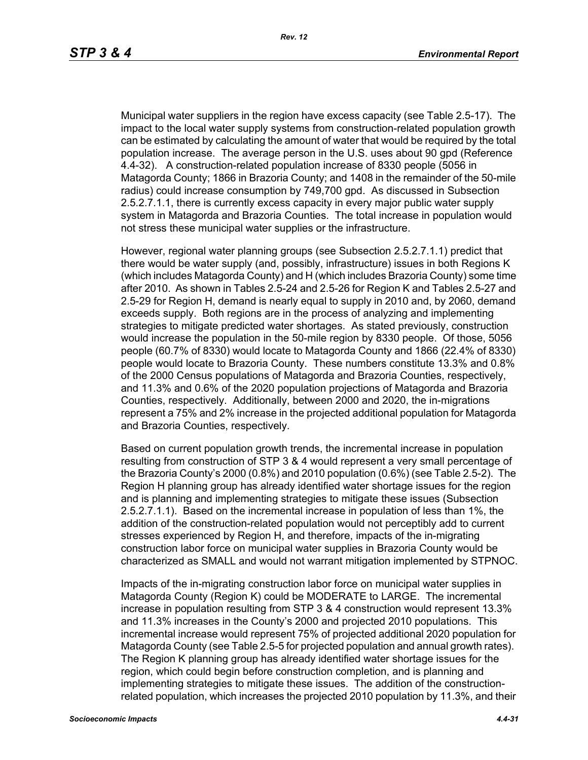Municipal water suppliers in the region have excess capacity (see Table 2.5-17). The impact to the local water supply systems from construction-related population growth can be estimated by calculating the amount of water that would be required by the total population increase. The average person in the U.S. uses about 90 gpd (Reference 4.4-32). A construction-related population increase of 8330 people (5056 in Matagorda County; 1866 in Brazoria County; and 1408 in the remainder of the 50-mile radius) could increase consumption by 749,700 gpd. As discussed in Subsection 2.5.2.7.1.1, there is currently excess capacity in every major public water supply system in Matagorda and Brazoria Counties. The total increase in population would not stress these municipal water supplies or the infrastructure.

However, regional water planning groups (see Subsection 2.5.2.7.1.1) predict that there would be water supply (and, possibly, infrastructure) issues in both Regions K (which includes Matagorda County) and H (which includes Brazoria County) some time after 2010. As shown in Tables 2.5-24 and 2.5-26 for Region K and Tables 2.5-27 and 2.5-29 for Region H, demand is nearly equal to supply in 2010 and, by 2060, demand exceeds supply. Both regions are in the process of analyzing and implementing strategies to mitigate predicted water shortages. As stated previously, construction would increase the population in the 50-mile region by 8330 people. Of those, 5056 people (60.7% of 8330) would locate to Matagorda County and 1866 (22.4% of 8330) people would locate to Brazoria County. These numbers constitute 13.3% and 0.8% of the 2000 Census populations of Matagorda and Brazoria Counties, respectively, and 11.3% and 0.6% of the 2020 population projections of Matagorda and Brazoria Counties, respectively. Additionally, between 2000 and 2020, the in-migrations represent a 75% and 2% increase in the projected additional population for Matagorda and Brazoria Counties, respectively.

Based on current population growth trends, the incremental increase in population resulting from construction of STP 3 & 4 would represent a very small percentage of the Brazoria County's 2000 (0.8%) and 2010 population (0.6%) (see Table 2.5-2). The Region H planning group has already identified water shortage issues for the region and is planning and implementing strategies to mitigate these issues (Subsection 2.5.2.7.1.1). Based on the incremental increase in population of less than 1%, the addition of the construction-related population would not perceptibly add to current stresses experienced by Region H, and therefore, impacts of the in-migrating construction labor force on municipal water supplies in Brazoria County would be characterized as SMALL and would not warrant mitigation implemented by STPNOC.

Impacts of the in-migrating construction labor force on municipal water supplies in Matagorda County (Region K) could be MODERATE to LARGE. The incremental increase in population resulting from STP 3 & 4 construction would represent 13.3% and 11.3% increases in the County's 2000 and projected 2010 populations. This incremental increase would represent 75% of projected additional 2020 population for Matagorda County (see Table 2.5-5 for projected population and annual growth rates). The Region K planning group has already identified water shortage issues for the region, which could begin before construction completion, and is planning and implementing strategies to mitigate these issues. The addition of the construction-related population, which increases the projected 2010 population by 11.3%, and their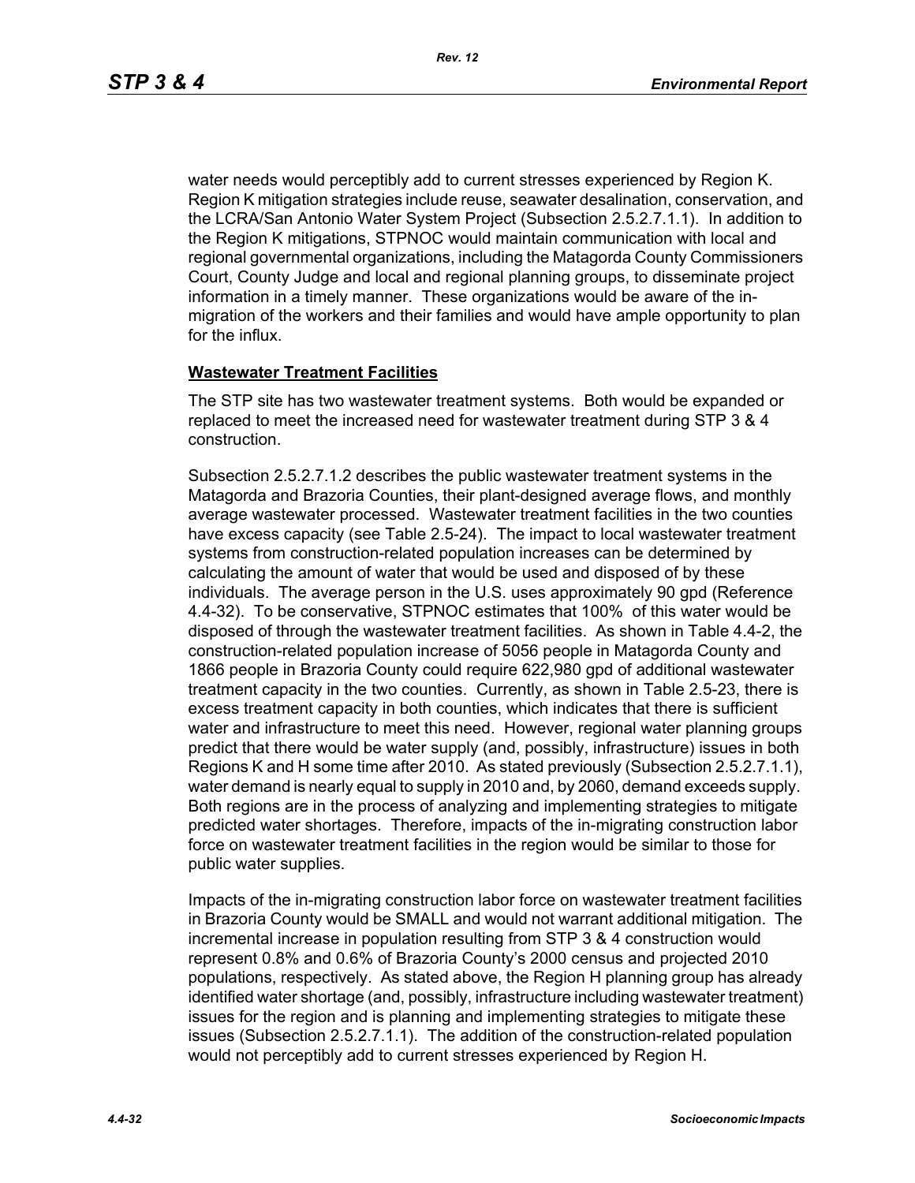water needs would perceptibly add to current stresses experienced by Region K. Region K mitigation strategies include reuse, seawater desalination, conservation, and the LCRA/San Antonio Water System Project (Subsection 2.5.2.7.1.1). In addition to the Region K mitigations, STPNOC would maintain communication with local and regional governmental organizations, including the Matagorda County Commissioners Court, County Judge and local and regional planning groups, to disseminate project information in a timely manner. These organizations would be aware of the in-migration of the workers and their families and would have ample opportunity to plan for the influx.

**Wastewater Treatment Facilities**

The STP site has two wastewater treatment systems. Both would be expanded or replaced to meet the increased need for wastewater treatment during STP 3 & 4 construction.

Subsection 2.5.2.7.1.2 describes the public wastewater treatment systems in the Matagorda and Brazoria Counties, their plant-designed average flows, and monthly average wastewater processed. Wastewater treatment facilities in the two counties have excess capacity (see Table 2.5-24). The impact to local wastewater treatment systems from construction-related population increases can be determined by calculating the amount of water that would be used and disposed of by these individuals. The average person in the U.S. uses approximately 90 gpd (Reference 4.4-32). To be conservative, STPNOC estimates that 100% of this water would be disposed of through the wastewater treatment facilities. As shown in Table 4.4-2, the construction-related population increase of 5056 people in Matagorda County and 1866 people in Brazoria County could require 622,980 gpd of additional wastewater treatment capacity in the two counties. Currently, as shown in Table 2.5-23, there is excess treatment capacity in both counties, which indicates that there is sufficient water and infrastructure to meet this need. However, regional water planning groups predict that there would be water supply (and, possibly, infrastructure) issues in both Regions K and H some time after 2010. As stated previously (Subsection 2.5.2.7.1.1), water demand is nearly equal to supply in 2010 and, by 2060, demand exceeds supply. Both regions are in the process of analyzing and implementing strategies to mitigate predicted water shortages. Therefore, impacts of the in-migrating construction labor force on wastewater treatment facilities in the region would be similar to those for public water supplies.

Impacts of the in-migrating construction labor force on wastewater treatment facilities in Brazoria County would be SMALL and would not warrant additional mitigation. The incremental increase in population resulting from STP 3 & 4 construction would represent 0.8% and 0.6% of Brazoria County's 2000 census and projected 2010 populations, respectively. As stated above, the Region H planning group has already identified water shortage (and, possibly, infrastructure including wastewater treatment) issues for the region and is planning and implementing strategies to mitigate these issues (Subsection 2.5.2.7.1.1). The addition of the construction-related population would not perceptibly add to current stresses experienced by Region H.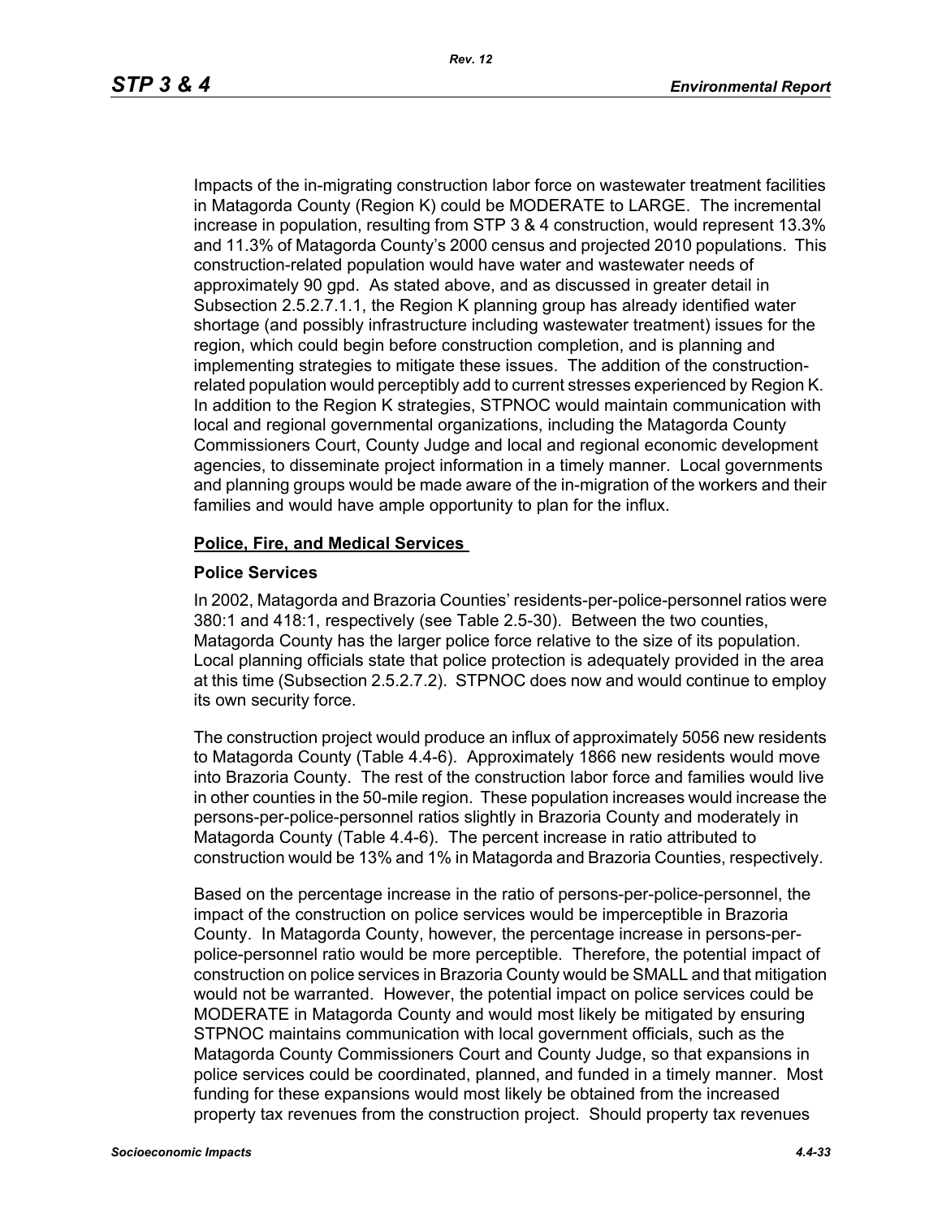Impacts of the in-migrating construction labor force on wastewater treatment facilities in Matagorda County (Region K) could be MODERATE to LARGE. The incremental increase in population, resulting from STP 3 & 4 construction, would represent 13.3% and 11.3% of Matagorda County's 2000 census and projected 2010 populations. This construction-related population would have water and wastewater needs of approximately 90 gpd. As stated above, and as discussed in greater detail in Subsection 2.5.2.7.1.1, the Region K planning group has already identified water shortage (and possibly infrastructure including wastewater treatment) issues for the region, which could begin before construction completion, and is planning and implementing strategies to mitigate these issues. The addition of the construction-related population would perceptibly add to current stresses experienced by Region K. In addition to the Region K strategies, STPNOC would maintain communication with local and regional governmental organizations, including the Matagorda County Commissioners Court, County Judge and local and regional economic development agencies, to disseminate project information in a timely manner. Local governments and planning groups would be made aware of the in-migration of the workers and their families and would have ample opportunity to plan for the influx.

**<u>Police, Fire, and Medical Services</u>**

**Police Services**

In 2002, Matagorda and Brazoria Counties' residents-per-police-personnel ratios were 380:1 and 418:1, respectively (see Table 2.5-30). Between the two counties, Matagorda County has the larger police force relative to the size of its population. Local planning officials state that police protection is adequately provided in the area at this time (Subsection 2.5.2.7.2). STPNOC does now and would continue to employ its own security force.

The construction project would produce an influx of approximately 5056 new residents to Matagorda County (Table 4.4-6). Approximately 1866 new residents would move into Brazoria County. The rest of the construction labor force and families would live in other counties in the 50-mile region. These population increases would increase the persons-per-police-personnel ratios slightly in Brazoria County and moderately in Matagorda County (Table 4.4-6). The percent increase in ratio attributed to construction would be 13% and 1% in Matagorda and Brazoria Counties, respectively.

Based on the percentage increase in the ratio of persons-per-police-personnel, the impact of the construction on police services would be imperceptible in Brazoria County. In Matagorda County, however, the percentage increase in persons-per-police-personnel ratio would be more perceptible. Therefore, the potential impact of construction on police services in Brazoria County would be SMALL and that mitigation would not be warranted. However, the potential impact on police services could be MODERATE in Matagorda County and would most likely be mitigated by ensuring STPNOC maintains communication with local government officials, such as the Matagorda County Commissioners Court and County Judge, so that expansions in police services could be coordinated, planned, and funded in a timely manner. Most funding for these expansions would most likely be obtained from the increased property tax revenues from the construction project. Should property tax revenues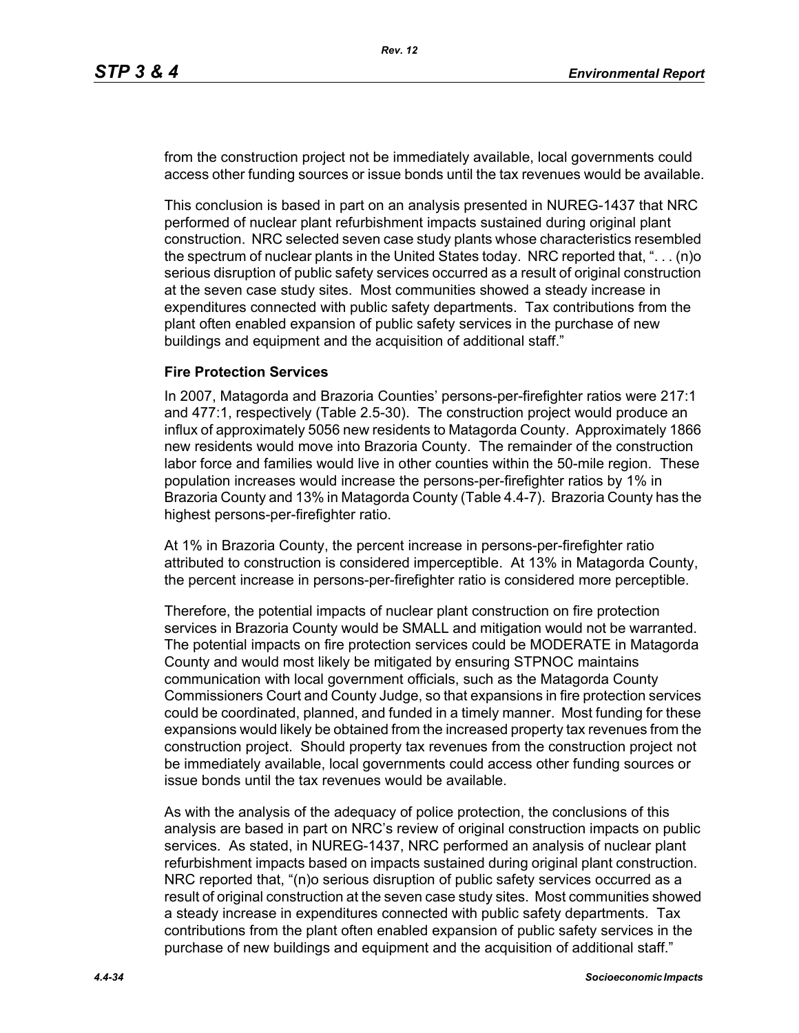from the construction project not be immediately available, local governments could access other funding sources or issue bonds until the tax revenues would be available.

This conclusion is based in part on an analysis presented in NUREG-1437 that NRC performed of nuclear plant refurbishment impacts sustained during original plant construction. NRC selected seven case study plants whose characteristics resembled the spectrum of nuclear plants in the United States today. NRC reported that, ". . . (n)o serious disruption of public safety services occurred as a result of original construction at the seven case study sites. Most communities showed a steady increase in expenditures connected with public safety departments. Tax contributions from the plant often enabled expansion of public safety services in the purchase of new buildings and equipment and the acquisition of additional staff."

**Fire Protection Services**

In 2007, Matagorda and Brazoria Counties' persons-per-firefighter ratios were 217:1 and 477:1, respectively (Table 2.5-30). The construction project would produce an influx of approximately 5056 new residents to Matagorda County. Approximately 1866 new residents would move into Brazoria County. The remainder of the construction labor force and families would live in other counties within the 50-mile region. These population increases would increase the persons-per-firefighter ratios by 1% in Brazoria County and 13% in Matagorda County (Table 4.4-7). Brazoria County has the highest persons-per-firefighter ratio.

At 1% in Brazoria County, the percent increase in persons-per-firefighter ratio attributed to construction is considered imperceptible. At 13% in Matagorda County, the percent increase in persons-per-firefighter ratio is considered more perceptible.

Therefore, the potential impacts of nuclear plant construction on fire protection services in Brazoria County would be SMALL and mitigation would not be warranted. The potential impacts on fire protection services could be MODERATE in Matagorda County and would most likely be mitigated by ensuring STPNOC maintains communication with local government officials, such as the Matagorda County Commissioners Court and County Judge, so that expansions in fire protection services could be coordinated, planned, and funded in a timely manner. Most funding for these expansions would likely be obtained from the increased property tax revenues from the construction project. Should property tax revenues from the construction project not be immediately available, local governments could access other funding sources or issue bonds until the tax revenues would be available.

As with the analysis of the adequacy of police protection, the conclusions of this analysis are based in part on NRC's review of original construction impacts on public services. As stated, in NUREG-1437, NRC performed an analysis of nuclear plant refurbishment impacts based on impacts sustained during original plant construction. NRC reported that, "(n)o serious disruption of public safety services occurred as a result of original construction at the seven case study sites. Most communities showed a steady increase in expenditures connected with public safety departments. Tax contributions from the plant often enabled expansion of public safety services in the purchase of new buildings and equipment and the acquisition of additional staff."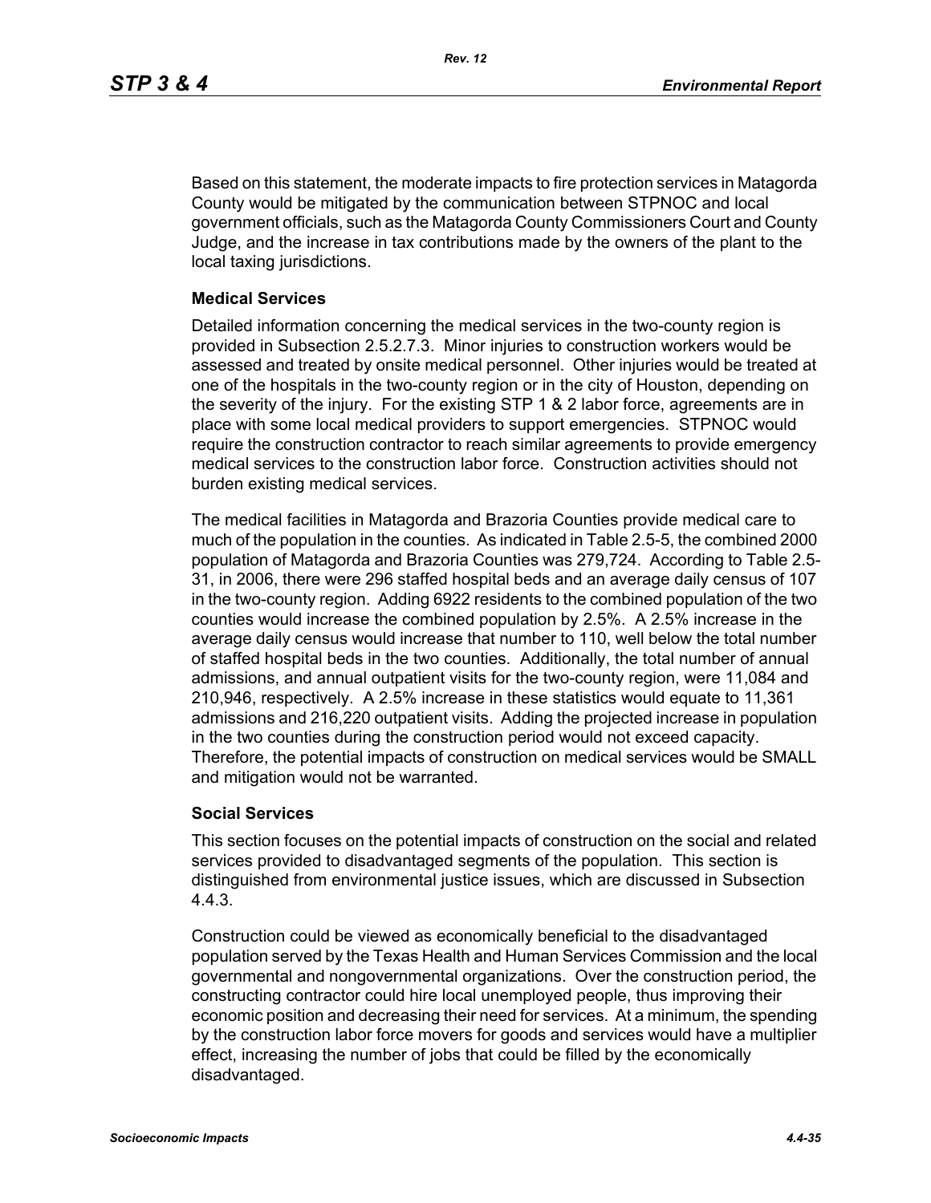Based on this statement, the moderate impacts to fire protection services in Matagorda County would be mitigated by the communication between STPNOC and local government officials, such as the Matagorda County Commissioners Court and County Judge, and the increase in tax contributions made by the owners of the plant to the local taxing jurisdictions.

**Medical Services**

Detailed information concerning the medical services in the two-county region is provided in Subsection 2.5.2.7.3. Minor injuries to construction workers would be assessed and treated by onsite medical personnel. Other injuries would be treated at one of the hospitals in the two-county region or in the city of Houston, depending on the severity of the injury. For the existing STP 1 & 2 labor force, agreements are in place with some local medical providers to support emergencies. STPNOC would require the construction contractor to reach similar agreements to provide emergency medical services to the construction labor force. Construction activities should not burden existing medical services.

The medical facilities in Matagorda and Brazoria Counties provide medical care to much of the population in the counties. As indicated in Table 2.5-5, the combined 2000 population of Matagorda and Brazoria Counties was 279,724. According to Table 2.5-31, in 2006, there were 296 staffed hospital beds and an average daily census of 107 in the two-county region. Adding 6922 residents to the combined population of the two counties would increase the combined population by 2.5%. A 2.5% increase in the average daily census would increase that number to 110, well below the total number of staffed hospital beds in the two counties. Additionally, the total number of annual admissions, and annual outpatient visits for the two-county region, were 11,084 and 210,946, respectively. A 2.5% increase in these statistics would equate to 11,361 admissions and 216,220 outpatient visits. Adding the projected increase in population in the two counties during the construction period would not exceed capacity. Therefore, the potential impacts of construction on medical services would be SMALL and mitigation would not be warranted.

**Social Services**

This section focuses on the potential impacts of construction on the social and related services provided to disadvantaged segments of the population. This section is distinguished from environmental justice issues, which are discussed in Subsection 4.4.3.

Construction could be viewed as economically beneficial to the disadvantaged population served by the Texas Health and Human Services Commission and the local governmental and nongovernmental organizations. Over the construction period, the constructing contractor could hire local unemployed people, thus improving their economic position and decreasing their need for services. At a minimum, the spending by the construction labor force movers for goods and services would have a multiplier effect, increasing the number of jobs that could be filled by the economically disadvantaged.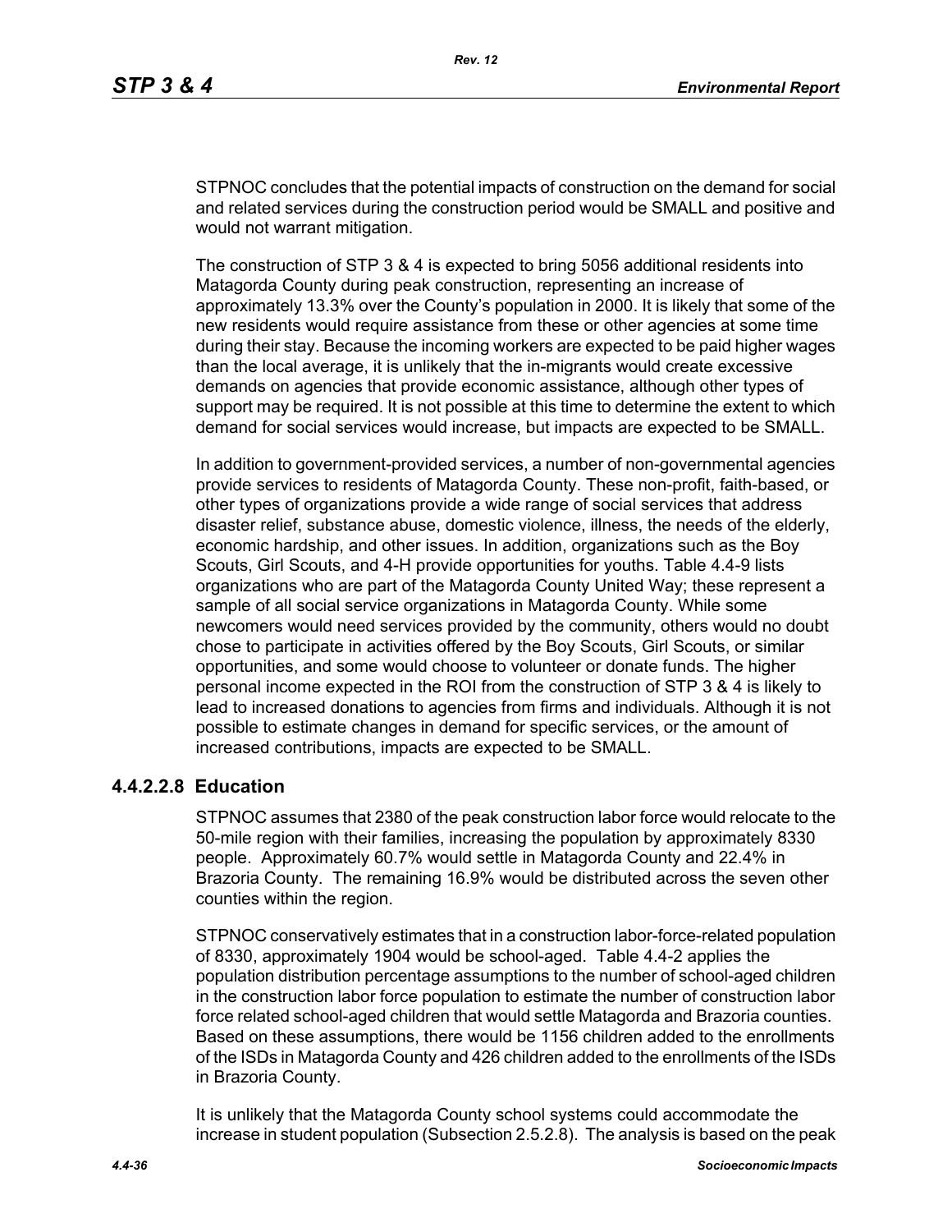STPNOC concludes that the potential impacts of construction on the demand for social and related services during the construction period would be SMALL and positive and would not warrant mitigation.

The construction of STP 3 & 4 is expected to bring 5056 additional residents into Matagorda County during peak construction, representing an increase of approximately 13.3% over the County's population in 2000. It is likely that some of the new residents would require assistance from these or other agencies at some time during their stay. Because the incoming workers are expected to be paid higher wages than the local average, it is unlikely that the in-migrants would create excessive demands on agencies that provide economic assistance, although other types of support may be required. It is not possible at this time to determine the extent to which demand for social services would increase, but impacts are expected to be SMALL.

In addition to government-provided services, a number of non-governmental agencies provide services to residents of Matagorda County. These non-profit, faith-based, or other types of organizations provide a wide range of social services that address disaster relief, substance abuse, domestic violence, illness, the needs of the elderly, economic hardship, and other issues. In addition, organizations such as the Boy Scouts, Girl Scouts, and 4-H provide opportunities for youths. Table 4.4-9 lists organizations who are part of the Matagorda County United Way; these represent a sample of all social service organizations in Matagorda County. While some newcomers would need services provided by the community, others would no doubt chose to participate in activities offered by the Boy Scouts, Girl Scouts, or similar opportunities, and some would choose to volunteer or donate funds. The higher personal income expected in the ROI from the construction of STP 3 & 4 is likely to lead to increased donations to agencies from firms and individuals. Although it is not possible to estimate changes in demand for specific services, or the amount of increased contributions, impacts are expected to be SMALL.

#### 4.4.2.2.8 Education

STPNOC assumes that 2380 of the peak construction labor force would relocate to the 50-mile region with their families, increasing the population by approximately 8330 people. Approximately 60.7% would settle in Matagorda County and 22.4% in Brazoria County. The remaining 16.9% would be distributed across the seven other counties within the region.

STPNOC conservatively estimates that in a construction labor-force-related population of 8330, approximately 1904 would be school-aged. Table 4.4-2 applies the population distribution percentage assumptions to the number of school-aged children in the construction labor force population to estimate the number of construction labor force related school-aged children that would settle Matagorda and Brazoria counties. Based on these assumptions, there would be 1156 children added to the enrollments of the ISDs in Matagorda County and 426 children added to the enrollments of the ISDs in Brazoria County.

It is unlikely that the Matagorda County school systems could accommodate the increase in student population (Subsection 2.5.2.8). The analysis is based on the peak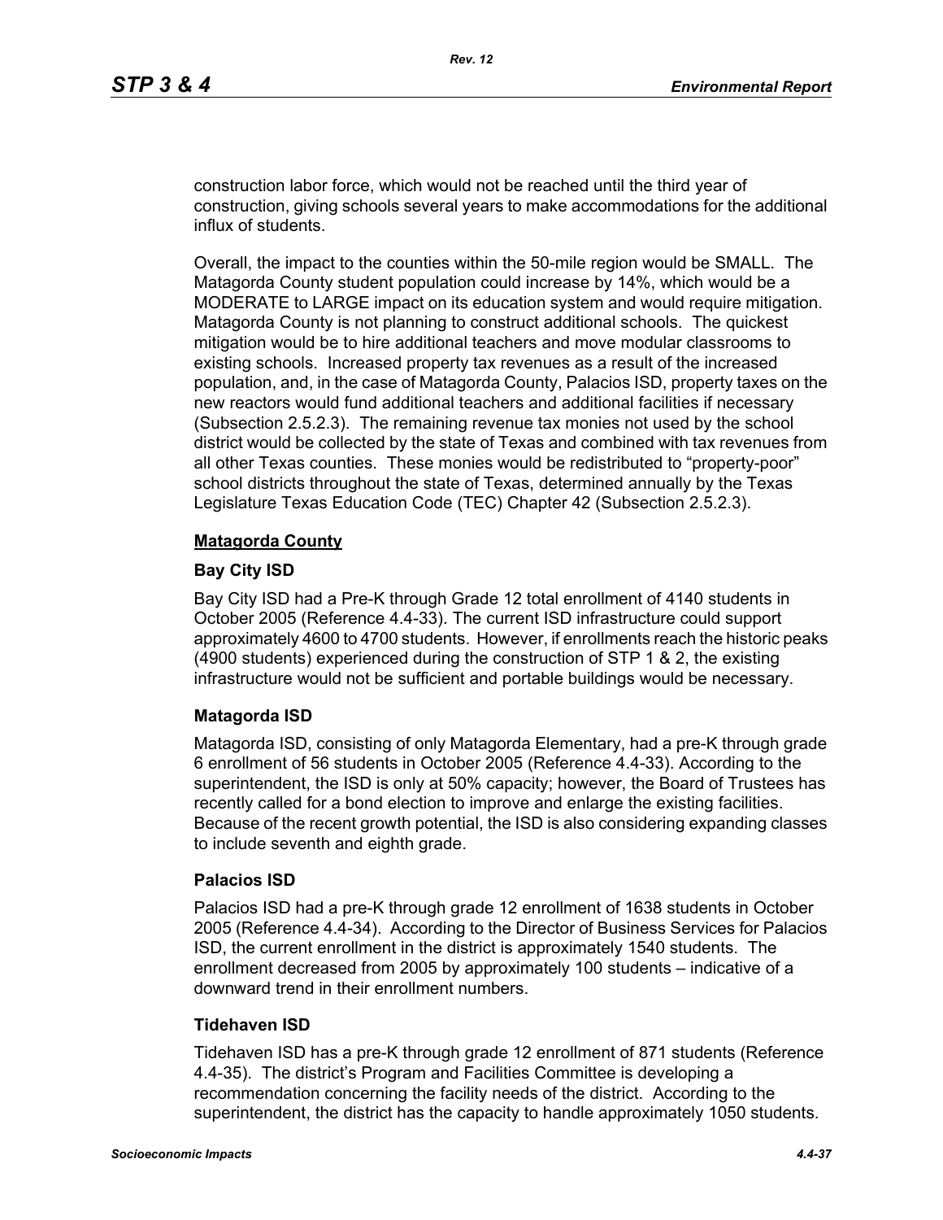construction labor force, which would not be reached until the third year of construction, giving schools several years to make accommodations for the additional influx of students.

Overall, the impact to the counties within the 50-mile region would be SMALL. The Matagorda County student population could increase by 14%, which would be a MODERATE to LARGE impact on its education system and would require mitigation. Matagorda County is not planning to construct additional schools. The quickest mitigation would be to hire additional teachers and move modular classrooms to existing schools. Increased property tax revenues as a result of the increased population, and, in the case of Matagorda County, Palacios ISD, property taxes on the new reactors would fund additional teachers and additional facilities if necessary (Subsection 2.5.2.3). The remaining revenue tax monies not used by the school district would be collected by the state of Texas and combined with tax revenues from all other Texas counties. These monies would be redistributed to “property-poor” school districts throughout the state of Texas, determined annually by the Texas Legislature Texas Education Code (TEC) Chapter 42 (Subsection 2.5.2.3).

## Matagorda County

### Bay City ISD

Bay City ISD had a Pre-K through Grade 12 total enrollment of 4140 students in October 2005 (Reference 4.4-33). The current ISD infrastructure could support approximately 4600 to 4700 students. However, if enrollments reach the historic peaks (4900 students) experienced during the construction of STP 1 & 2, the existing infrastructure would not be sufficient and portable buildings would be necessary.

### Matagorda ISD

Matagorda ISD, consisting of only Matagorda Elementary, had a pre-K through grade 6 enrollment of 56 students in October 2005 (Reference 4.4-33). According to the superintendent, the ISD is only at 50% capacity; however, the Board of Trustees has recently called for a bond election to improve and enlarge the existing facilities. Because of the recent growth potential, the ISD is also considering expanding classes to include seventh and eighth grade.

### Palacios ISD

Palacios ISD had a pre-K through grade 12 enrollment of 1638 students in October 2005 (Reference 4.4-34). According to the Director of Business Services for Palacios ISD, the current enrollment in the district is approximately 1540 students. The enrollment decreased from 2005 by approximately 100 students – indicative of a downward trend in their enrollment numbers.

### Tidehaven ISD

Tidehaven ISD has a pre-K through grade 12 enrollment of 871 students (Reference 4.4-35). The district’s Program and Facilities Committee is developing a recommendation concerning the facility needs of the district. According to the superintendent, the district has the capacity to handle approximately 1050 students.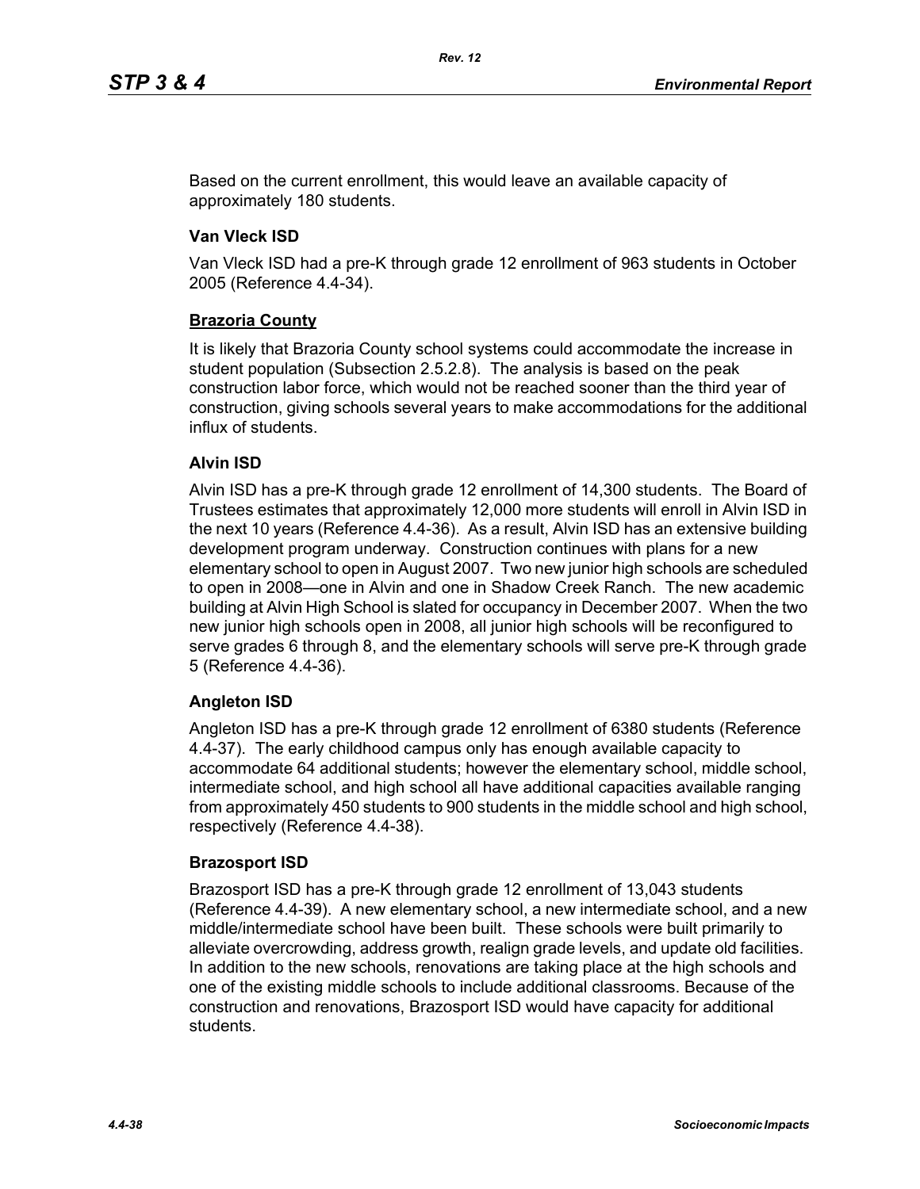Based on the current enrollment, this would leave an available capacity of approximately 180 students.

### Van Vleck ISD

Van Vleck ISD had a pre-K through grade 12 enrollment of 963 students in October 2005 (Reference 4.4-34).

## Brazoria County

It is likely that Brazoria County school systems could accommodate the increase in student population (Subsection 2.5.2.8). The analysis is based on the peak construction labor force, which would not be reached sooner than the third year of construction, giving schools several years to make accommodations for the additional influx of students.

### Alvin ISD

Alvin ISD has a pre-K through grade 12 enrollment of 14,300 students. The Board of Trustees estimates that approximately 12,000 more students will enroll in Alvin ISD in the next 10 years (Reference 4.4-36). As a result, Alvin ISD has an extensive building development program underway. Construction continues with plans for a new elementary school to open in August 2007. Two new junior high schools are scheduled to open in 2008—one in Alvin and one in Shadow Creek Ranch. The new academic building at Alvin High School is slated for occupancy in December 2007. When the two new junior high schools open in 2008, all junior high schools will be reconfigured to serve grades 6 through 8, and the elementary schools will serve pre-K through grade 5 (Reference 4.4-36).

### Angleton ISD

Angleton ISD has a pre-K through grade 12 enrollment of 6380 students (Reference 4.4-37). The early childhood campus only has enough available capacity to accommodate 64 additional students; however the elementary school, middle school, intermediate school, and high school all have additional capacities available ranging from approximately 450 students to 900 students in the middle school and high school, respectively (Reference 4.4-38).

### Brazosport ISD

Brazosport ISD has a pre-K through grade 12 enrollment of 13,043 students (Reference 4.4-39). A new elementary school, a new intermediate school, and a new middle/intermediate school have been built. These schools were built primarily to alleviate overcrowding, address growth, realign grade levels, and update old facilities. In addition to the new schools, renovations are taking place at the high schools and one of the existing middle schools to include additional classrooms. Because of the construction and renovations, Brazosport ISD would have capacity for additional students.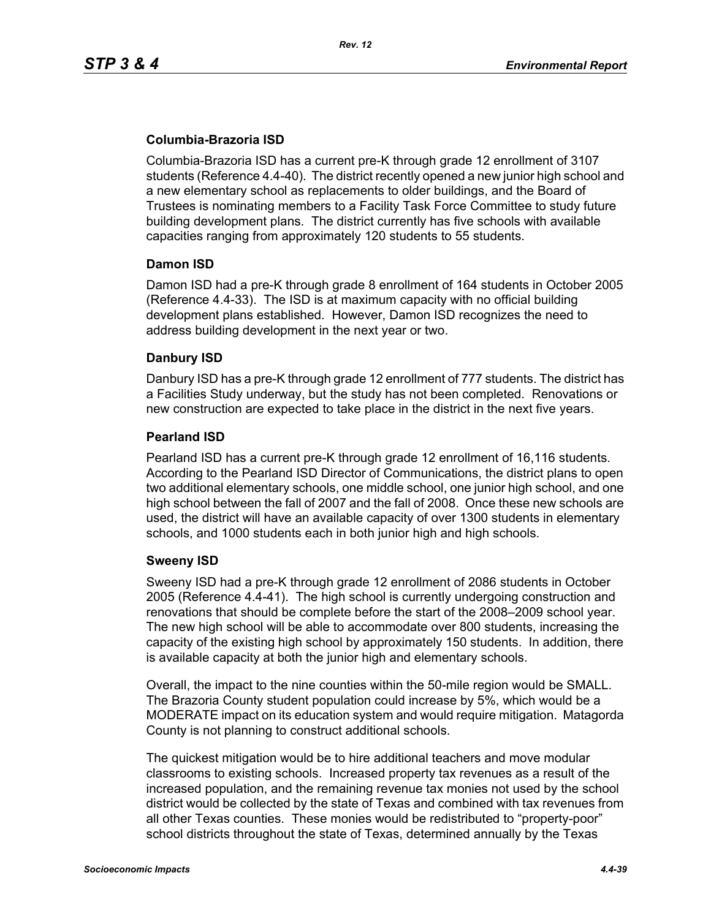### Columbia-Brazoria ISD

Columbia-Brazoria ISD has a current pre-K through grade 12 enrollment of 3107 students (Reference 4.4-40). The district recently opened a new junior high school and a new elementary school as replacements to older buildings, and the Board of Trustees is nominating members to a Facility Task Force Committee to study future building development plans. The district currently has five schools with available capacities ranging from approximately 120 students to 55 students.

### Damon ISD

Damon ISD had a pre-K through grade 8 enrollment of 164 students in October 2005 (Reference 4.4-33). The ISD is at maximum capacity with no official building development plans established. However, Damon ISD recognizes the need to address building development in the next year or two.

### Danbury ISD

Danbury ISD has a pre-K through grade 12 enrollment of 777 students. The district has a Facilities Study underway, but the study has not been completed. Renovations or new construction are expected to take place in the district in the next five years.

### Pearland ISD

Pearland ISD has a current pre-K through grade 12 enrollment of 16,116 students. According to the Pearland ISD Director of Communications, the district plans to open two additional elementary schools, one middle school, one junior high school, and one high school between the fall of 2007 and the fall of 2008. Once these new schools are used, the district will have an available capacity of over 1300 students in elementary schools, and 1000 students each in both junior high and high schools.

### Sweeny ISD

Sweeny ISD had a pre-K through grade 12 enrollment of 2086 students in October 2005 (Reference 4.4-41). The high school is currently undergoing construction and renovations that should be complete before the start of the 2008–2009 school year. The new high school will be able to accommodate over 800 students, increasing the capacity of the existing high school by approximately 150 students. In addition, there is available capacity at both the junior high and elementary schools.

Overall, the impact to the nine counties within the 50-mile region would be SMALL. The Brazoria County student population could increase by 5%, which would be a MODERATE impact on its education system and would require mitigation. Matagorda County is not planning to construct additional schools.

The quickest mitigation would be to hire additional teachers and move modular classrooms to existing schools. Increased property tax revenues as a result of the increased population, and the remaining revenue tax monies not used by the school district would be collected by the state of Texas and combined with tax revenues from all other Texas counties. These monies would be redistributed to "property-poor" school districts throughout the state of Texas, determined annually by the Texas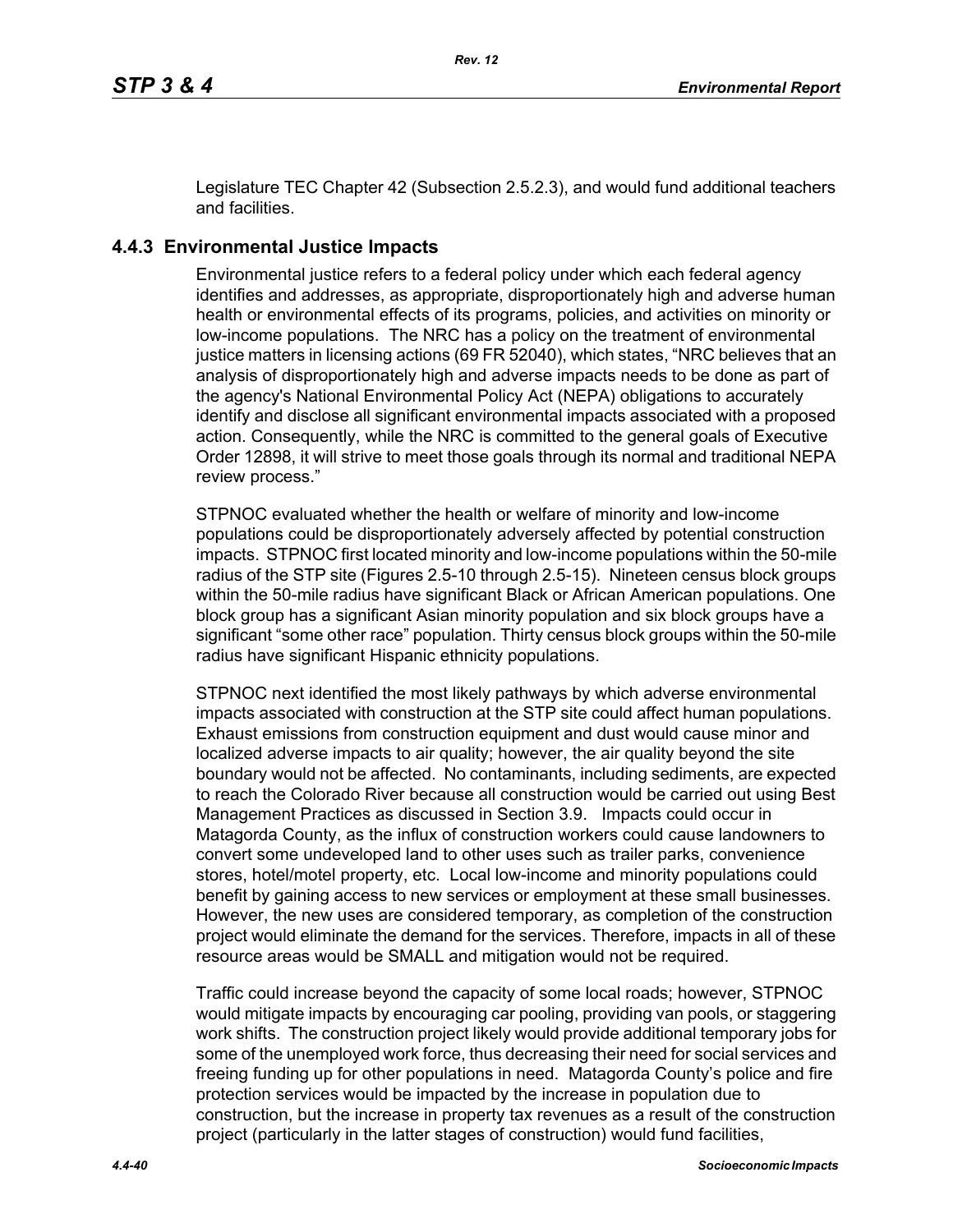Legislature TEC Chapter 42 (Subsection 2.5.2.3), and would fund additional teachers and facilities.

### 4.4.3 Environmental Justice Impacts

Environmental justice refers to a federal policy under which each federal agency identifies and addresses, as appropriate, disproportionately high and adverse human health or environmental effects of its programs, policies, and activities on minority or low-income populations. The NRC has a policy on the treatment of environmental justice matters in licensing actions (69 FR 52040), which states, "NRC believes that an analysis of disproportionately high and adverse impacts needs to be done as part of the agency's National Environmental Policy Act (NEPA) obligations to accurately identify and disclose all significant environmental impacts associated with a proposed action. Consequently, while the NRC is committed to the general goals of Executive Order 12898, it will strive to meet those goals through its normal and traditional NEPA review process."

STPNOC evaluated whether the health or welfare of minority and low-income populations could be disproportionately adversely affected by potential construction impacts. STPNOC first located minority and low-income populations within the 50-mile radius of the STP site (Figures 2.5-10 through 2.5-15). Nineteen census block groups within the 50-mile radius have significant Black or African American populations. One block group has a significant Asian minority population and six block groups have a significant "some other race" population. Thirty census block groups within the 50-mile radius have significant Hispanic ethnicity populations.

STPNOC next identified the most likely pathways by which adverse environmental impacts associated with construction at the STP site could affect human populations. Exhaust emissions from construction equipment and dust would cause minor and localized adverse impacts to air quality; however, the air quality beyond the site boundary would not be affected. No contaminants, including sediments, are expected to reach the Colorado River because all construction would be carried out using Best Management Practices as discussed in Section 3.9. Impacts could occur in Matagorda County, as the influx of construction workers could cause landowners to convert some undeveloped land to other uses such as trailer parks, convenience stores, hotel/motel property, etc. Local low-income and minority populations could benefit by gaining access to new services or employment at these small businesses. However, the new uses are considered temporary, as completion of the construction project would eliminate the demand for the services. Therefore, impacts in all of these resource areas would be SMALL and mitigation would not be required.

Traffic could increase beyond the capacity of some local roads; however, STPNOC would mitigate impacts by encouraging car pooling, providing van pools, or staggering work shifts. The construction project likely would provide additional temporary jobs for some of the unemployed work force, thus decreasing their need for social services and freeing funding up for other populations in need. Matagorda County's police and fire protection services would be impacted by the increase in population due to construction, but the increase in property tax revenues as a result of the construction project (particularly in the latter stages of construction) would fund facilities,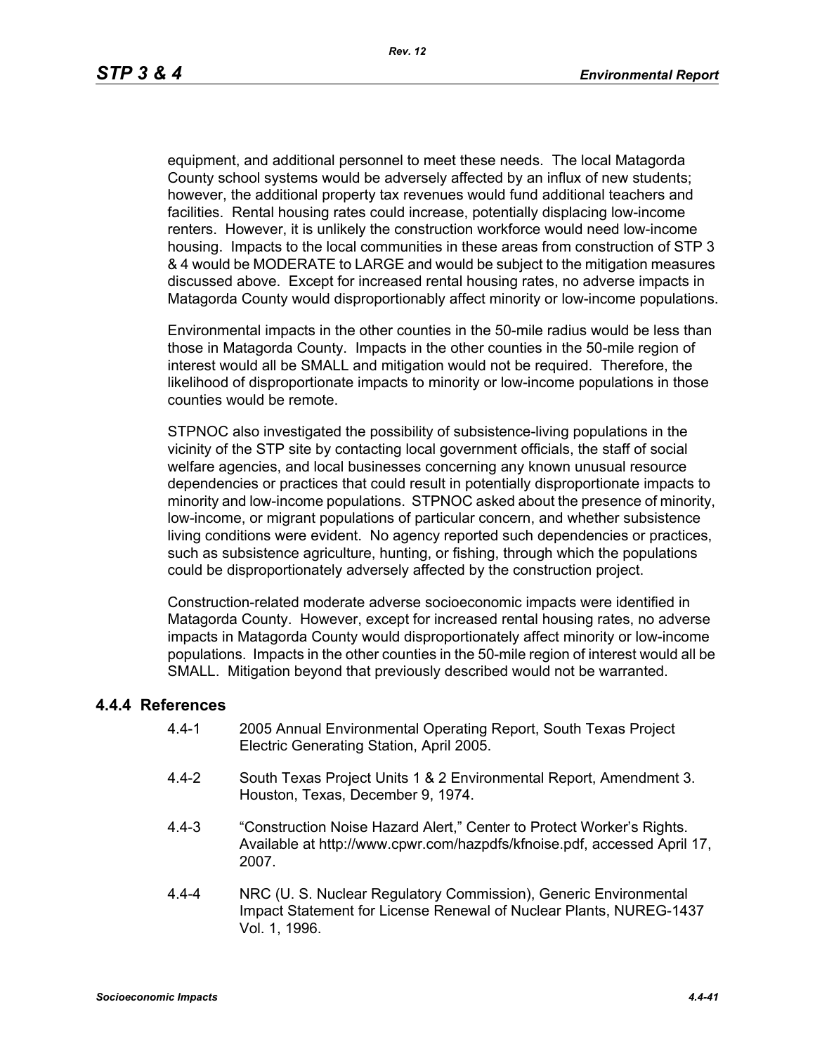equipment, and additional personnel to meet these needs. The local Matagorda County school systems would be adversely affected by an influx of new students; however, the additional property tax revenues would fund additional teachers and facilities. Rental housing rates could increase, potentially displacing low-income renters. However, it is unlikely the construction workforce would need low-income housing. Impacts to the local communities in these areas from construction of STP 3 & 4 would be MODERATE to LARGE and would be subject to the mitigation measures discussed above. Except for increased rental housing rates, no adverse impacts in Matagorda County would disproportionably affect minority or low-income populations.

Environmental impacts in the other counties in the 50-mile radius would be less than those in Matagorda County. Impacts in the other counties in the 50-mile region of interest would all be SMALL and mitigation would not be required. Therefore, the likelihood of disproportionate impacts to minority or low-income populations in those counties would be remote.

STPNOC also investigated the possibility of subsistence-living populations in the vicinity of the STP site by contacting local government officials, the staff of social welfare agencies, and local businesses concerning any known unusual resource dependencies or practices that could result in potentially disproportionate impacts to minority and low-income populations. STPNOC asked about the presence of minority, low-income, or migrant populations of particular concern, and whether subsistence living conditions were evident. No agency reported such dependencies or practices, such as subsistence agriculture, hunting, or fishing, through which the populations could be disproportionately adversely affected by the construction project.

Construction-related moderate adverse socioeconomic impacts were identified in Matagorda County. However, except for increased rental housing rates, no adverse impacts in Matagorda County would disproportionately affect minority or low-income populations. Impacts in the other counties in the 50-mile region of interest would all be SMALL. Mitigation beyond that previously described would not be warranted.

### 4.4.4 References

4.4-1 2005 Annual Environmental Operating Report, South Texas Project Electric Generating Station, April 2005.

4.4-2 South Texas Project Units 1 & 2 Environmental Report, Amendment 3. Houston, Texas, December 9, 1974.

4.4-3 "Construction Noise Hazard Alert," Center to Protect Worker's Rights. Available at http://www.cpwr.com/hazpdfs/kfnoise.pdf, accessed April 17, 2007.

4.4-4 NRC (U. S. Nuclear Regulatory Commission), Generic Environmental Impact Statement for License Renewal of Nuclear Plants, NUREG-1437 Vol. 1, 1996.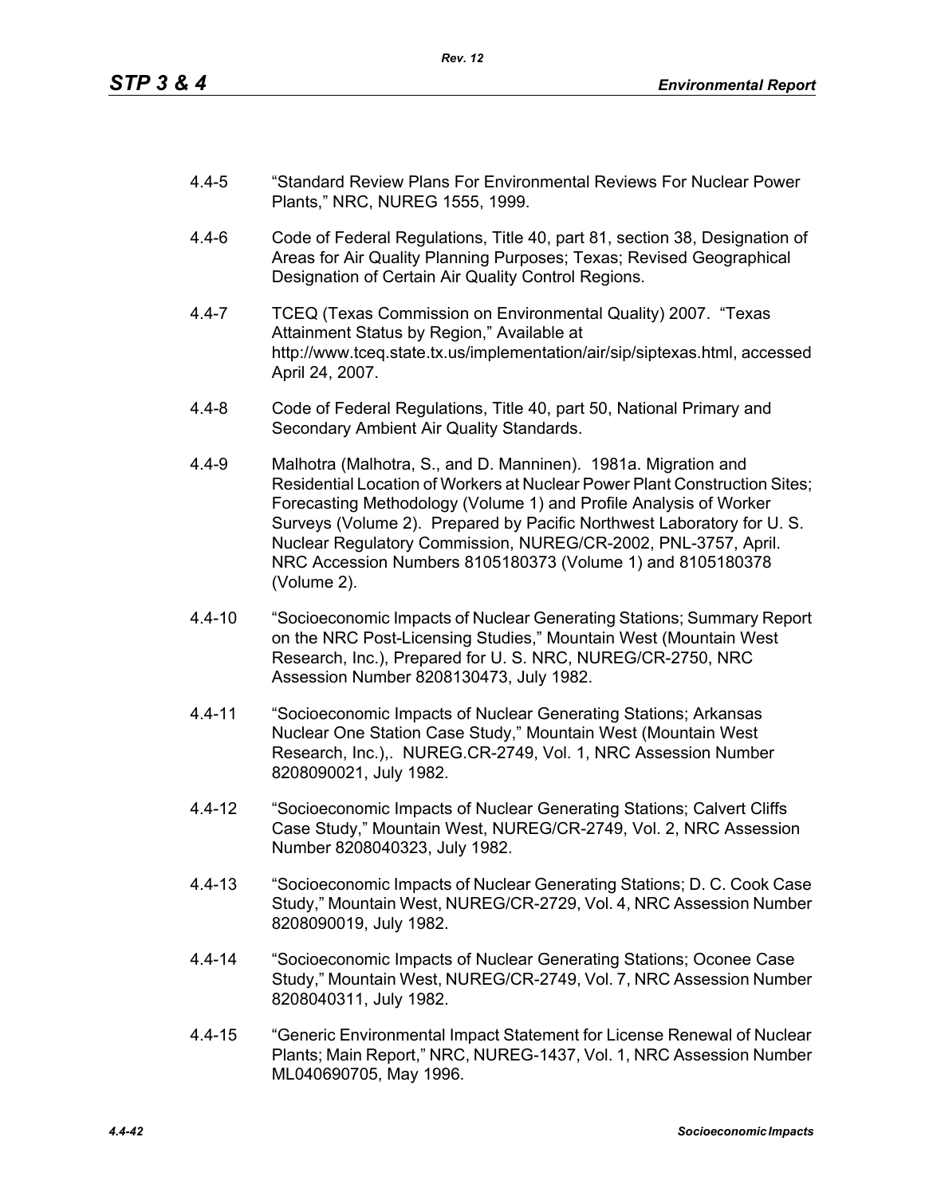4.4-5 "Standard Review Plans For Environmental Reviews For Nuclear Power Plants," NRC, NUREG 1555, 1999.

4.4-6 Code of Federal Regulations, Title 40, part 81, section 38, Designation of Areas for Air Quality Planning Purposes; Texas; Revised Geographical Designation of Certain Air Quality Control Regions.

4.4-7 TCEQ (Texas Commission on Environmental Quality) 2007. "Texas Attainment Status by Region," Available at http://www.tceq.state.tx.us/implementation/air/sip/siptexas.html, accessed April 24, 2007.

4.4-8 Code of Federal Regulations, Title 40, part 50, National Primary and Secondary Ambient Air Quality Standards.

4.4-9 Malhotra (Malhotra, S., and D. Manninen). 1981a. Migration and Residential Location of Workers at Nuclear Power Plant Construction Sites; Forecasting Methodology (Volume 1) and Profile Analysis of Worker Surveys (Volume 2). Prepared by Pacific Northwest Laboratory for U. S. Nuclear Regulatory Commission, NUREG/CR-2002, PNL-3757, April. NRC Accession Numbers 8105180373 (Volume 1) and 8105180378 (Volume 2).

4.4-10 "Socioeconomic Impacts of Nuclear Generating Stations; Summary Report on the NRC Post-Licensing Studies," Mountain West (Mountain West Research, Inc.), Prepared for U. S. NRC, NUREG/CR-2750, NRC Assession Number 8208130473, July 1982.

4.4-11 "Socioeconomic Impacts of Nuclear Generating Stations; Arkansas Nuclear One Station Case Study," Mountain West (Mountain West Research, Inc.),. NUREG.CR-2749, Vol. 1, NRC Assession Number 8208090021, July 1982.

4.4-12 "Socioeconomic Impacts of Nuclear Generating Stations; Calvert Cliffs Case Study," Mountain West, NUREG/CR-2749, Vol. 2, NRC Assession Number 8208040323, July 1982.

4.4-13 "Socioeconomic Impacts of Nuclear Generating Stations; D. C. Cook Case Study," Mountain West, NUREG/CR-2729, Vol. 4, NRC Assession Number 8208090019, July 1982.

4.4-14 "Socioeconomic Impacts of Nuclear Generating Stations; Oconee Case Study," Mountain West, NUREG/CR-2749, Vol. 7, NRC Assession Number 8208040311, July 1982.

4.4-15 "Generic Environmental Impact Statement for License Renewal of Nuclear Plants; Main Report," NRC, NUREG-1437, Vol. 1, NRC Assession Number ML040690705, May 1996.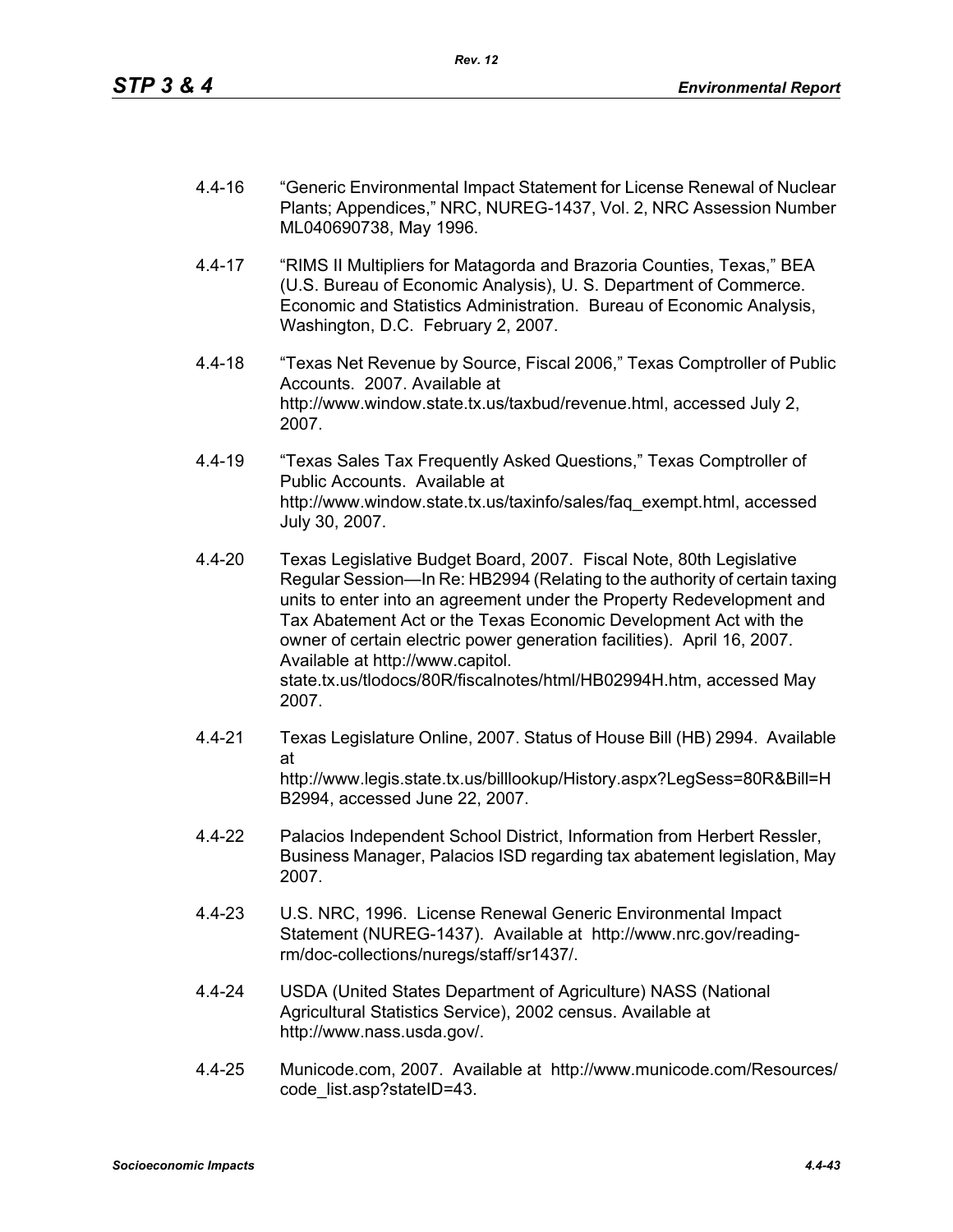4.4-16 "Generic Environmental Impact Statement for License Renewal of Nuclear Plants; Appendices," NRC, NUREG-1437, Vol. 2, NRC Assession Number ML040690738, May 1996.

4.4-17 "RIMS II Multipliers for Matagorda and Brazoria Counties, Texas," BEA (U.S. Bureau of Economic Analysis), U. S. Department of Commerce. Economic and Statistics Administration. Bureau of Economic Analysis, Washington, D.C. February 2, 2007.

4.4-18 "Texas Net Revenue by Source, Fiscal 2006," Texas Comptroller of Public Accounts. 2007. Available at http://www.window.state.tx.us/taxbud/revenue.html, accessed July 2, 2007.

4.4-19 "Texas Sales Tax Frequently Asked Questions," Texas Comptroller of Public Accounts. Available at http://www.window.state.tx.us/taxinfo/sales/faq_exempt.html, accessed July 30, 2007.

4.4-20 Texas Legislative Budget Board, 2007. Fiscal Note, 80th Legislative Regular Session—In Re: HB2994 (Relating to the authority of certain taxing units to enter into an agreement under the Property Redevelopment and Tax Abatement Act or the Texas Economic Development Act with the owner of certain electric power generation facilities). April 16, 2007. Available at http://www.capitol. state.tx.us/tlodocs/80R/fiscalnotes/html/HB02994H.htm, accessed May 2007.

4.4-21 Texas Legislature Online, 2007. Status of House Bill (HB) 2994. Available at http://www.legis.state.tx.us/billlookup/History.aspx?LegSess=80R&Bill=HB2994, accessed June 22, 2007.

4.4-22 Palacios Independent School District, Information from Herbert Ressler, Business Manager, Palacios ISD regarding tax abatement legislation, May 2007.

4.4-23 U.S. NRC, 1996. License Renewal Generic Environmental Impact Statement (NUREG-1437). Available at http://www.nrc.gov/reading-rm/doc-collections/nuregs/staff/sr1437/.

4.4-24 USDA (United States Department of Agriculture) NASS (National Agricultural Statistics Service), 2002 census. Available at http://www.nass.usda.gov/.

4.4-25 Municode.com, 2007. Available at http://www.municode.com/Resources/code_list.asp?stateID=43.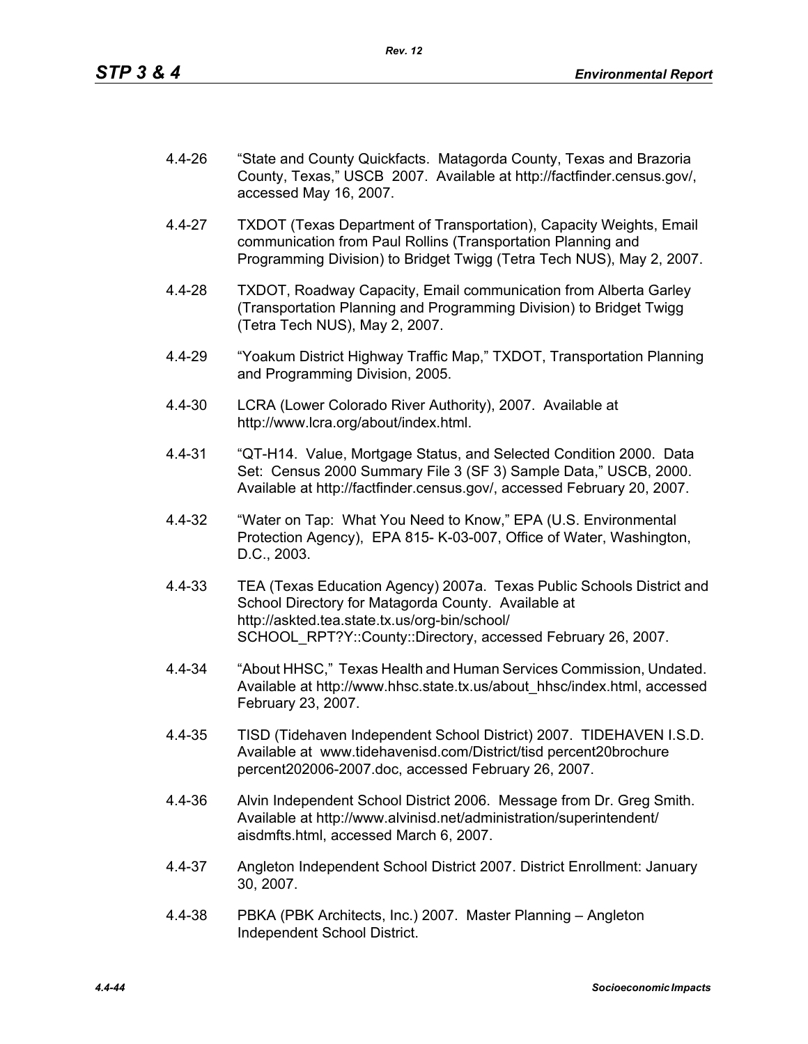4.4-26 "State and County Quickfacts. Matagorda County, Texas and Brazoria County, Texas," USCB 2007. Available at http://factfinder.census.gov/, accessed May 16, 2007.

4.4-27 TXDOT (Texas Department of Transportation), Capacity Weights, Email communication from Paul Rollins (Transportation Planning and Programming Division) to Bridget Twigg (Tetra Tech NUS), May 2, 2007.

4.4-28 TXDOT, Roadway Capacity, Email communication from Alberta Garley (Transportation Planning and Programming Division) to Bridget Twigg (Tetra Tech NUS), May 2, 2007.

4.4-29 "Yoakum District Highway Traffic Map," TXDOT, Transportation Planning and Programming Division, 2005.

4.4-30 LCRA (Lower Colorado River Authority), 2007. Available at http://www.lcra.org/about/index.html.

4.4-31 "QT-H14. Value, Mortgage Status, and Selected Condition 2000. Data Set: Census 2000 Summary File 3 (SF 3) Sample Data," USCB, 2000. Available at http://factfinder.census.gov/, accessed February 20, 2007.

4.4-32 "Water on Tap: What You Need to Know," EPA (U.S. Environmental Protection Agency), EPA 815- K-03-007, Office of Water, Washington, D.C., 2003.

4.4-33 TEA (Texas Education Agency) 2007a. Texas Public Schools District and School Directory for Matagorda County. Available at http://askted.tea.state.tx.us/org-bin/school/SCHOOL_RPT?Y::County::Directory, accessed February 26, 2007.

4.4-34 "About HHSC," Texas Health and Human Services Commission, Undated. Available at http://www.hhsc.state.tx.us/about_hhsc/index.html, accessed February 23, 2007.

4.4-35 TISD (Tidehaven Independent School District) 2007. TIDEHAVEN I.S.D. Available at www.tidehavenisd.com/District/tisd percent20brochure percent202006-2007.doc, accessed February 26, 2007.

4.4-36 Alvin Independent School District 2006. Message from Dr. Greg Smith. Available at http://www.alvinisd.net/administration/superintendent/aisdmfts.html, accessed March 6, 2007.

4.4-37 Angleton Independent School District 2007. District Enrollment: January 30, 2007.

4.4-38 PBKA (PBK Architects, Inc.) 2007. Master Planning – Angleton Independent School District.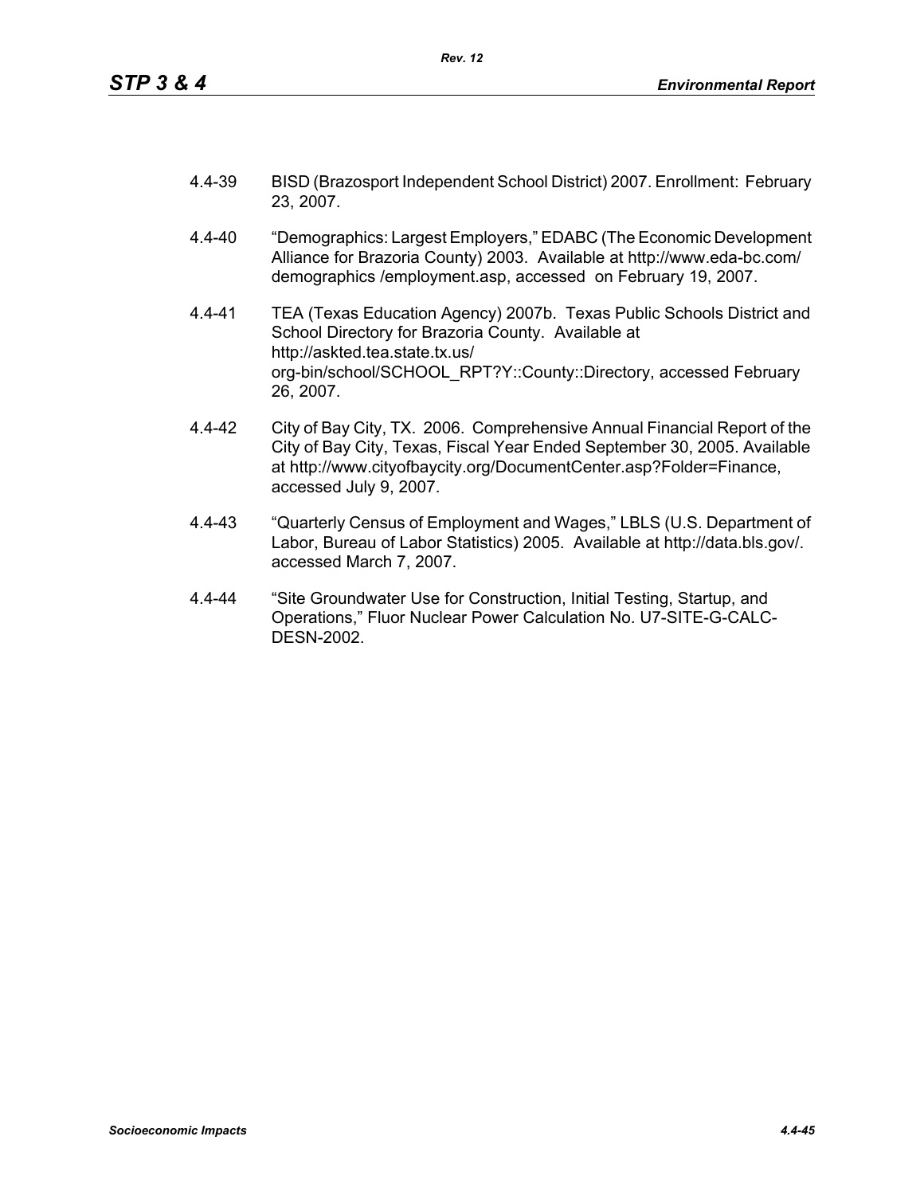4.4-39 BISD (Brazosport Independent School District) 2007. Enrollment: February 23, 2007.

4.4-40 "Demographics: Largest Employers," EDABC (The Economic Development Alliance for Brazoria County) 2003. Available at http://www.eda-bc.com/ demographics /employment.asp, accessed on February 19, 2007.

4.4-41 TEA (Texas Education Agency) 2007b. Texas Public Schools District and School Directory for Brazoria County. Available at http://askted.tea.state.tx.us/ org-bin/school/SCHOOL_RPT?Y::County::Directory, accessed February 26, 2007.

4.4-42 City of Bay City, TX. 2006. Comprehensive Annual Financial Report of the City of Bay City, Texas, Fiscal Year Ended September 30, 2005. Available at http://www.cityofbaycity.org/DocumentCenter.asp?Folder=Finance, accessed July 9, 2007.

4.4-43 "Quarterly Census of Employment and Wages," LBLS (U.S. Department of Labor, Bureau of Labor Statistics) 2005. Available at http://data.bls.gov/. accessed March 7, 2007.

4.4-44 "Site Groundwater Use for Construction, Initial Testing, Startup, and Operations," Fluor Nuclear Power Calculation No. U7-SITE-G-CALC-DESN-2002.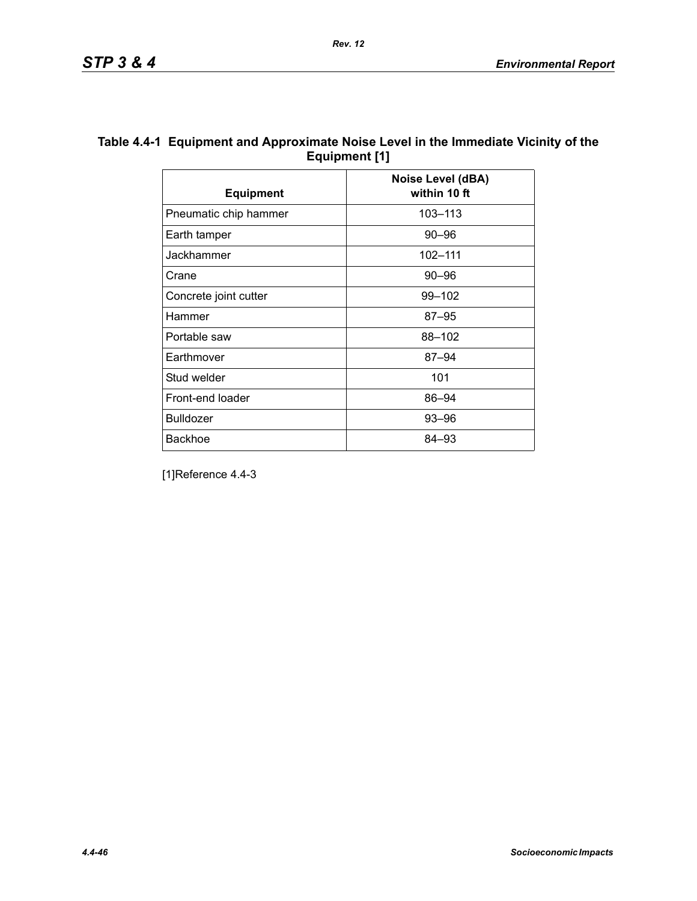**Table 4.4-1 Equipment and Approximate Noise Level in the Immediate Vicinity of the Equipment [1]**

| Equipment | Noise Level (dBA) within 10 ft |
|---|---|
| Pneumatic chip hammer | 103–113 |
| Earth tamper | 90–96 |
| Jackhammer | 102–111 |
| Crane | 90–96 |
| Concrete joint cutter | 99–102 |
| Hammer | 87–95 |
| Portable saw | 88–102 |
| Earthmover | 87–94 |
| Stud welder | 101 |
| Front-end loader | 86–94 |
| Bulldozer | 93–96 |
| Backhoe | 84–93 |

[1]Reference 4.4-3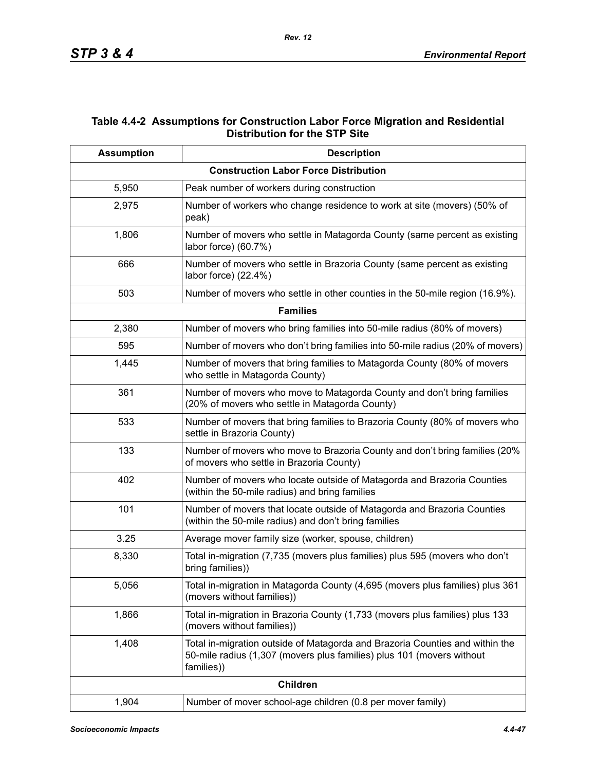## Table 4.4-2 Assumptions for Construction Labor Force Migration and Residential Distribution for the STP Site

| Assumption | Description |
|---|---|
| **Construction Labor Force Distribution** | |
| 5,950 | Peak number of workers during construction |
| 2,975 | Number of workers who change residence to work at site (movers) (50% of peak) |
| 1,806 | Number of movers who settle in Matagorda County (same percent as existing labor force) (60.7%) |
| 666 | Number of movers who settle in Brazoria County (same percent as existing labor force) (22.4%) |
| 503 | Number of movers who settle in other counties in the 50-mile region (16.9%). |
| **Families** | |
| 2,380 | Number of movers who bring families into 50-mile radius (80% of movers) |
| 595 | Number of movers who don't bring families into 50-mile radius (20% of movers) |
| 1,445 | Number of movers that bring families to Matagorda County (80% of movers who settle in Matagorda County) |
| 361 | Number of movers who move to Matagorda County and don't bring families (20% of movers who settle in Matagorda County) |
| 533 | Number of movers that bring families to Brazoria County (80% of movers who settle in Brazoria County) |
| 133 | Number of movers who move to Brazoria County and don't bring families (20% of movers who settle in Brazoria County) |
| 402 | Number of movers who locate outside of Matagorda and Brazoria Counties (within the 50-mile radius) and bring families |
| 101 | Number of movers that locate outside of Matagorda and Brazoria Counties (within the 50-mile radius) and don't bring families |
| 3.25 | Average mover family size (worker, spouse, children) |
| 8,330 | Total in-migration (7,735 (movers plus families) plus 595 (movers who don't bring families)) |
| 5,056 | Total in-migration in Matagorda County (4,695 (movers plus families) plus 361 (movers without families)) |
| 1,866 | Total in-migration in Brazoria County (1,733 (movers plus families) plus 133 (movers without families)) |
| 1,408 | Total in-migration outside of Matagorda and Brazoria Counties and within the 50-mile radius (1,307 (movers plus families) plus 101 (movers without families)) |
| **Children** | |
| 1,904 | Number of mover school-age children (0.8 per mover family) |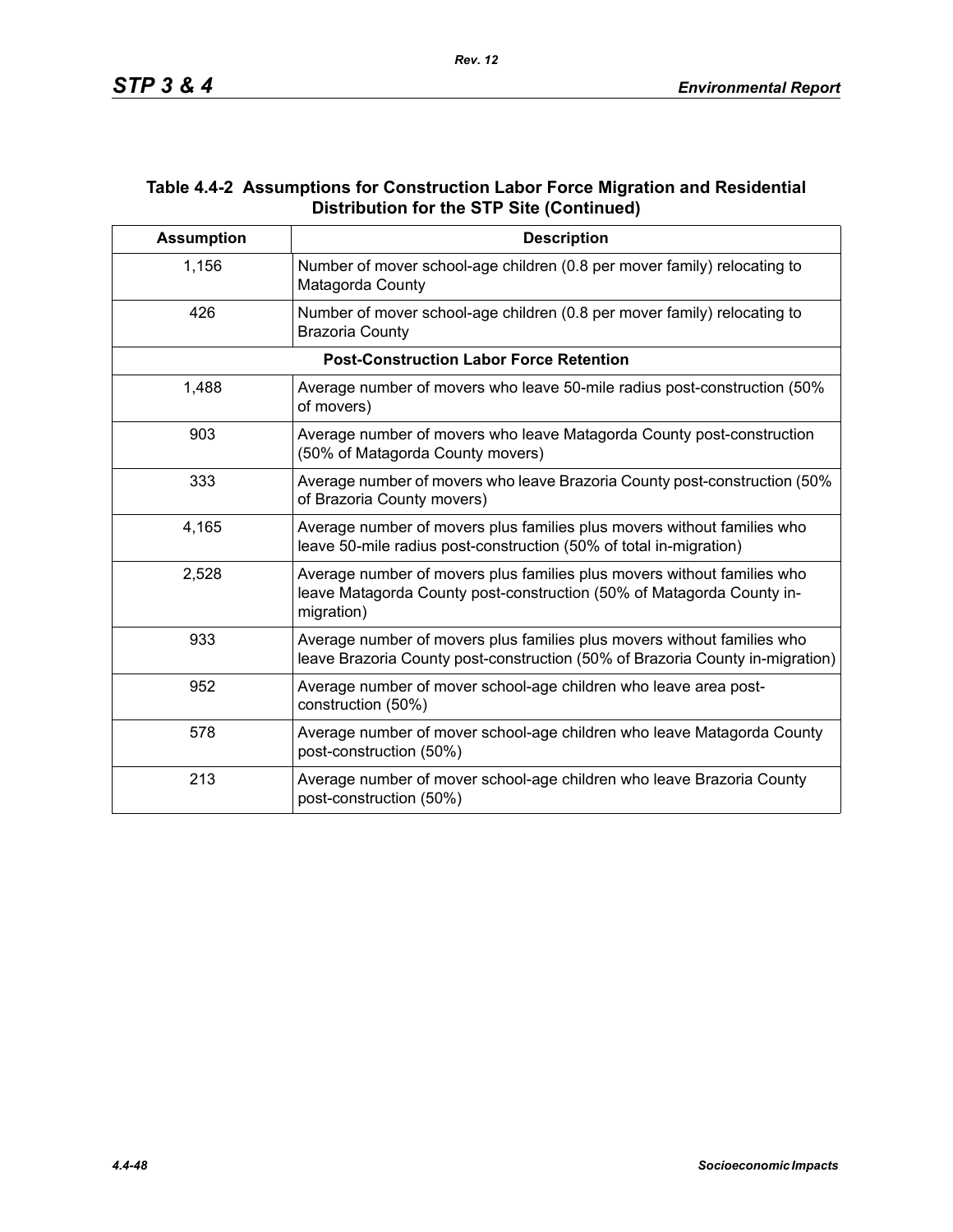### Table 4.4-2 Assumptions for Construction Labor Force Migration and Residential Distribution for the STP Site (Continued)

| Assumption | Description |
|---|---|
| 1,156 | Number of mover school-age children (0.8 per mover family) relocating to Matagorda County |
| 426 | Number of mover school-age children (0.8 per mover family) relocating to Brazoria County |
| **Post-Construction Labor Force Retention** | |
| 1,488 | Average number of movers who leave 50-mile radius post-construction (50% of movers) |
| 903 | Average number of movers who leave Matagorda County post-construction (50% of Matagorda County movers) |
| 333 | Average number of movers who leave Brazoria County post-construction (50% of Brazoria County movers) |
| 4,165 | Average number of movers plus families plus movers without families who leave 50-mile radius post-construction (50% of total in-migration) |
| 2,528 | Average number of movers plus families plus movers without families who leave Matagorda County post-construction (50% of Matagorda County in-migration) |
| 933 | Average number of movers plus families plus movers without families who leave Brazoria County post-construction (50% of Brazoria County in-migration) |
| 952 | Average number of mover school-age children who leave area post-construction (50%) |
| 578 | Average number of mover school-age children who leave Matagorda County post-construction (50%) |
| 213 | Average number of mover school-age children who leave Brazoria County post-construction (50%) |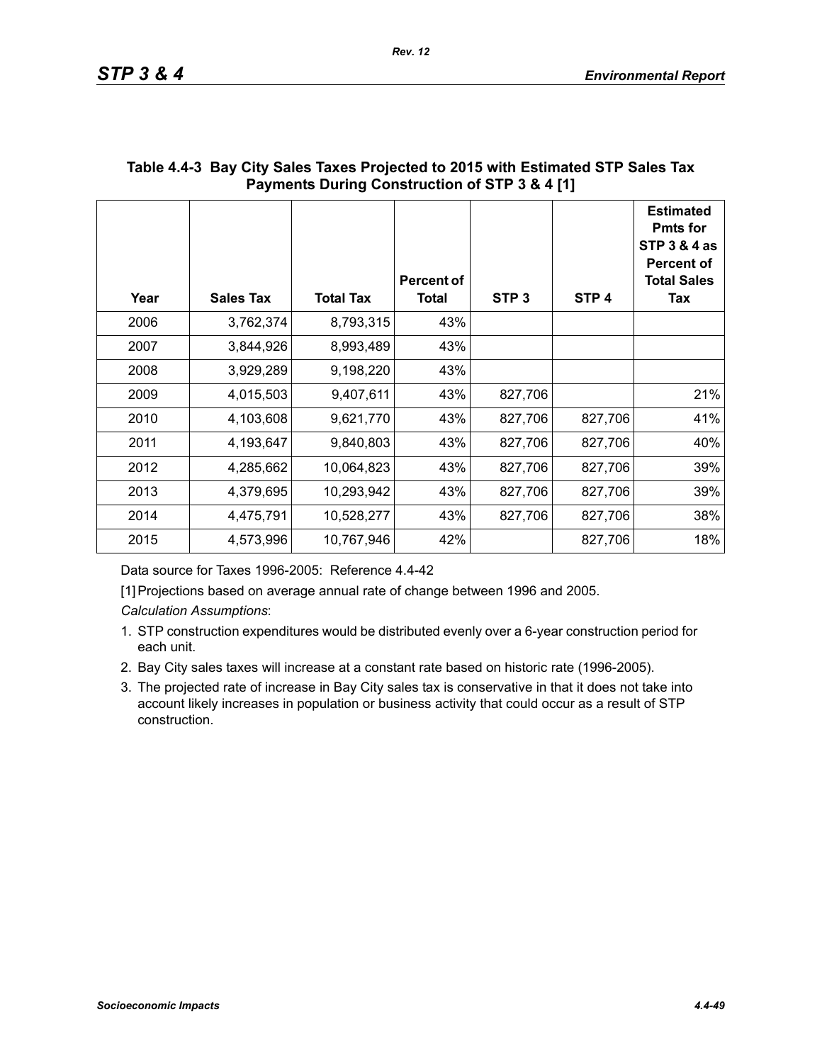**Table 4.4-3 Bay City Sales Taxes Projected to 2015 with Estimated STP Sales Tax Payments During Construction of STP 3 & 4 [1]**

| Year | Sales Tax | Total Tax | Percent of Total | STP 3 | STP 4 | Estimated Pmts for STP 3 & 4 as Percent of Total Sales Tax |
|---|---|---|---|---|---|---|
| 2006 | 3,762,374 | 8,793,315 | 43% | | | |
| 2007 | 3,844,926 | 8,993,489 | 43% | | | |
| 2008 | 3,929,289 | 9,198,220 | 43% | | | |
| 2009 | 4,015,503 | 9,407,611 | 43% | 827,706 | | 21% |
| 2010 | 4,103,608 | 9,621,770 | 43% | 827,706 | 827,706 | 41% |
| 2011 | 4,193,647 | 9,840,803 | 43% | 827,706 | 827,706 | 40% |
| 2012 | 4,285,662 | 10,064,823 | 43% | 827,706 | 827,706 | 39% |
| 2013 | 4,379,695 | 10,293,942 | 43% | 827,706 | 827,706 | 39% |
| 2014 | 4,475,791 | 10,528,277 | 43% | 827,706 | 827,706 | 38% |
| 2015 | 4,573,996 | 10,767,946 | 42% | | 827,706 | 18% |

Data source for Taxes 1996-2005: Reference 4.4-42

[1] Projections based on average annual rate of change between 1996 and 2005.

*Calculation Assumptions*:

1. STP construction expenditures would be distributed evenly over a 6-year construction period for each unit.
2. Bay City sales taxes will increase at a constant rate based on historic rate (1996-2005).
3. The projected rate of increase in Bay City sales tax is conservative in that it does not take into account likely increases in population or business activity that could occur as a result of STP construction.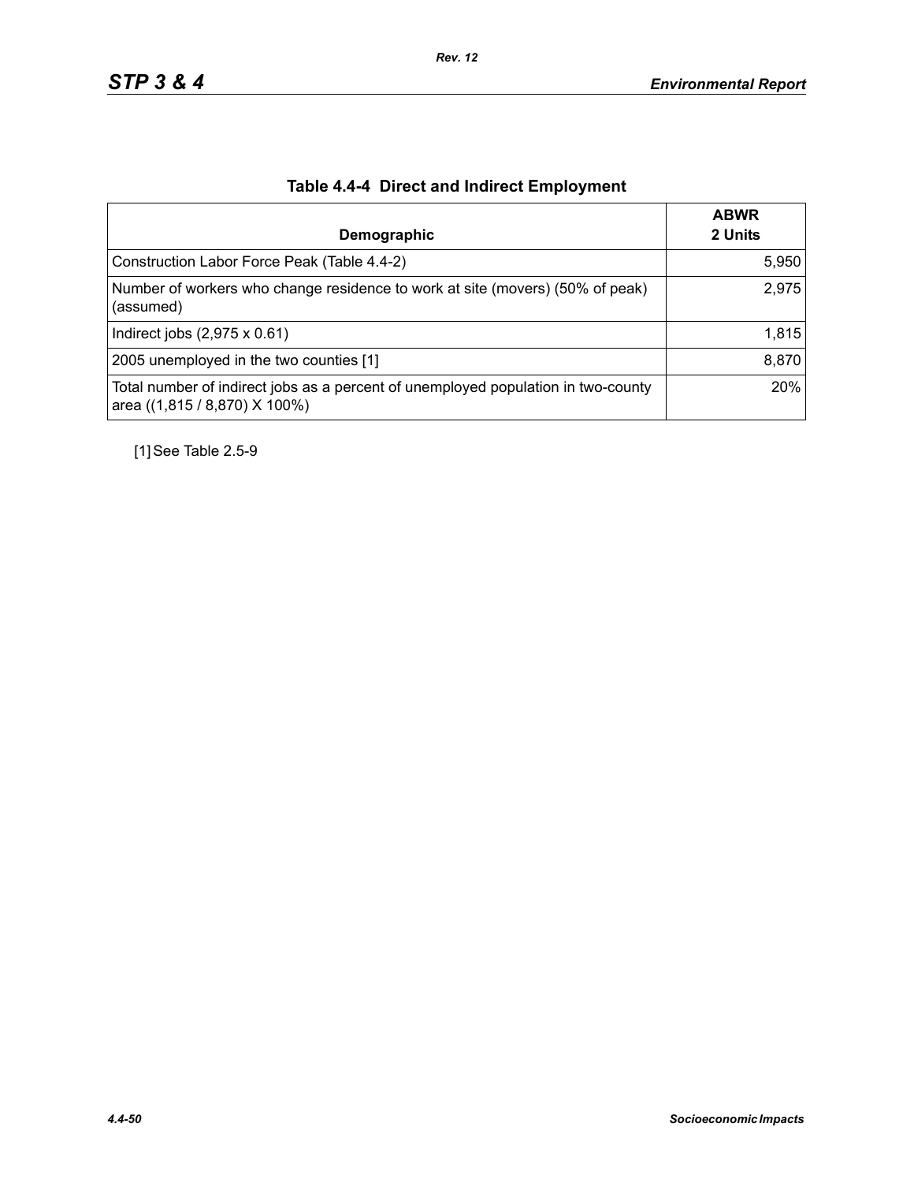## Table 4.4-4 Direct and Indirect Employment

| Demographic | ABWR 2 Units |
|---|---|
| Construction Labor Force Peak (Table 4.4-2) | 5,950 |
| Number of workers who change residence to work at site (movers) (50% of peak) (assumed) | 2,975 |
| Indirect jobs (2,975 x 0.61) | 1,815 |
| 2005 unemployed in the two counties [1] | 8,870 |
| Total number of indirect jobs as a percent of unemployed population in two-county area ((1,815 / 8,870) X 100%) | 20% |

[1] See Table 2.5-9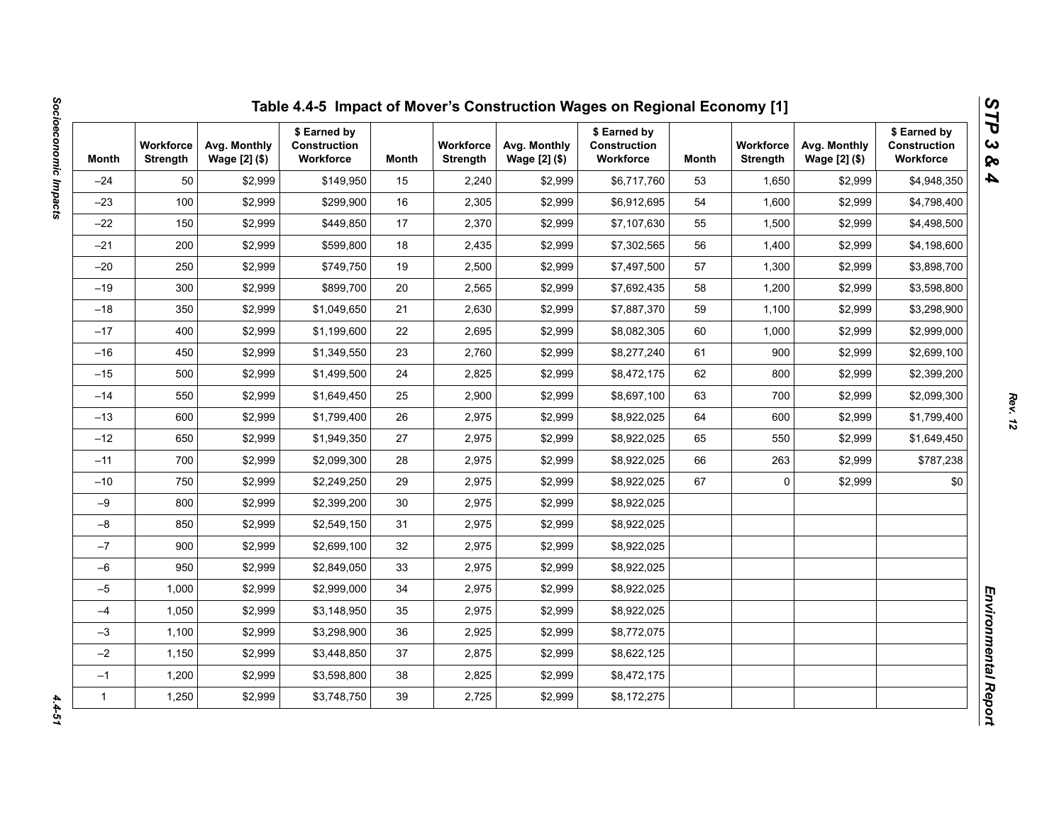# Table 4.4-5 Impact of Mover's Construction Wages on Regional Economy [1]

| Month | Workforce Strength | Avg. Monthly Wage [2] ($) | $ Earned by Construction Workforce | Month | Workforce Strength | Avg. Monthly Wage [2] ($) | $ Earned by Construction Workforce | Month | Workforce Strength | Avg. Monthly Wage [2] ($) | $ Earned by Construction Workforce |
|---|---|---|---|---|---|---|---|---|---|---|---|
| –24 | 50 | $2,999 | $149,950 | 15 | 2,240 | $2,999 | $6,717,760 | 53 | 1,650 | $2,999 | $4,948,350 |
| –23 | 100 | $2,999 | $299,900 | 16 | 2,305 | $2,999 | $6,912,695 | 54 | 1,600 | $2,999 | $4,798,400 |
| –22 | 150 | $2,999 | $449,850 | 17 | 2,370 | $2,999 | $7,107,630 | 55 | 1,500 | $2,999 | $4,498,500 |
| –21 | 200 | $2,999 | $599,800 | 18 | 2,435 | $2,999 | $7,302,565 | 56 | 1,400 | $2,999 | $4,198,600 |
| –20 | 250 | $2,999 | $749,750 | 19 | 2,500 | $2,999 | $7,497,500 | 57 | 1,300 | $2,999 | $3,898,700 |
| –19 | 300 | $2,999 | $899,700 | 20 | 2,565 | $2,999 | $7,692,435 | 58 | 1,200 | $2,999 | $3,598,800 |
| –18 | 350 | $2,999 | $1,049,650 | 21 | 2,630 | $2,999 | $7,887,370 | 59 | 1,100 | $2,999 | $3,298,900 |
| –17 | 400 | $2,999 | $1,199,600 | 22 | 2,695 | $2,999 | $8,082,305 | 60 | 1,000 | $2,999 | $2,999,000 |
| –16 | 450 | $2,999 | $1,349,550 | 23 | 2,760 | $2,999 | $8,277,240 | 61 | 900 | $2,999 | $2,699,100 |
| –15 | 500 | $2,999 | $1,499,500 | 24 | 2,825 | $2,999 | $8,472,175 | 62 | 800 | $2,999 | $2,399,200 |
| –14 | 550 | $2,999 | $1,649,450 | 25 | 2,900 | $2,999 | $8,697,100 | 63 | 700 | $2,999 | $2,099,300 |
| –13 | 600 | $2,999 | $1,799,400 | 26 | 2,975 | $2,999 | $8,922,025 | 64 | 600 | $2,999 | $1,799,400 |
| –12 | 650 | $2,999 | $1,949,350 | 27 | 2,975 | $2,999 | $8,922,025 | 65 | 550 | $2,999 | $1,649,450 |
| –11 | 700 | $2,999 | $2,099,300 | 28 | 2,975 | $2,999 | $8,922,025 | 66 | 263 | $2,999 | $787,238 |
| –10 | 750 | $2,999 | $2,249,250 | 29 | 2,975 | $2,999 | $8,922,025 | 67 | 0 | $2,999 | $0 |
| –9 | 800 | $2,999 | $2,399,200 | 30 | 2,975 | $2,999 | $8,922,025 | | | | |
| –8 | 850 | $2,999 | $2,549,150 | 31 | 2,975 | $2,999 | $8,922,025 | | | | |
| –7 | 900 | $2,999 | $2,699,100 | 32 | 2,975 | $2,999 | $8,922,025 | | | | |
| –6 | 950 | $2,999 | $2,849,050 | 33 | 2,975 | $2,999 | $8,922,025 | | | | |
| –5 | 1,000 | $2,999 | $2,999,000 | 34 | 2,975 | $2,999 | $8,922,025 | | | | |
| –4 | 1,050 | $2,999 | $3,148,950 | 35 | 2,975 | $2,999 | $8,922,025 | | | | |
| –3 | 1,100 | $2,999 | $3,298,900 | 36 | 2,925 | $2,999 | $8,772,075 | | | | |
| –2 | 1,150 | $2,999 | $3,448,850 | 37 | 2,875 | $2,999 | $8,622,125 | | | | |
| –1 | 1,200 | $2,999 | $3,598,800 | 38 | 2,825 | $2,999 | $8,472,175 | | | | |
| 1 | 1,250 | $2,999 | $3,748,750 | 39 | 2,725 | $2,999 | $8,172,275 | | | | |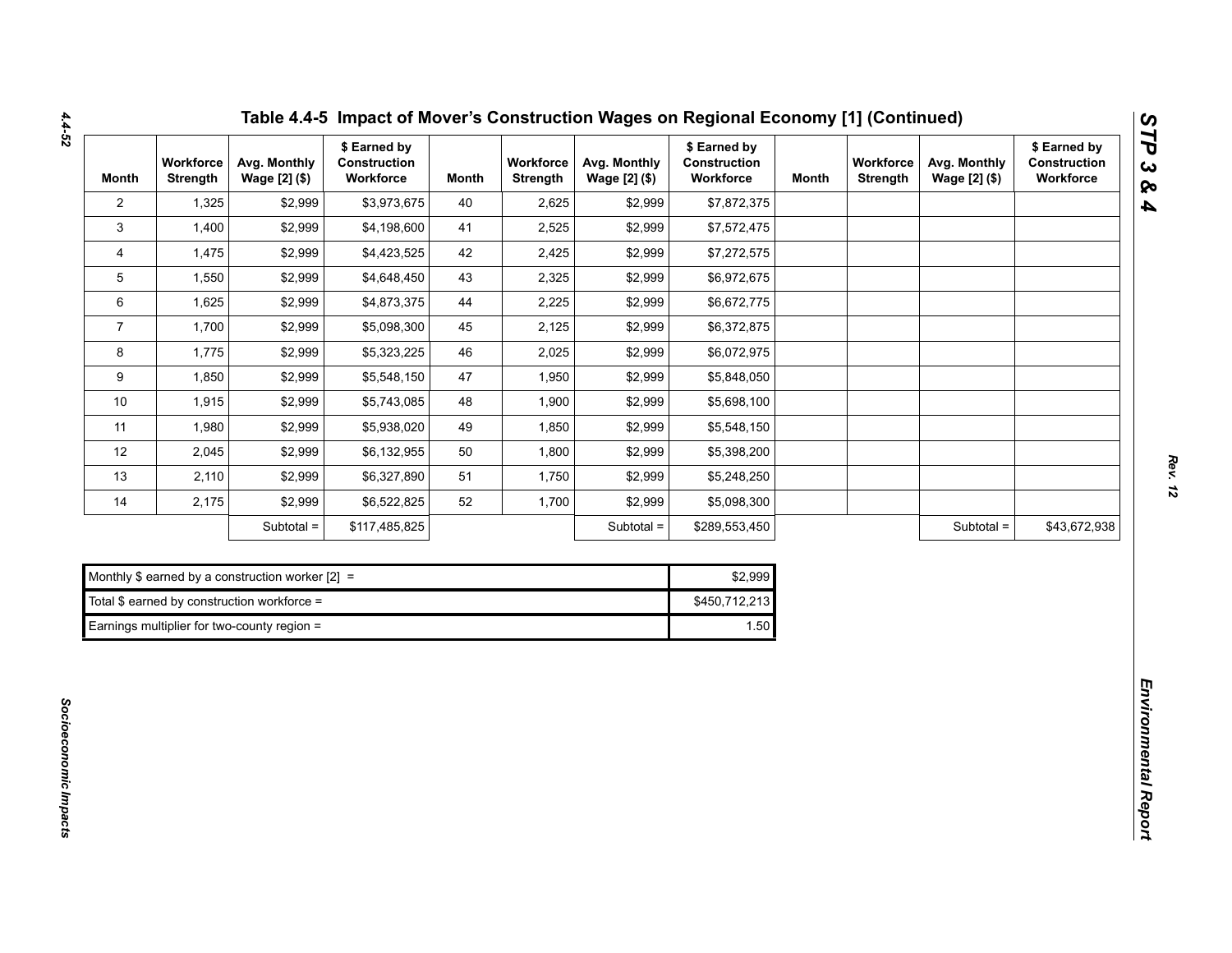## Table 4.4-5 Impact of Mover's Construction Wages on Regional Economy [1] (Continued)

| Month | Workforce Strength | Avg. Monthly Wage [2] ($) | $ Earned by Construction Workforce | Month | Workforce Strength | Avg. Monthly Wage [2] ($) | $ Earned by Construction Workforce | Month | Workforce Strength | Avg. Monthly Wage [2] ($) | $ Earned by Construction Workforce |
|---|---|---|---|---|---|---|---|---|---|---|---|
| 2 | 1,325 | $2,999 | $3,973,675 | 40 | 2,625 | $2,999 | $7,872,375 | | | | |
| 3 | 1,400 | $2,999 | $4,198,600 | 41 | 2,525 | $2,999 | $7,572,475 | | | | |
| 4 | 1,475 | $2,999 | $4,423,525 | 42 | 2,425 | $2,999 | $7,272,575 | | | | |
| 5 | 1,550 | $2,999 | $4,648,450 | 43 | 2,325 | $2,999 | $6,972,675 | | | | |
| 6 | 1,625 | $2,999 | $4,873,375 | 44 | 2,225 | $2,999 | $6,672,775 | | | | |
| 7 | 1,700 | $2,999 | $5,098,300 | 45 | 2,125 | $2,999 | $6,372,875 | | | | |
| 8 | 1,775 | $2,999 | $5,323,225 | 46 | 2,025 | $2,999 | $6,072,975 | | | | |
| 9 | 1,850 | $2,999 | $5,548,150 | 47 | 1,950 | $2,999 | $5,848,050 | | | | |
| 10 | 1,915 | $2,999 | $5,743,085 | 48 | 1,900 | $2,999 | $5,698,100 | | | | |
| 11 | 1,980 | $2,999 | $5,938,020 | 49 | 1,850 | $2,999 | $5,548,150 | | | | |
| 12 | 2,045 | $2,999 | $6,132,955 | 50 | 1,800 | $2,999 | $5,398,200 | | | | |
| 13 | 2,110 | $2,999 | $6,327,890 | 51 | 1,750 | $2,999 | $5,248,250 | | | | |
| 14 | 2,175 | $2,999 | $6,522,825 | 52 | 1,700 | $2,999 | $5,098,300 | | | | |
| | | Subtotal = | $117,485,825 | | | Subtotal = | $289,553,450 | | | Subtotal = | $43,672,938 |

| | |
|---|---|
| Monthly $ earned by a construction worker [2] = | $2,999 |
| Total $ earned by construction workforce = | $450,712,213 |
| Earnings multiplier for two-county region = | 1.50 |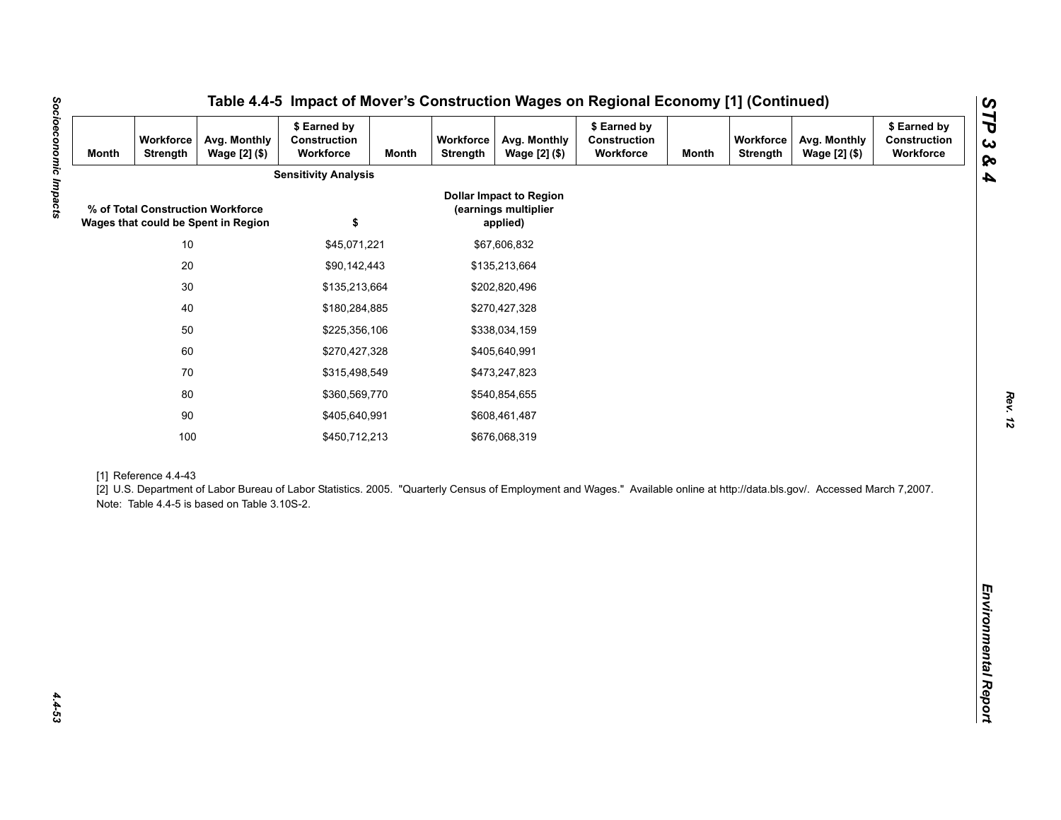## Table 4.4-5 Impact of Mover's Construction Wages on Regional Economy [1] (Continued)

| Month | Workforce Strength | Avg. Monthly Wage [2] ($) | $ Earned by Construction Workforce | Month | Workforce Strength | Avg. Monthly Wage [2] ($) | $ Earned by Construction Workforce | Month | Workforce Strength | Avg. Monthly Wage [2] ($) | $ Earned by Construction Workforce |
|---|---|---|---|---|---|---|---|---|---|---|---|

**Sensitivity Analysis**

| % of Total Construction Workforce Wages that could be Spent in Region | $ | Dollar Impact to Region (earnings multiplier applied) |
|---|---|---|
| 10 | $45,071,221 | $67,606,832 |
| 20 | $90,142,443 | $135,213,664 |
| 30 | $135,213,664 | $202,820,496 |
| 40 | $180,284,885 | $270,427,328 |
| 50 | $225,356,106 | $338,034,159 |
| 60 | $270,427,328 | $405,640,991 |
| 70 | $315,498,549 | $473,247,823 |
| 80 | $360,569,770 | $540,854,655 |
| 90 | $405,640,991 | $608,461,487 |
| 100 | $450,712,213 | $676,068,319 |

[1] Reference 4.4-43

[2] U.S. Department of Labor Bureau of Labor Statistics. 2005. "Quarterly Census of Employment and Wages." Available online at http://data.bls.gov/. Accessed March 7,2007.

Note: Table 4.4-5 is based on Table 3.10S-2.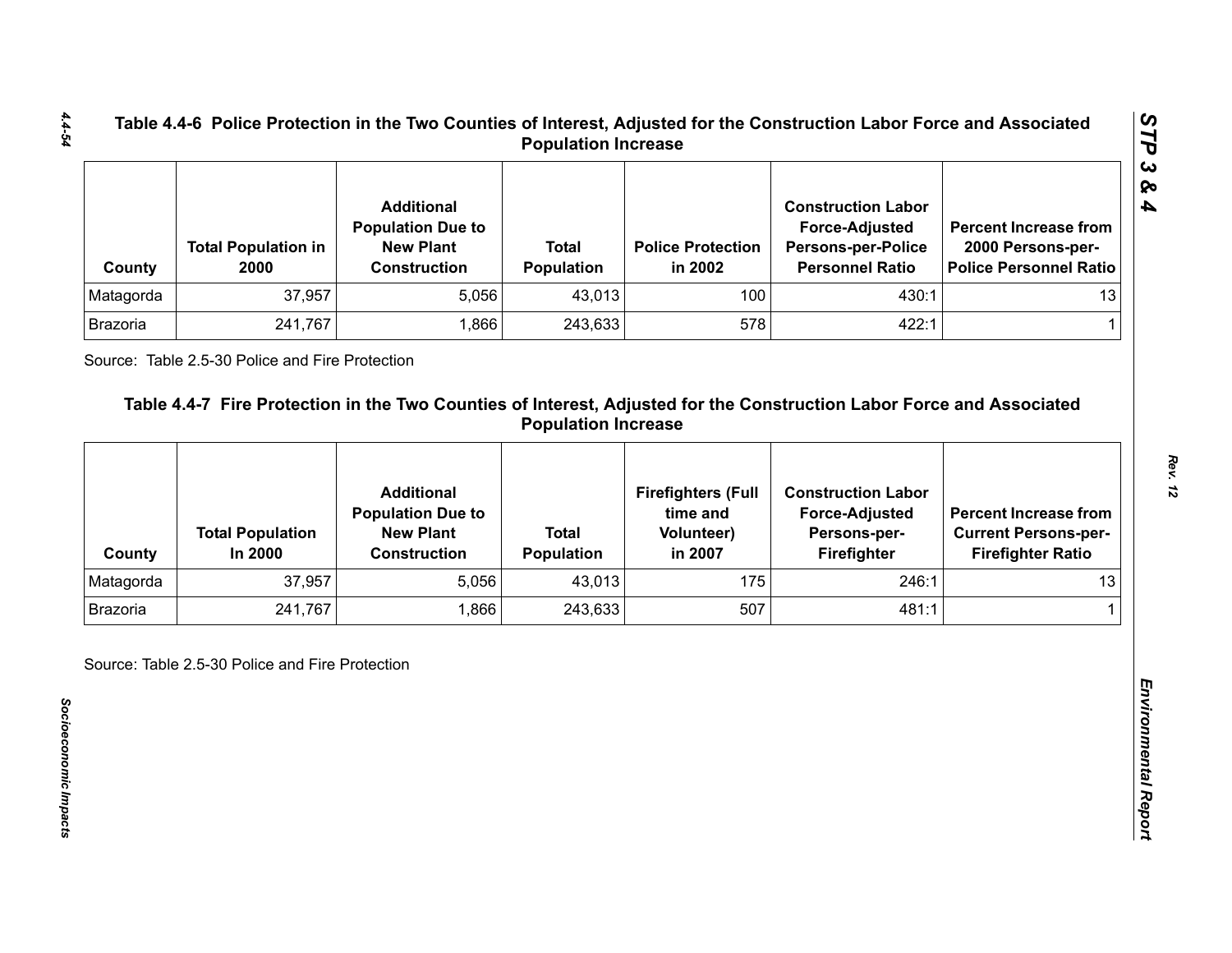Table 4.4-6 Police Protection in the Two Counties of Interest, Adjusted for the Construction Labor Force and Associated Population Increase

| County | Total Population in 2000 | Additional Population Due to New Plant Construction | Total Population | Police Protection in 2002 | Construction Labor Force-Adjusted Persons-per-Police Personnel Ratio | Percent Increase from 2000 Persons-per-Police Personnel Ratio |
|---|---|---|---|---|---|---|
| Matagorda | 37,957 | 5,056 | 43,013 | 100 | 430:1 | 13 |
| Brazoria | 241,767 | 1,866 | 243,633 | 578 | 422:1 | 1 |

Source: Table 2.5-30 Police and Fire Protection

Table 4.4-7 Fire Protection in the Two Counties of Interest, Adjusted for the Construction Labor Force and Associated Population Increase

| County | Total Population In 2000 | Additional Population Due to New Plant Construction | Total Population | Firefighters (Full time and Volunteer) in 2007 | Construction Labor Force-Adjusted Persons-per-Firefighter | Percent Increase from Current Persons-per-Firefighter Ratio |
|---|---|---|---|---|---|---|
| Matagorda | 37,957 | 5,056 | 43,013 | 175 | 246:1 | 13 |
| Brazoria | 241,767 | 1,866 | 243,633 | 507 | 481:1 | 1 |

Source: Table 2.5-30 Police and Fire Protection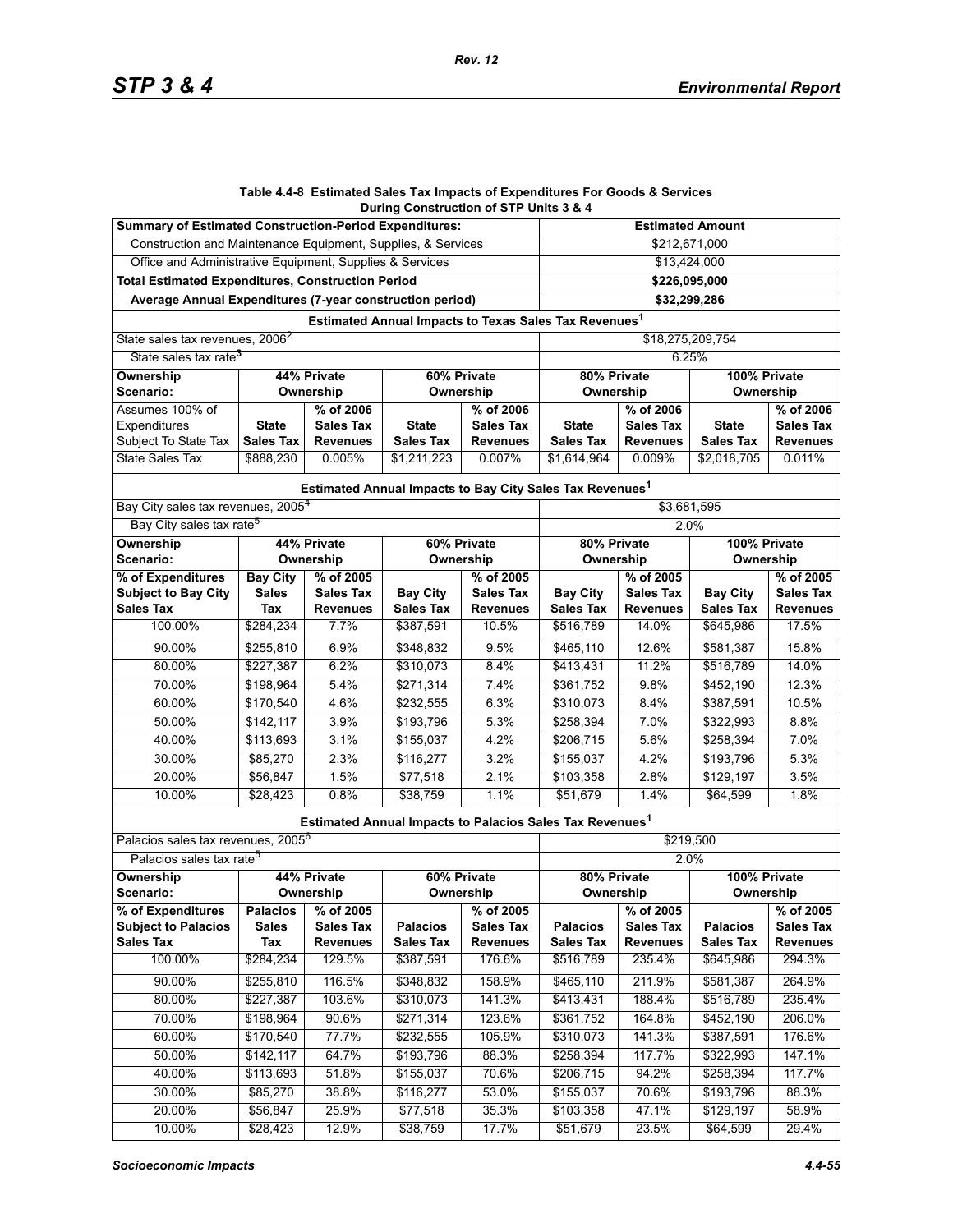**Table 4.4-8 Estimated Sales Tax Impacts of Expenditures For Goods & Services During Construction of STP Units 3 & 4**

| Summary of Estimated Construction-Period Expenditures: | Estimated Amount |
|---|---|
| Construction and Maintenance Equipment, Supplies, & Services | $212,671,000 |
| Office and Administrative Equipment, Supplies & Services | $13,424,000 |
| **Total Estimated Expenditures, Construction Period** | **$226,095,000** |
| **Average Annual Expenditures (7-year construction period)** | **$32,299,286** |

**Estimated Annual Impacts to Texas Sales Tax Revenues[1]**

| | |
|---|---|
| State sales tax revenues, 2006[2] | $18,275,209,754 |
| State sales tax rate[3] | 6.25% |

| Ownership Scenario: | 44% Private Ownership | | 60% Private Ownership | | 80% Private Ownership | | 100% Private Ownership | |
|---|---|---|---|---|---|---|---|---|
| Assumes 100% of Expenditures Subject To State Tax | State Sales Tax | % of 2006 Sales Tax Revenues | State Sales Tax | % of 2006 Sales Tax Revenues | State Sales Tax | % of 2006 Sales Tax Revenues | State Sales Tax | % of 2006 Sales Tax Revenues |
| State Sales Tax | $888,230 | 0.005% | $1,211,223 | 0.007% | $1,614,964 | 0.009% | $2,018,705 | 0.011% |

**Estimated Annual Impacts to Bay City Sales Tax Revenues[1]**

| | |
|---|---|
| Bay City sales tax revenues, 2005[4] | $3,681,595 |
| Bay City sales tax rate[5] | 2.0% |

| Ownership Scenario: | 44% Private Ownership | | 60% Private Ownership | | 80% Private Ownership | | 100% Private Ownership | |
|---|---|---|---|---|---|---|---|---|
| **% of Expenditures Subject to Bay City Sales Tax** | **Bay City Sales Tax** | **% of 2005 Sales Tax Revenues** | **Bay City Sales Tax** | **% of 2005 Sales Tax Revenues** | **Bay City Sales Tax** | **% of 2005 Sales Tax Revenues** | **Bay City Sales Tax** | **% of 2005 Sales Tax Revenues** |
| 100.00% | $284,234 | 7.7% | $387,591 | 10.5% | $516,789 | 14.0% | $645,986 | 17.5% |
| 90.00% | $255,810 | 6.9% | $348,832 | 9.5% | $465,110 | 12.6% | $581,387 | 15.8% |
| 80.00% | $227,387 | 6.2% | $310,073 | 8.4% | $413,431 | 11.2% | $516,789 | 14.0% |
| 70.00% | $198,964 | 5.4% | $271,314 | 7.4% | $361,752 | 9.8% | $452,190 | 12.3% |
| 60.00% | $170,540 | 4.6% | $232,555 | 6.3% | $310,073 | 8.4% | $387,591 | 10.5% |
| 50.00% | $142,117 | 3.9% | $193,796 | 5.3% | $258,394 | 7.0% | $322,993 | 8.8% |
| 40.00% | $113,693 | 3.1% | $155,037 | 4.2% | $206,715 | 5.6% | $258,394 | 7.0% |
| 30.00% | $85,270 | 2.3% | $116,277 | 3.2% | $155,037 | 4.2% | $193,796 | 5.3% |
| 20.00% | $56,847 | 1.5% | $77,518 | 2.1% | $103,358 | 2.8% | $129,197 | 3.5% |
| 10.00% | $28,423 | 0.8% | $38,759 | 1.1% | $51,679 | 1.4% | $64,599 | 1.8% |

**Estimated Annual Impacts to Palacios Sales Tax Revenues[1]**

| | |
|---|---|
| Palacios sales tax revenues, 2005[6] | $219,500 |
| Palacios sales tax rate[5] | 2.0% |

| Ownership Scenario: | 44% Private Ownership | | 60% Private Ownership | | 80% Private Ownership | | 100% Private Ownership | |
|---|---|---|---|---|---|---|---|---|
| **% of Expenditures Subject to Palacios Sales Tax** | **Palacios Sales Tax** | **% of 2005 Sales Tax Revenues** | **Palacios Sales Tax** | **% of 2005 Sales Tax Revenues** | **Palacios Sales Tax** | **% of 2005 Sales Tax Revenues** | **Palacios Sales Tax** | **% of 2005 Sales Tax Revenues** |
| 100.00% | $284,234 | 129.5% | $387,591 | 176.6% | $516,789 | 235.4% | $645,986 | 294.3% |
| 90.00% | $255,810 | 116.5% | $348,832 | 158.9% | $465,110 | 211.9% | $581,387 | 264.9% |
| 80.00% | $227,387 | 103.6% | $310,073 | 141.3% | $413,431 | 188.4% | $516,789 | 235.4% |
| 70.00% | $198,964 | 90.6% | $271,314 | 123.6% | $361,752 | 164.8% | $452,190 | 206.0% |
| 60.00% | $170,540 | 77.7% | $232,555 | 105.9% | $310,073 | 141.3% | $387,591 | 176.6% |
| 50.00% | $142,117 | 64.7% | $193,796 | 88.3% | $258,394 | 117.7% | $322,993 | 147.1% |
| 40.00% | $113,693 | 51.8% | $155,037 | 70.6% | $206,715 | 94.2% | $258,394 | 117.7% |
| 30.00% | $85,270 | 38.8% | $116,277 | 53.0% | $155,037 | 70.6% | $193,796 | 88.3% |
| 20.00% | $56,847 | 25.9% | $77,518 | 35.3% | $103,358 | 47.1% | $129,197 | 58.9% |
| 10.00% | $28,423 | 12.9% | $38,759 | 17.7% | $51,679 | 23.5% | $64,599 | 29.4% |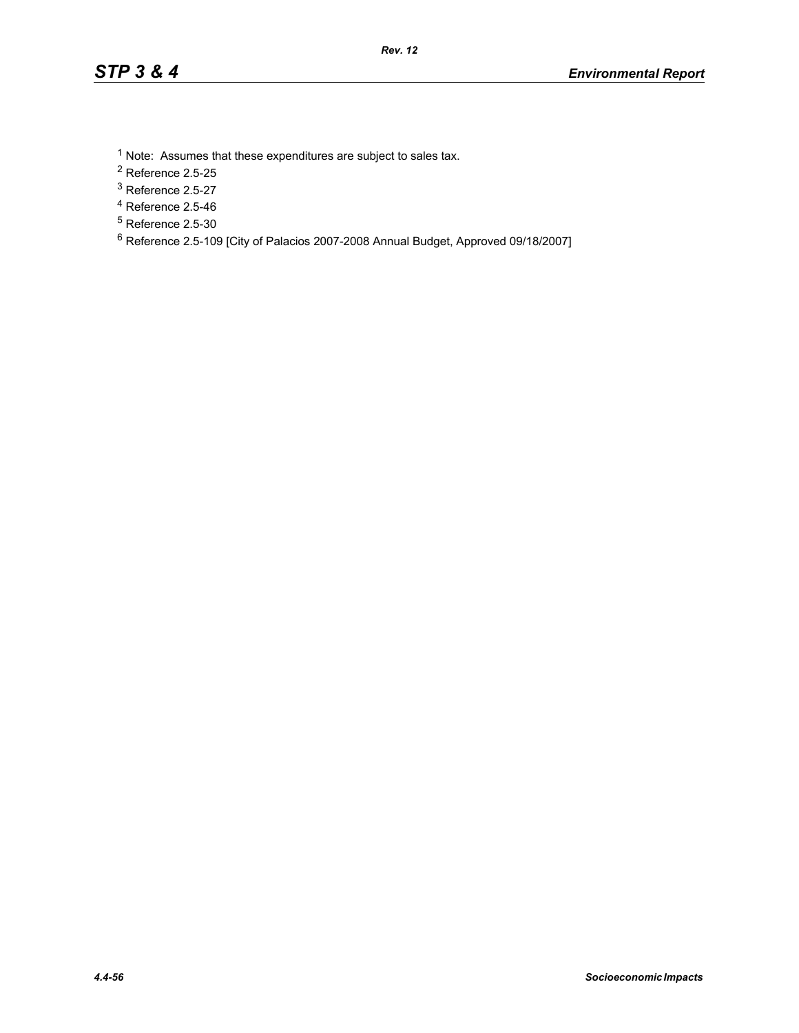[1] Note: Assumes that these expenditures are subject to sales tax.

[2] Reference 2.5-25

[3] Reference 2.5-27

[4] Reference 2.5-46

[5] Reference 2.5-30

[6] Reference 2.5-109 [City of Palacios 2007-2008 Annual Budget, Approved 09/18/2007]